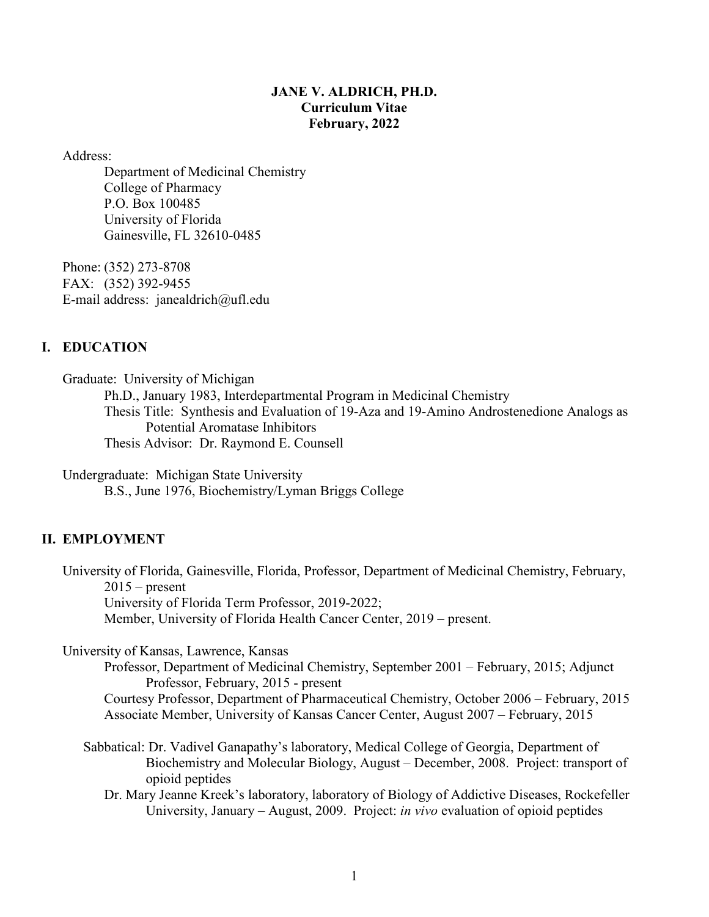# JANE V. ALDRICH, PH.D.
## Curriculum Vitae
## February, 2022

Address:

Department of Medicinal Chemistry
College of Pharmacy
P.O. Box 100485
University of Florida
Gainesville, FL 32610-0485

Phone: (352) 273-8708
FAX: (352) 392-9455
E-mail address: janealdrich@ufl.edu

## I. EDUCATION

Graduate: University of Michigan

Ph.D., January 1983, Interdepartmental Program in Medicinal Chemistry
Thesis Title: Synthesis and Evaluation of 19-Aza and 19-Amino Androstenedione Analogs as Potential Aromatase Inhibitors
Thesis Advisor: Dr. Raymond E. Counsell

Undergraduate: Michigan State University

B.S., June 1976, Biochemistry/Lyman Briggs College

## II. EMPLOYMENT

University of Florida, Gainesville, Florida, Professor, Department of Medicinal Chemistry, February, 2015 – present

University of Florida Term Professor, 2019-2022;
Member, University of Florida Health Cancer Center, 2019 – present.

University of Kansas, Lawrence, Kansas

Professor, Department of Medicinal Chemistry, September 2001 – February, 2015; Adjunct Professor, February, 2015 - present
Courtesy Professor, Department of Pharmaceutical Chemistry, October 2006 – February, 2015
Associate Member, University of Kansas Cancer Center, August 2007 – February, 2015

Sabbatical: Dr. Vadivel Ganapathy's laboratory, Medical College of Georgia, Department of Biochemistry and Molecular Biology, August – December, 2008. Project: transport of opioid peptides

Dr. Mary Jeanne Kreek's laboratory, laboratory of Biology of Addictive Diseases, Rockefeller University, January – August, 2009. Project: *in vivo* evaluation of opioid peptides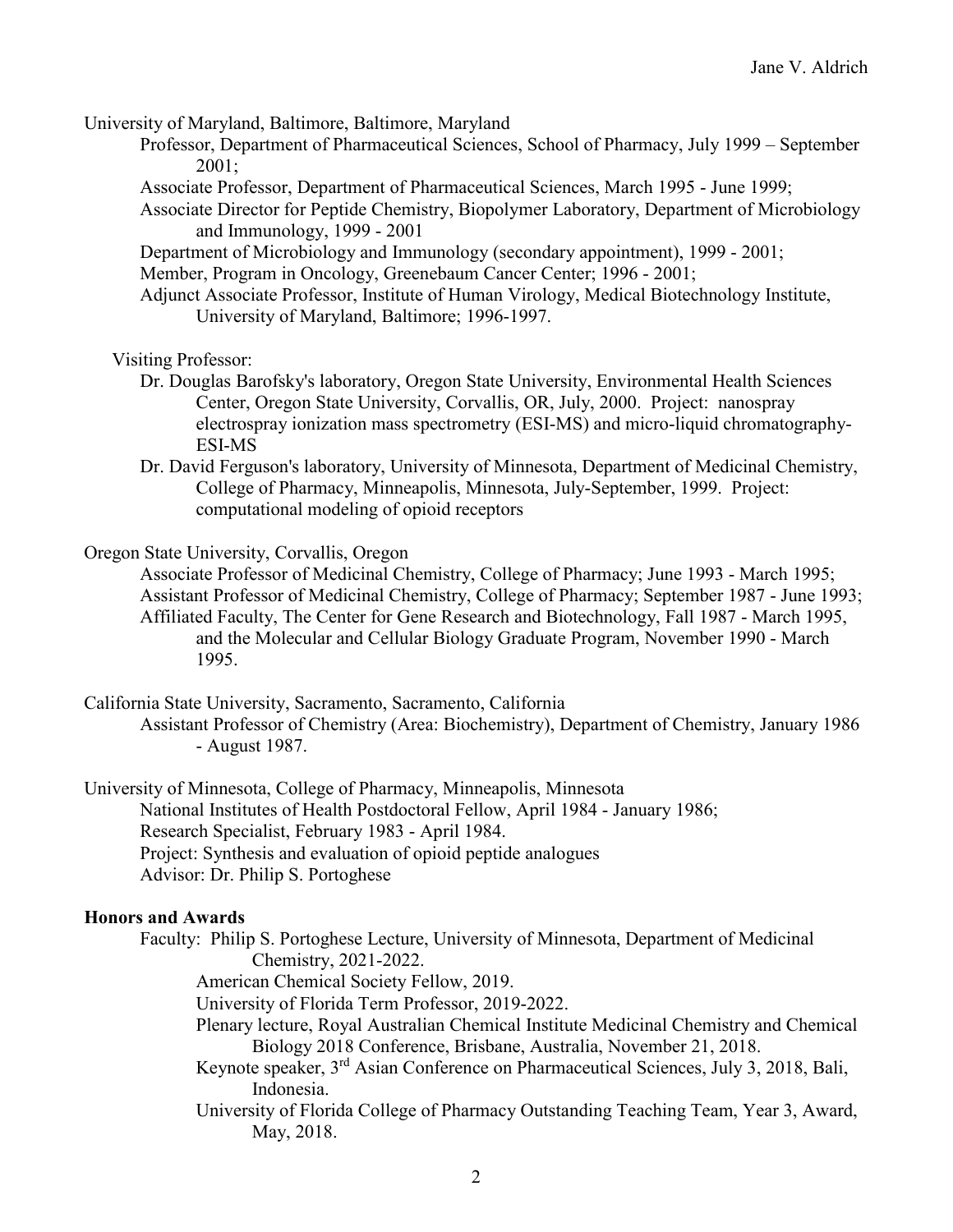University of Maryland, Baltimore, Baltimore, Maryland

- Professor, Department of Pharmaceutical Sciences, School of Pharmacy, July 1999 – September 2001;
- Associate Professor, Department of Pharmaceutical Sciences, March 1995 - June 1999;
- Associate Director for Peptide Chemistry, Biopolymer Laboratory, Department of Microbiology and Immunology, 1999 - 2001
- Department of Microbiology and Immunology (secondary appointment), 1999 - 2001;
- Member, Program in Oncology, Greenebaum Cancer Center; 1996 - 2001;
- Adjunct Associate Professor, Institute of Human Virology, Medical Biotechnology Institute, University of Maryland, Baltimore; 1996-1997.

Visiting Professor:

- Dr. Douglas Barofsky's laboratory, Oregon State University, Environmental Health Sciences Center, Oregon State University, Corvallis, OR, July, 2000. Project: nanospray electrospray ionization mass spectrometry (ESI-MS) and micro-liquid chromatography-ESI-MS
- Dr. David Ferguson's laboratory, University of Minnesota, Department of Medicinal Chemistry, College of Pharmacy, Minneapolis, Minnesota, July-September, 1999. Project: computational modeling of opioid receptors

Oregon State University, Corvallis, Oregon

- Associate Professor of Medicinal Chemistry, College of Pharmacy; June 1993 - March 1995;
- Assistant Professor of Medicinal Chemistry, College of Pharmacy; September 1987 - June 1993;
- Affiliated Faculty, The Center for Gene Research and Biotechnology, Fall 1987 - March 1995, and the Molecular and Cellular Biology Graduate Program, November 1990 - March 1995.

California State University, Sacramento, Sacramento, California

- Assistant Professor of Chemistry (Area: Biochemistry), Department of Chemistry, January 1986 - August 1987.

University of Minnesota, College of Pharmacy, Minneapolis, Minnesota

- National Institutes of Health Postdoctoral Fellow, April 1984 - January 1986;
- Research Specialist, February 1983 - April 1984.
- Project: Synthesis and evaluation of opioid peptide analogues
- Advisor: Dr. Philip S. Portoghese

## Honors and Awards

Faculty:

- Philip S. Portoghese Lecture, University of Minnesota, Department of Medicinal Chemistry, 2021-2022.
- American Chemical Society Fellow, 2019.
- University of Florida Term Professor, 2019-2022.
- Plenary lecture, Royal Australian Chemical Institute Medicinal Chemistry and Chemical Biology 2018 Conference, Brisbane, Australia, November 21, 2018.
- Keynote speaker, 3rd Asian Conference on Pharmaceutical Sciences, July 3, 2018, Bali, Indonesia.
- University of Florida College of Pharmacy Outstanding Teaching Team, Year 3, Award, May, 2018.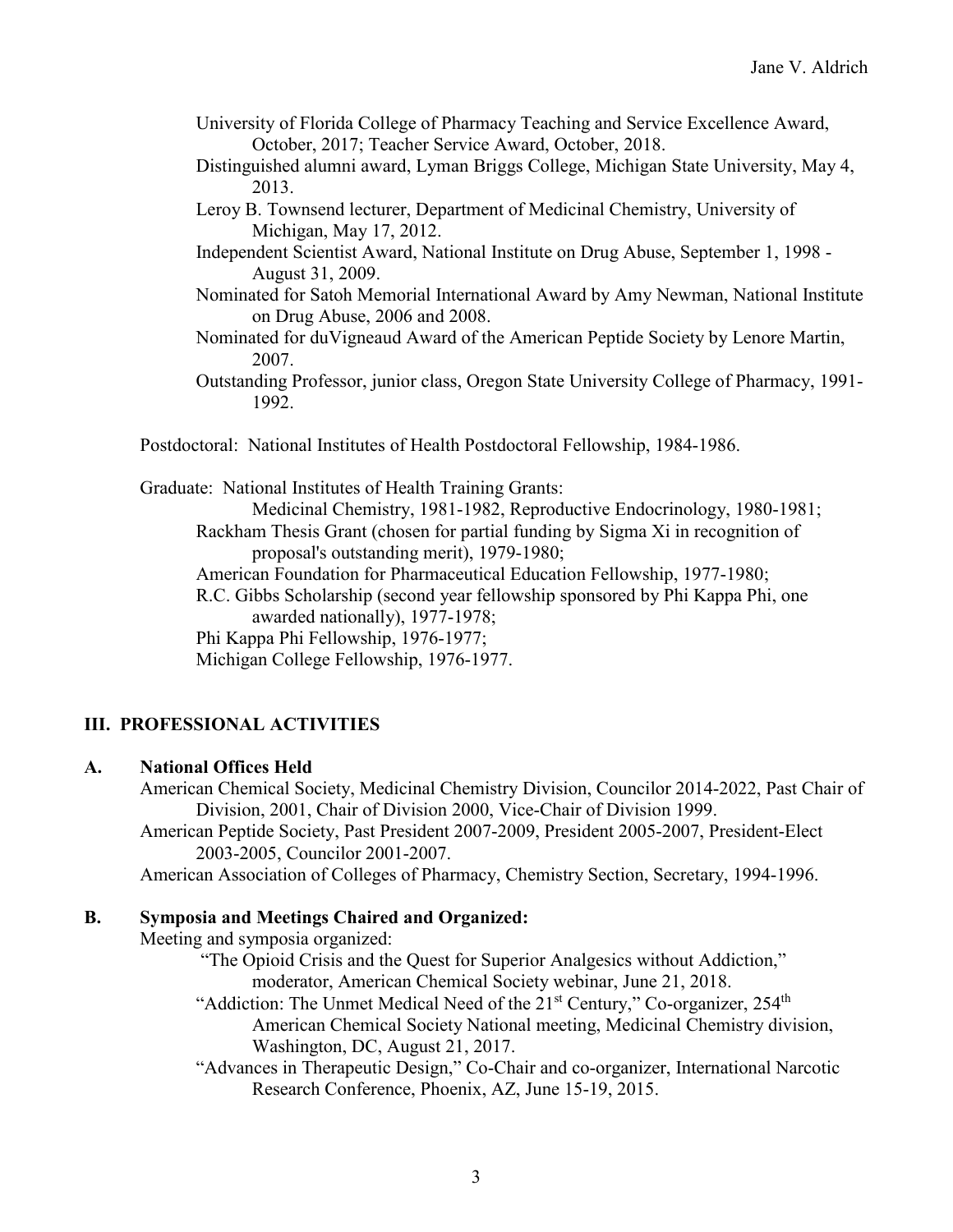University of Florida College of Pharmacy Teaching and Service Excellence Award, October, 2017; Teacher Service Award, October, 2018.

Distinguished alumni award, Lyman Briggs College, Michigan State University, May 4, 2013.

Leroy B. Townsend lecturer, Department of Medicinal Chemistry, University of Michigan, May 17, 2012.

Independent Scientist Award, National Institute on Drug Abuse, September 1, 1998 - August 31, 2009.

Nominated for Satoh Memorial International Award by Amy Newman, National Institute on Drug Abuse, 2006 and 2008.

Nominated for duVigneaud Award of the American Peptide Society by Lenore Martin, 2007.

Outstanding Professor, junior class, Oregon State University College of Pharmacy, 1991-1992.

Postdoctoral: National Institutes of Health Postdoctoral Fellowship, 1984-1986.

Graduate: National Institutes of Health Training Grants:

Medicinal Chemistry, 1981-1982, Reproductive Endocrinology, 1980-1981;

Rackham Thesis Grant (chosen for partial funding by Sigma Xi in recognition of proposal's outstanding merit), 1979-1980;

American Foundation for Pharmaceutical Education Fellowship, 1977-1980;

R.C. Gibbs Scholarship (second year fellowship sponsored by Phi Kappa Phi, one awarded nationally), 1977-1978;

Phi Kappa Phi Fellowship, 1976-1977;

Michigan College Fellowship, 1976-1977.

## III. PROFESSIONAL ACTIVITIES

### A. National Offices Held

American Chemical Society, Medicinal Chemistry Division, Councilor 2014-2022, Past Chair of Division, 2001, Chair of Division 2000, Vice-Chair of Division 1999.

American Peptide Society, Past President 2007-2009, President 2005-2007, President-Elect 2003-2005, Councilor 2001-2007.

American Association of Colleges of Pharmacy, Chemistry Section, Secretary, 1994-1996.

### B. Symposia and Meetings Chaired and Organized:

Meeting and symposia organized:

"The Opioid Crisis and the Quest for Superior Analgesics without Addiction," moderator, American Chemical Society webinar, June 21, 2018.

"Addiction: The Unmet Medical Need of the 21st Century," Co-organizer, 254th American Chemical Society National meeting, Medicinal Chemistry division, Washington, DC, August 21, 2017.

"Advances in Therapeutic Design," Co-Chair and co-organizer, International Narcotic Research Conference, Phoenix, AZ, June 15-19, 2015.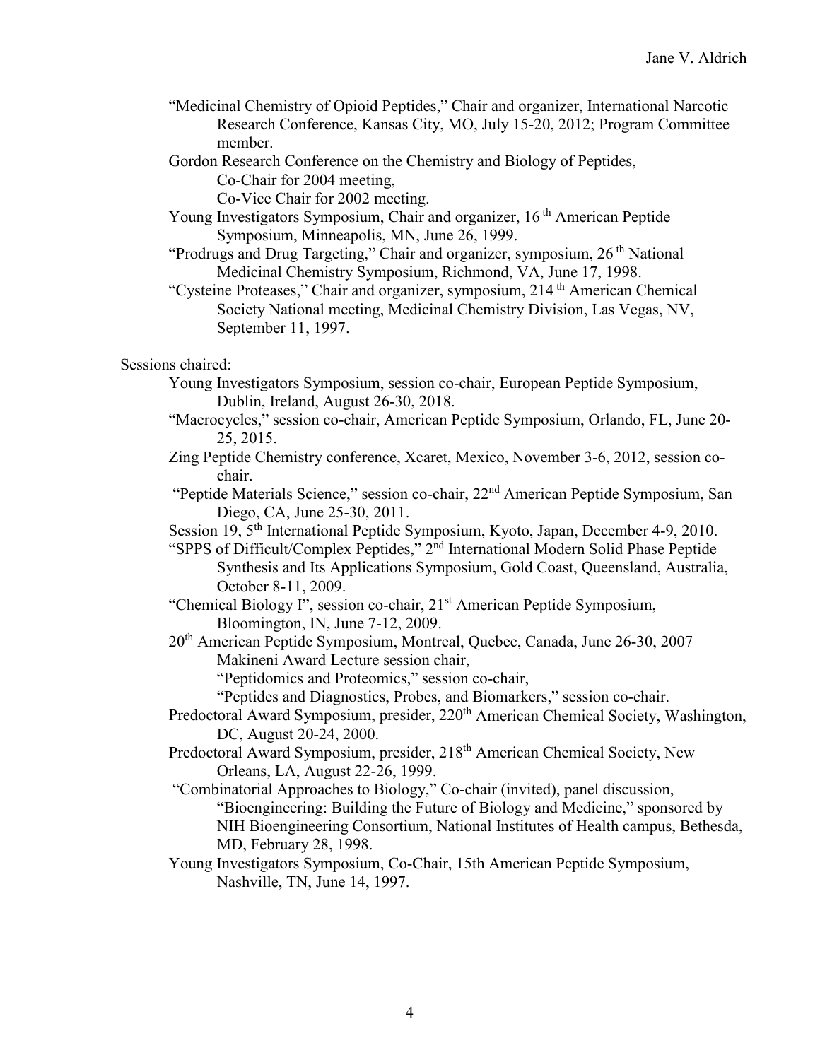"Medicinal Chemistry of Opioid Peptides," Chair and organizer, International Narcotic Research Conference, Kansas City, MO, July 15-20, 2012; Program Committee member.

Gordon Research Conference on the Chemistry and Biology of Peptides, Co-Chair for 2004 meeting, Co-Vice Chair for 2002 meeting.

Young Investigators Symposium, Chair and organizer, 16th American Peptide Symposium, Minneapolis, MN, June 26, 1999.

"Prodrugs and Drug Targeting," Chair and organizer, symposium, 26th National Medicinal Chemistry Symposium, Richmond, VA, June 17, 1998.

"Cysteine Proteases," Chair and organizer, symposium, 214th American Chemical Society National meeting, Medicinal Chemistry Division, Las Vegas, NV, September 11, 1997.

Sessions chaired:

Young Investigators Symposium, session co-chair, European Peptide Symposium, Dublin, Ireland, August 26-30, 2018.

"Macrocycles," session co-chair, American Peptide Symposium, Orlando, FL, June 20-25, 2015.

Zing Peptide Chemistry conference, Xcaret, Mexico, November 3-6, 2012, session co-chair.

"Peptide Materials Science," session co-chair, 22nd American Peptide Symposium, San Diego, CA, June 25-30, 2011.

Session 19, 5th International Peptide Symposium, Kyoto, Japan, December 4-9, 2010.

"SPPS of Difficult/Complex Peptides," 2nd International Modern Solid Phase Peptide Synthesis and Its Applications Symposium, Gold Coast, Queensland, Australia, October 8-11, 2009.

"Chemical Biology I", session co-chair, 21st American Peptide Symposium, Bloomington, IN, June 7-12, 2009.

20th American Peptide Symposium, Montreal, Quebec, Canada, June 26-30, 2007
Makineni Award Lecture session chair,
"Peptidomics and Proteomics," session co-chair,
"Peptides and Diagnostics, Probes, and Biomarkers," session co-chair.

Predoctoral Award Symposium, presider, 220th American Chemical Society, Washington, DC, August 20-24, 2000.

Predoctoral Award Symposium, presider, 218th American Chemical Society, New Orleans, LA, August 22-26, 1999.

"Combinatorial Approaches to Biology," Co-chair (invited), panel discussion, "Bioengineering: Building the Future of Biology and Medicine," sponsored by NIH Bioengineering Consortium, National Institutes of Health campus, Bethesda, MD, February 28, 1998.

Young Investigators Symposium, Co-Chair, 15th American Peptide Symposium, Nashville, TN, June 14, 1997.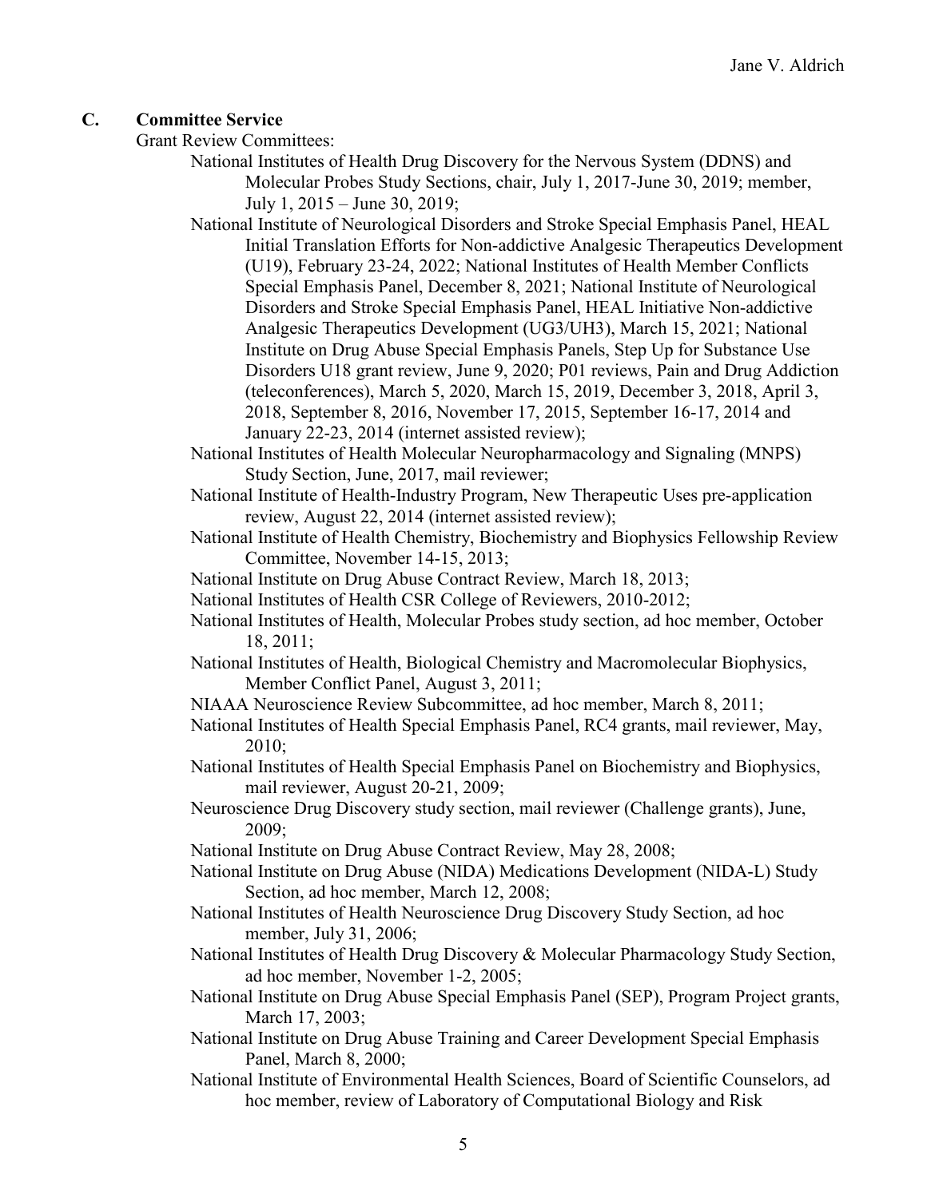## C. Committee Service

Grant Review Committees:

- National Institutes of Health Drug Discovery for the Nervous System (DDNS) and Molecular Probes Study Sections, chair, July 1, 2017-June 30, 2019; member, July 1, 2015 – June 30, 2019;
- National Institute of Neurological Disorders and Stroke Special Emphasis Panel, HEAL Initial Translation Efforts for Non-addictive Analgesic Therapeutics Development (U19), February 23-24, 2022; National Institutes of Health Member Conflicts Special Emphasis Panel, December 8, 2021; National Institute of Neurological Disorders and Stroke Special Emphasis Panel, HEAL Initiative Non-addictive Analgesic Therapeutics Development (UG3/UH3), March 15, 2021; National Institute on Drug Abuse Special Emphasis Panels, Step Up for Substance Use Disorders U18 grant review, June 9, 2020; P01 reviews, Pain and Drug Addiction (teleconferences), March 5, 2020, March 15, 2019, December 3, 2018, April 3, 2018, September 8, 2016, November 17, 2015, September 16-17, 2014 and January 22-23, 2014 (internet assisted review);
- National Institutes of Health Molecular Neuropharmacology and Signaling (MNPS) Study Section, June, 2017, mail reviewer;
- National Institute of Health-Industry Program, New Therapeutic Uses pre-application review, August 22, 2014 (internet assisted review);
- National Institute of Health Chemistry, Biochemistry and Biophysics Fellowship Review Committee, November 14-15, 2013;
- National Institute on Drug Abuse Contract Review, March 18, 2013;
- National Institutes of Health CSR College of Reviewers, 2010-2012;
- National Institutes of Health, Molecular Probes study section, ad hoc member, October 18, 2011;
- National Institutes of Health, Biological Chemistry and Macromolecular Biophysics, Member Conflict Panel, August 3, 2011;
- NIAAA Neuroscience Review Subcommittee, ad hoc member, March 8, 2011;
- National Institutes of Health Special Emphasis Panel, RC4 grants, mail reviewer, May, 2010;
- National Institutes of Health Special Emphasis Panel on Biochemistry and Biophysics, mail reviewer, August 20-21, 2009;
- Neuroscience Drug Discovery study section, mail reviewer (Challenge grants), June, 2009;
- National Institute on Drug Abuse Contract Review, May 28, 2008;
- National Institute on Drug Abuse (NIDA) Medications Development (NIDA-L) Study Section, ad hoc member, March 12, 2008;
- National Institutes of Health Neuroscience Drug Discovery Study Section, ad hoc member, July 31, 2006;
- National Institutes of Health Drug Discovery & Molecular Pharmacology Study Section, ad hoc member, November 1-2, 2005;
- National Institute on Drug Abuse Special Emphasis Panel (SEP), Program Project grants, March 17, 2003;
- National Institute on Drug Abuse Training and Career Development Special Emphasis Panel, March 8, 2000;
- National Institute of Environmental Health Sciences, Board of Scientific Counselors, ad hoc member, review of Laboratory of Computational Biology and Risk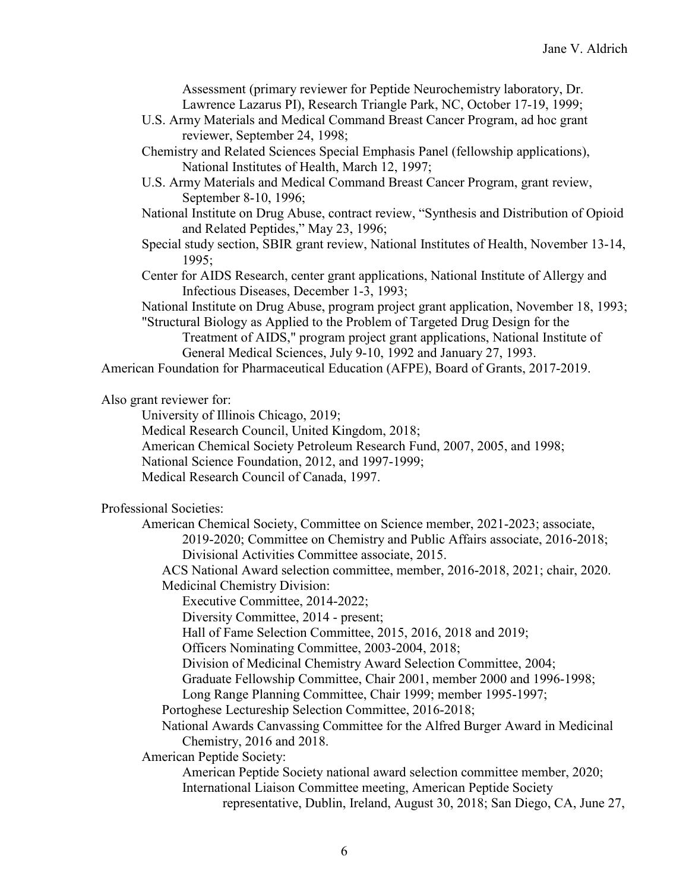Assessment (primary reviewer for Peptide Neurochemistry laboratory, Dr. Lawrence Lazarus PI), Research Triangle Park, NC, October 17-19, 1999;

U.S. Army Materials and Medical Command Breast Cancer Program, ad hoc grant reviewer, September 24, 1998;

Chemistry and Related Sciences Special Emphasis Panel (fellowship applications), National Institutes of Health, March 12, 1997;

U.S. Army Materials and Medical Command Breast Cancer Program, grant review, September 8-10, 1996;

National Institute on Drug Abuse, contract review, "Synthesis and Distribution of Opioid and Related Peptides," May 23, 1996;

Special study section, SBIR grant review, National Institutes of Health, November 13-14, 1995;

Center for AIDS Research, center grant applications, National Institute of Allergy and Infectious Diseases, December 1-3, 1993;

National Institute on Drug Abuse, program project grant application, November 18, 1993;

"Structural Biology as Applied to the Problem of Targeted Drug Design for the Treatment of AIDS," program project grant applications, National Institute of General Medical Sciences, July 9-10, 1992 and January 27, 1993.

American Foundation for Pharmaceutical Education (AFPE), Board of Grants, 2017-2019.

Also grant reviewer for:

- University of Illinois Chicago, 2019;
- Medical Research Council, United Kingdom, 2018;
- American Chemical Society Petroleum Research Fund, 2007, 2005, and 1998;
- National Science Foundation, 2012, and 1997-1999;
- Medical Research Council of Canada, 1997.

Professional Societies:

- American Chemical Society, Committee on Science member, 2021-2023; associate, 2019-2020; Committee on Chemistry and Public Affairs associate, 2016-2018; Divisional Activities Committee associate, 2015.
  - ACS National Award selection committee, member, 2016-2018, 2021; chair, 2020.
  - Medicinal Chemistry Division:
    - Executive Committee, 2014-2022;
    - Diversity Committee, 2014 - present;
    - Hall of Fame Selection Committee, 2015, 2016, 2018 and 2019;
    - Officers Nominating Committee, 2003-2004, 2018;
    - Division of Medicinal Chemistry Award Selection Committee, 2004;
    - Graduate Fellowship Committee, Chair 2001, member 2000 and 1996-1998;
    - Long Range Planning Committee, Chair 1999; member 1995-1997;
  - Portoghese Lectureship Selection Committee, 2016-2018;
  - National Awards Canvassing Committee for the Alfred Burger Award in Medicinal Chemistry, 2016 and 2018.
- American Peptide Society:
  - American Peptide Society national award selection committee member, 2020;
  - International Liaison Committee meeting, American Peptide Society representative, Dublin, Ireland, August 30, 2018; San Diego, CA, June 27,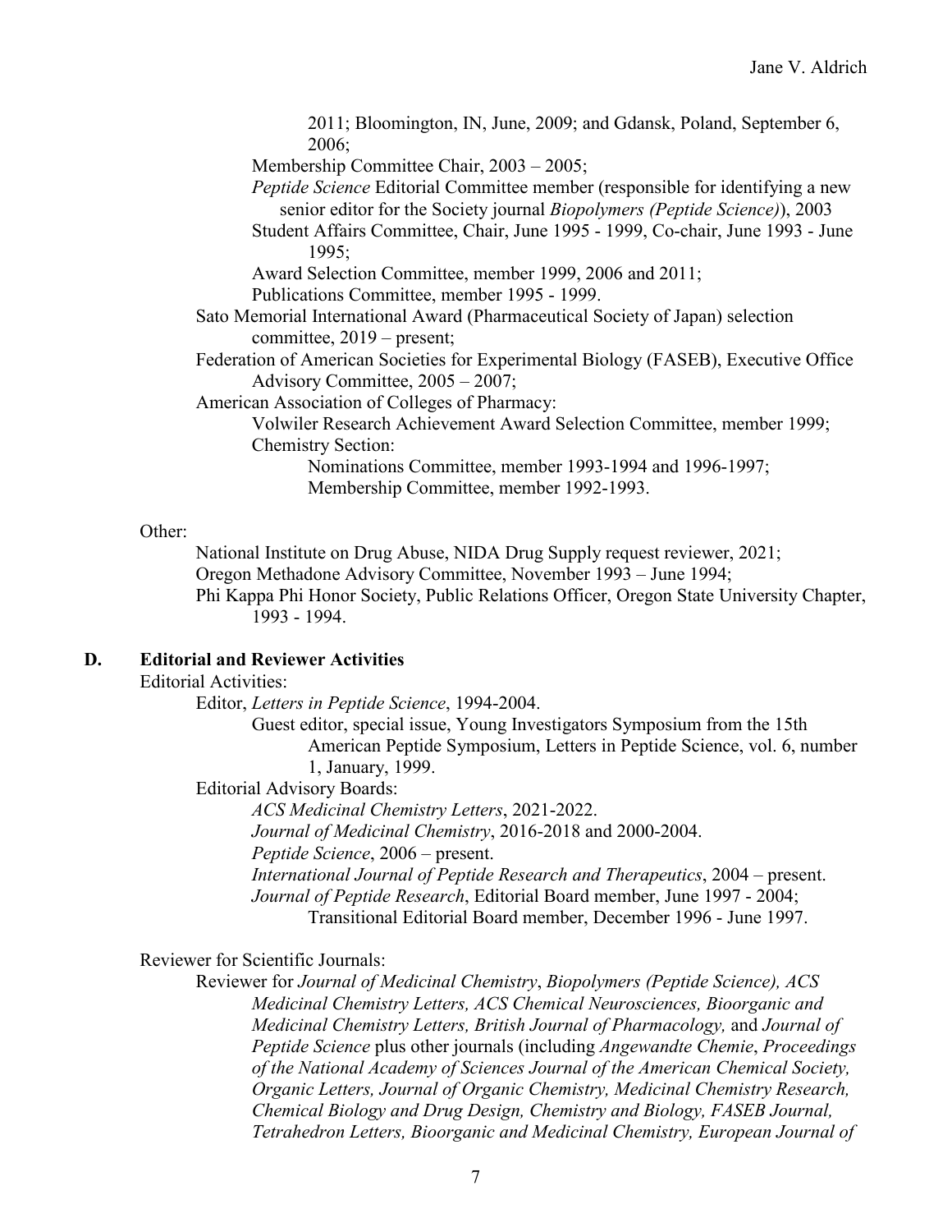2011; Bloomington, IN, June, 2009; and Gdansk, Poland, September 6, 2006;

Membership Committee Chair, 2003 – 2005;

*Peptide Science* Editorial Committee member (responsible for identifying a new senior editor for the Society journal *Biopolymers (Peptide Science)*), 2003

Student Affairs Committee, Chair, June 1995 - 1999, Co-chair, June 1993 - June 1995;

Award Selection Committee, member 1999, 2006 and 2011;

Publications Committee, member 1995 - 1999.

Sato Memorial International Award (Pharmaceutical Society of Japan) selection committee, 2019 – present;

Federation of American Societies for Experimental Biology (FASEB), Executive Office Advisory Committee, 2005 – 2007;

American Association of Colleges of Pharmacy:

Volwiler Research Achievement Award Selection Committee, member 1999;

Chemistry Section:

Nominations Committee, member 1993-1994 and 1996-1997;

Membership Committee, member 1992-1993.

Other:

National Institute on Drug Abuse, NIDA Drug Supply request reviewer, 2021;

Oregon Methadone Advisory Committee, November 1993 – June 1994;

Phi Kappa Phi Honor Society, Public Relations Officer, Oregon State University Chapter, 1993 - 1994.

## D. Editorial and Reviewer Activities

Editorial Activities:

Editor, *Letters in Peptide Science*, 1994-2004.

Guest editor, special issue, Young Investigators Symposium from the 15th American Peptide Symposium, Letters in Peptide Science, vol. 6, number 1, January, 1999.

Editorial Advisory Boards:

*ACS Medicinal Chemistry Letters*, 2021-2022.

*Journal of Medicinal Chemistry*, 2016-2018 and 2000-2004.

*Peptide Science*, 2006 – present.

*International Journal of Peptide Research and Therapeutics*, 2004 – present.

*Journal of Peptide Research*, Editorial Board member, June 1997 - 2004;

Transitional Editorial Board member, December 1996 - June 1997.

Reviewer for Scientific Journals:

Reviewer for *Journal of Medicinal Chemistry*, *Biopolymers (Peptide Science), ACS Medicinal Chemistry Letters, ACS Chemical Neurosciences, Bioorganic and Medicinal Chemistry Letters, British Journal of Pharmacology,* and *Journal of Peptide Science* plus other journals (including *Angewandte Chemie*, *Proceedings of the National Academy of Sciences Journal of the American Chemical Society, Organic Letters, Journal of Organic Chemistry, Medicinal Chemistry Research, Chemical Biology and Drug Design, Chemistry and Biology, FASEB Journal, Tetrahedron Letters, Bioorganic and Medicinal Chemistry, European Journal of*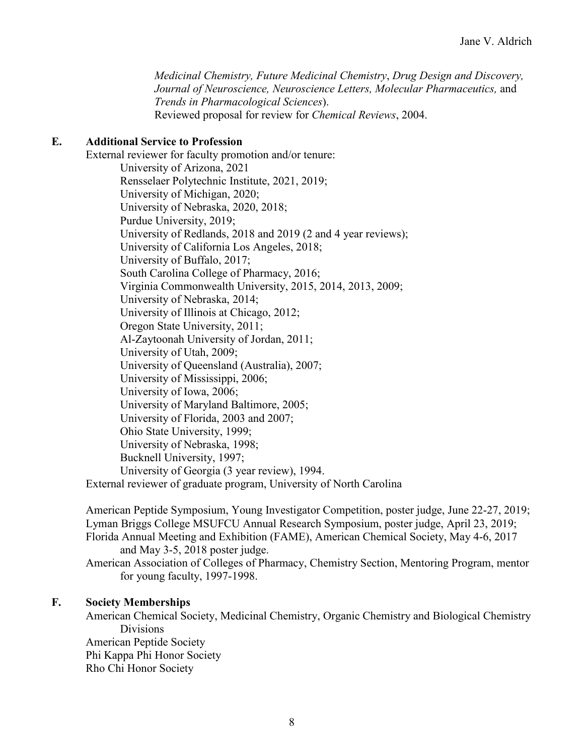*Medicinal Chemistry, Future Medicinal Chemistry*, *Drug Design and Discovery, Journal of Neuroscience, Neuroscience Letters, Molecular Pharmaceutics,* and *Trends in Pharmacological Sciences*).
Reviewed proposal for review for *Chemical Reviews*, 2004.

### E. Additional Service to Profession

External reviewer for faculty promotion and/or tenure:

- University of Arizona, 2021
- Rensselaer Polytechnic Institute, 2021, 2019;
- University of Michigan, 2020;
- University of Nebraska, 2020, 2018;
- Purdue University, 2019;
- University of Redlands, 2018 and 2019 (2 and 4 year reviews);
- University of California Los Angeles, 2018;
- University of Buffalo, 2017;
- South Carolina College of Pharmacy, 2016;
- Virginia Commonwealth University, 2015, 2014, 2013, 2009;
- University of Nebraska, 2014;
- University of Illinois at Chicago, 2012;
- Oregon State University, 2011;
- Al-Zaytoonah University of Jordan, 2011;
- University of Utah, 2009;
- University of Queensland (Australia), 2007;
- University of Mississippi, 2006;
- University of Iowa, 2006;
- University of Maryland Baltimore, 2005;
- University of Florida, 2003 and 2007;
- Ohio State University, 1999;
- University of Nebraska, 1998;
- Bucknell University, 1997;
- University of Georgia (3 year review), 1994.

External reviewer of graduate program, University of North Carolina

American Peptide Symposium, Young Investigator Competition, poster judge, June 22-27, 2019;
Lyman Briggs College MSUFCU Annual Research Symposium, poster judge, April 23, 2019;
Florida Annual Meeting and Exhibition (FAME), American Chemical Society, May 4-6, 2017 and May 3-5, 2018 poster judge.
American Association of Colleges of Pharmacy, Chemistry Section, Mentoring Program, mentor for young faculty, 1997-1998.

### F. Society Memberships

American Chemical Society, Medicinal Chemistry, Organic Chemistry and Biological Chemistry Divisions
American Peptide Society
Phi Kappa Phi Honor Society
Rho Chi Honor Society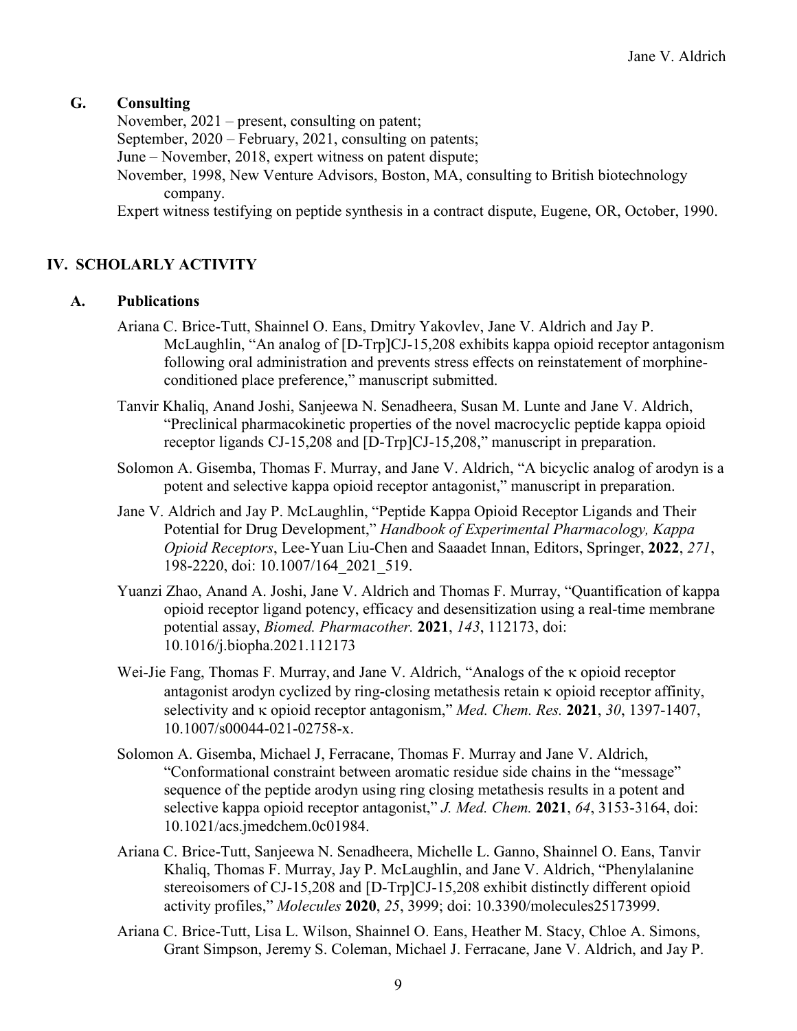### G. Consulting

November, 2021 – present, consulting on patent;
September, 2020 – February, 2021, consulting on patents;
June – November, 2018, expert witness on patent dispute;
November, 1998, New Venture Advisors, Boston, MA, consulting to British biotechnology company.
Expert witness testifying on peptide synthesis in a contract dispute, Eugene, OR, October, 1990.

## IV. SCHOLARLY ACTIVITY

### A. Publications

Ariana C. Brice-Tutt, Shainnel O. Eans, Dmitry Yakovlev, Jane V. Aldrich and Jay P. McLaughlin, "An analog of [D-Trp]CJ-15,208 exhibits kappa opioid receptor antagonism following oral administration and prevents stress effects on reinstatement of morphine-conditioned place preference," manuscript submitted.

Tanvir Khaliq, Anand Joshi, Sanjeewa N. Senadheera, Susan M. Lunte and Jane V. Aldrich, "Preclinical pharmacokinetic properties of the novel macrocyclic peptide kappa opioid receptor ligands CJ-15,208 and [D-Trp]CJ-15,208," manuscript in preparation.

Solomon A. Gisemba, Thomas F. Murray, and Jane V. Aldrich, "A bicyclic analog of arodyn is a potent and selective kappa opioid receptor antagonist," manuscript in preparation.

Jane V. Aldrich and Jay P. McLaughlin, "Peptide Kappa Opioid Receptor Ligands and Their Potential for Drug Development," *Handbook of Experimental Pharmacology, Kappa Opioid Receptors*, Lee-Yuan Liu-Chen and Saaadet Innan, Editors, Springer, **2022**, *271*, 198-2220, doi: 10.1007/164_2021_519.

Yuanzi Zhao, Anand A. Joshi, Jane V. Aldrich and Thomas F. Murray, "Quantification of kappa opioid receptor ligand potency, efficacy and desensitization using a real-time membrane potential assay, *Biomed. Pharmacother.* **2021**, *143*, 112173, doi: 10.1016/j.biopha.2021.112173

Wei-Jie Fang, Thomas F. Murray, and Jane V. Aldrich, "Analogs of the κ opioid receptor antagonist arodyn cyclized by ring-closing metathesis retain κ opioid receptor affinity, selectivity and κ opioid receptor antagonism," *Med. Chem. Res.* **2021**, *30*, 1397-1407, 10.1007/s00044-021-02758-x.

Solomon A. Gisemba, Michael J, Ferracane, Thomas F. Murray and Jane V. Aldrich, "Conformational constraint between aromatic residue side chains in the "message" sequence of the peptide arodyn using ring closing metathesis results in a potent and selective kappa opioid receptor antagonist," *J. Med. Chem.* **2021**, *64*, 3153-3164, doi: 10.1021/acs.jmedchem.0c01984.

Ariana C. Brice-Tutt, Sanjeewa N. Senadheera, Michelle L. Ganno, Shainnel O. Eans, Tanvir Khaliq, Thomas F. Murray, Jay P. McLaughlin, and Jane V. Aldrich, "Phenylalanine stereoisomers of CJ-15,208 and [D-Trp]CJ-15,208 exhibit distinctly different opioid activity profiles," *Molecules* **2020**, *25*, 3999; doi: 10.3390/molecules25173999.

Ariana C. Brice-Tutt, Lisa L. Wilson, Shainnel O. Eans, Heather M. Stacy, Chloe A. Simons, Grant Simpson, Jeremy S. Coleman, Michael J. Ferracane, Jane V. Aldrich, and Jay P.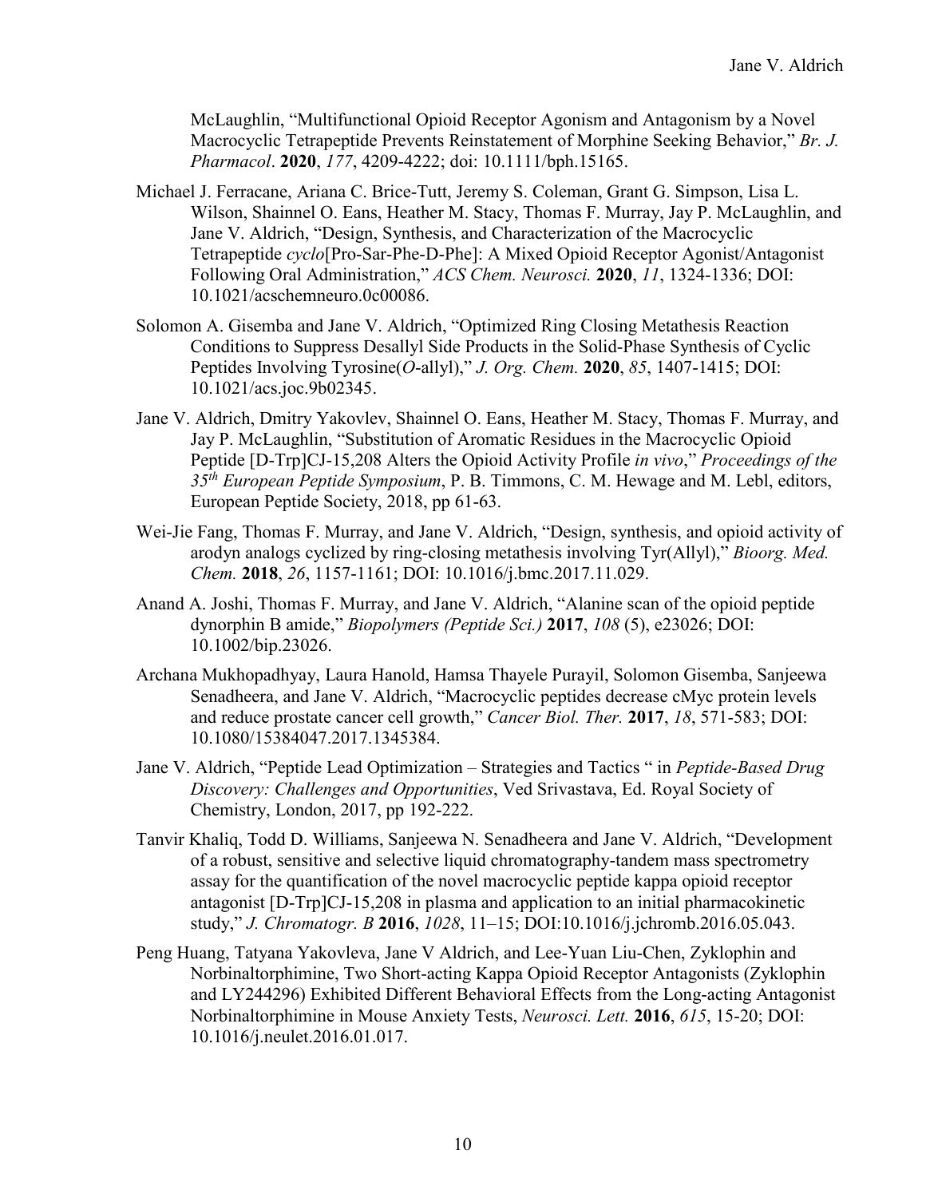McLaughlin, "Multifunctional Opioid Receptor Agonism and Antagonism by a Novel Macrocyclic Tetrapeptide Prevents Reinstatement of Morphine Seeking Behavior," *Br. J. Pharmacol*. **2020**, *177*, 4209-4222; doi: 10.1111/bph.15165.

Michael J. Ferracane, Ariana C. Brice-Tutt, Jeremy S. Coleman, Grant G. Simpson, Lisa L. Wilson, Shainnel O. Eans, Heather M. Stacy, Thomas F. Murray, Jay P. McLaughlin, and Jane V. Aldrich, "Design, Synthesis, and Characterization of the Macrocyclic Tetrapeptide *cyclo*[Pro-Sar-Phe-D-Phe]: A Mixed Opioid Receptor Agonist/Antagonist Following Oral Administration," *ACS Chem. Neurosci.* **2020**, *11*, 1324-1336; DOI: 10.1021/acschemneuro.0c00086.

Solomon A. Gisemba and Jane V. Aldrich, "Optimized Ring Closing Metathesis Reaction Conditions to Suppress Desallyl Side Products in the Solid-Phase Synthesis of Cyclic Peptides Involving Tyrosine(*O*-allyl)," *J. Org. Chem.* **2020**, *85*, 1407-1415; DOI: 10.1021/acs.joc.9b02345.

Jane V. Aldrich, Dmitry Yakovlev, Shainnel O. Eans, Heather M. Stacy, Thomas F. Murray, and Jay P. McLaughlin, "Substitution of Aromatic Residues in the Macrocyclic Opioid Peptide [D-Trp]CJ-15,208 Alters the Opioid Activity Profile *in vivo*," *Proceedings of the 35th European Peptide Symposium*, P. B. Timmons, C. M. Hewage and M. Lebl, editors, European Peptide Society, 2018, pp 61-63.

Wei-Jie Fang, Thomas F. Murray, and Jane V. Aldrich, "Design, synthesis, and opioid activity of arodyn analogs cyclized by ring-closing metathesis involving Tyr(Allyl)," *Bioorg. Med. Chem.* **2018**, *26*, 1157-1161; DOI: 10.1016/j.bmc.2017.11.029.

Anand A. Joshi, Thomas F. Murray, and Jane V. Aldrich, "Alanine scan of the opioid peptide dynorphin B amide," *Biopolymers (Peptide Sci.)* **2017**, *108* (5), e23026; DOI: 10.1002/bip.23026.

Archana Mukhopadhyay, Laura Hanold, Hamsa Thayele Purayil, Solomon Gisemba, Sanjeewa Senadheera, and Jane V. Aldrich, "Macrocyclic peptides decrease cMyc protein levels and reduce prostate cancer cell growth," *Cancer Biol. Ther.* **2017**, *18*, 571-583; DOI: 10.1080/15384047.2017.1345384.

Jane V. Aldrich, "Peptide Lead Optimization – Strategies and Tactics " in *Peptide-Based Drug Discovery: Challenges and Opportunities*, Ved Srivastava, Ed. Royal Society of Chemistry, London, 2017, pp 192-222.

Tanvir Khaliq, Todd D. Williams, Sanjeewa N. Senadheera and Jane V. Aldrich, "Development of a robust, sensitive and selective liquid chromatography-tandem mass spectrometry assay for the quantification of the novel macrocyclic peptide kappa opioid receptor antagonist [D-Trp]CJ-15,208 in plasma and application to an initial pharmacokinetic study," *J. Chromatogr. B* **2016**, *1028*, 11–15; DOI:10.1016/j.jchromb.2016.05.043.

Peng Huang, Tatyana Yakovleva, Jane V Aldrich, and Lee-Yuan Liu-Chen, Zyklophin and Norbinaltorphimine, Two Short-acting Kappa Opioid Receptor Antagonists (Zyklophin and LY244296) Exhibited Different Behavioral Effects from the Long-acting Antagonist Norbinaltorphimine in Mouse Anxiety Tests, *Neurosci. Lett.* **2016**, *615*, 15-20; DOI: 10.1016/j.neulet.2016.01.017.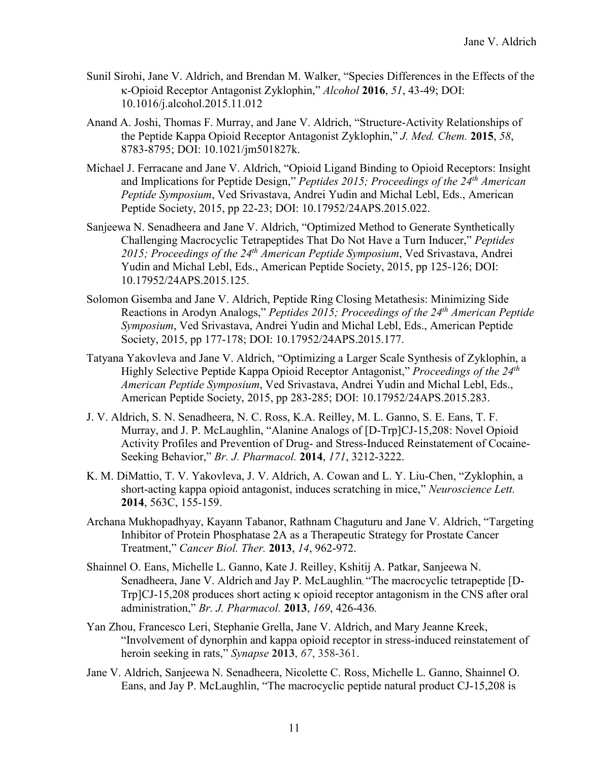Sunil Sirohi, Jane V. Aldrich, and Brendan M. Walker, "Species Differences in the Effects of the κ-Opioid Receptor Antagonist Zyklophin," *Alcohol* **2016**, *51*, 43-49; DOI: 10.1016/j.alcohol.2015.11.012

Anand A. Joshi, Thomas F. Murray, and Jane V. Aldrich, "Structure-Activity Relationships of the Peptide Kappa Opioid Receptor Antagonist Zyklophin," *J. Med. Chem.* **2015**, *58*, 8783-8795; DOI: 10.1021/jm501827k.

Michael J. Ferracane and Jane V. Aldrich, "Opioid Ligand Binding to Opioid Receptors: Insight and Implications for Peptide Design," *Peptides 2015; Proceedings of the 24th American Peptide Symposium*, Ved Srivastava, Andrei Yudin and Michal Lebl, Eds., American Peptide Society, 2015, pp 22-23; DOI: 10.17952/24APS.2015.022.

Sanjeewa N. Senadheera and Jane V. Aldrich, "Optimized Method to Generate Synthetically Challenging Macrocyclic Tetrapeptides That Do Not Have a Turn Inducer," *Peptides 2015; Proceedings of the 24th American Peptide Symposium*, Ved Srivastava, Andrei Yudin and Michal Lebl, Eds., American Peptide Society, 2015, pp 125-126; DOI: 10.17952/24APS.2015.125.

Solomon Gisemba and Jane V. Aldrich, Peptide Ring Closing Metathesis: Minimizing Side Reactions in Arodyn Analogs," *Peptides 2015; Proceedings of the 24th American Peptide Symposium*, Ved Srivastava, Andrei Yudin and Michal Lebl, Eds., American Peptide Society, 2015, pp 177-178; DOI: 10.17952/24APS.2015.177.

Tatyana Yakovleva and Jane V. Aldrich, "Optimizing a Larger Scale Synthesis of Zyklophin, a Highly Selective Peptide Kappa Opioid Receptor Antagonist," *Proceedings of the 24th American Peptide Symposium*, Ved Srivastava, Andrei Yudin and Michal Lebl, Eds., American Peptide Society, 2015, pp 283-285; DOI: 10.17952/24APS.2015.283.

J. V. Aldrich, S. N. Senadheera, N. C. Ross, K.A. Reilley, M. L. Ganno, S. E. Eans, T. F. Murray, and J. P. McLaughlin, "Alanine Analogs of [D-Trp]CJ-15,208: Novel Opioid Activity Profiles and Prevention of Drug- and Stress-Induced Reinstatement of Cocaine-Seeking Behavior," *Br. J. Pharmacol.* **2014**, *171*, 3212-3222.

K. M. DiMattio, T. V. Yakovleva, J. V. Aldrich, A. Cowan and L. Y. Liu-Chen, "Zyklophin, a short-acting kappa opioid antagonist, induces scratching in mice," *Neuroscience Lett.* **2014**, 563C, 155-159.

Archana Mukhopadhyay, Kayann Tabanor, Rathnam Chaguturu and Jane V. Aldrich, "Targeting Inhibitor of Protein Phosphatase 2A as a Therapeutic Strategy for Prostate Cancer Treatment," *Cancer Biol. Ther.* **2013**, *14*, 962-972.

Shainnel O. Eans, Michelle L. Ganno, Kate J. Reilley, Kshitij A. Patkar, Sanjeewa N. Senadheera, Jane V. Aldrich and Jay P. McLaughlin, "The macrocyclic tetrapeptide [D-Trp]CJ-15,208 produces short acting κ opioid receptor antagonism in the CNS after oral administration," *Br. J. Pharmacol.* **2013**, *169*, 426-436*.*

Yan Zhou, Francesco Leri, Stephanie Grella, Jane V. Aldrich, and Mary Jeanne Kreek, "Involvement of dynorphin and kappa opioid receptor in stress-induced reinstatement of heroin seeking in rats," *Synapse* **2013**, *67*, 358-361.

Jane V. Aldrich, Sanjeewa N. Senadheera, Nicolette C. Ross, Michelle L. Ganno, Shainnel O. Eans, and Jay P. McLaughlin, "The macrocyclic peptide natural product CJ-15,208 is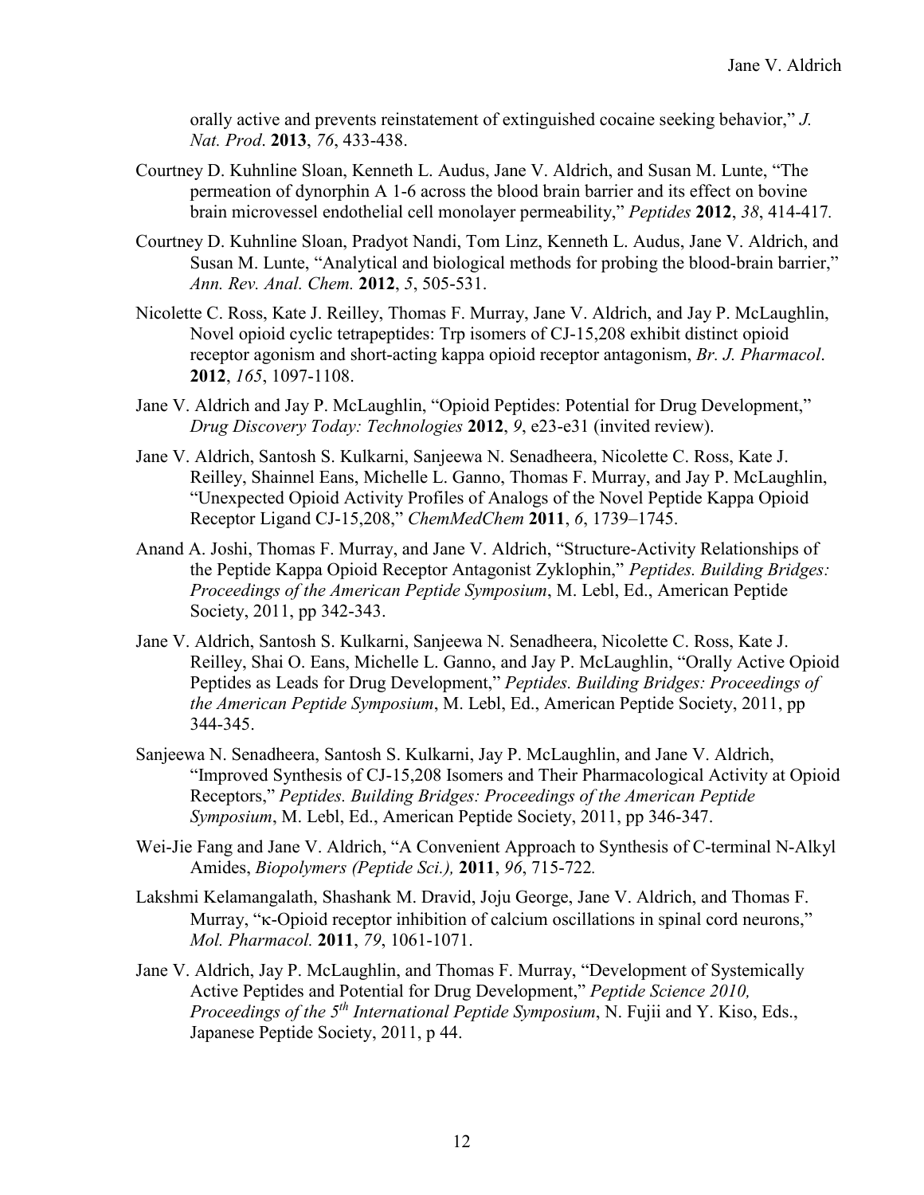orally active and prevents reinstatement of extinguished cocaine seeking behavior," *J. Nat. Prod*. **2013**, *76*, 433-438.

Courtney D. Kuhnline Sloan, Kenneth L. Audus, Jane V. Aldrich, and Susan M. Lunte, "The permeation of dynorphin A 1-6 across the blood brain barrier and its effect on bovine brain microvessel endothelial cell monolayer permeability," *Peptides* **2012**, *38*, 414-417*.*

Courtney D. Kuhnline Sloan, Pradyot Nandi, Tom Linz, Kenneth L. Audus, Jane V. Aldrich, and Susan M. Lunte, "Analytical and biological methods for probing the blood-brain barrier," *Ann. Rev. Anal. Chem.* **2012**, *5*, 505-531.

Nicolette C. Ross, Kate J. Reilley, Thomas F. Murray, Jane V. Aldrich, and Jay P. McLaughlin, Novel opioid cyclic tetrapeptides: Trp isomers of CJ-15,208 exhibit distinct opioid receptor agonism and short-acting kappa opioid receptor antagonism, *Br. J. Pharmacol*. **2012**, *165*, 1097-1108.

Jane V. Aldrich and Jay P. McLaughlin, "Opioid Peptides: Potential for Drug Development," *Drug Discovery Today: Technologies* **2012**, *9*, e23-e31 (invited review).

Jane V. Aldrich, Santosh S. Kulkarni, Sanjeewa N. Senadheera, Nicolette C. Ross, Kate J. Reilley, Shainnel Eans, Michelle L. Ganno, Thomas F. Murray, and Jay P. McLaughlin, "Unexpected Opioid Activity Profiles of Analogs of the Novel Peptide Kappa Opioid Receptor Ligand CJ-15,208," *ChemMedChem* **2011**, *6*, 1739–1745.

Anand A. Joshi, Thomas F. Murray, and Jane V. Aldrich, "Structure-Activity Relationships of the Peptide Kappa Opioid Receptor Antagonist Zyklophin," *Peptides. Building Bridges: Proceedings of the American Peptide Symposium*, M. Lebl, Ed., American Peptide Society, 2011, pp 342-343.

Jane V. Aldrich, Santosh S. Kulkarni, Sanjeewa N. Senadheera, Nicolette C. Ross, Kate J. Reilley, Shai O. Eans, Michelle L. Ganno, and Jay P. McLaughlin, "Orally Active Opioid Peptides as Leads for Drug Development," *Peptides. Building Bridges: Proceedings of the American Peptide Symposium*, M. Lebl, Ed., American Peptide Society, 2011, pp 344-345.

Sanjeewa N. Senadheera, Santosh S. Kulkarni, Jay P. McLaughlin, and Jane V. Aldrich, "Improved Synthesis of CJ-15,208 Isomers and Their Pharmacological Activity at Opioid Receptors," *Peptides. Building Bridges: Proceedings of the American Peptide Symposium*, M. Lebl, Ed., American Peptide Society, 2011, pp 346-347.

Wei-Jie Fang and Jane V. Aldrich, "A Convenient Approach to Synthesis of C-terminal N-Alkyl Amides, *Biopolymers (Peptide Sci.),* **2011**, *96*, 715-722*.*

Lakshmi Kelamangalath, Shashank M. Dravid, Joju George, Jane V. Aldrich, and Thomas F. Murray, "κ-Opioid receptor inhibition of calcium oscillations in spinal cord neurons," *Mol. Pharmacol.* **2011**, *79*, 1061-1071.

Jane V. Aldrich, Jay P. McLaughlin, and Thomas F. Murray, "Development of Systemically Active Peptides and Potential for Drug Development," *Peptide Science 2010, Proceedings of the 5th International Peptide Symposium*, N. Fujii and Y. Kiso, Eds., Japanese Peptide Society, 2011, p 44.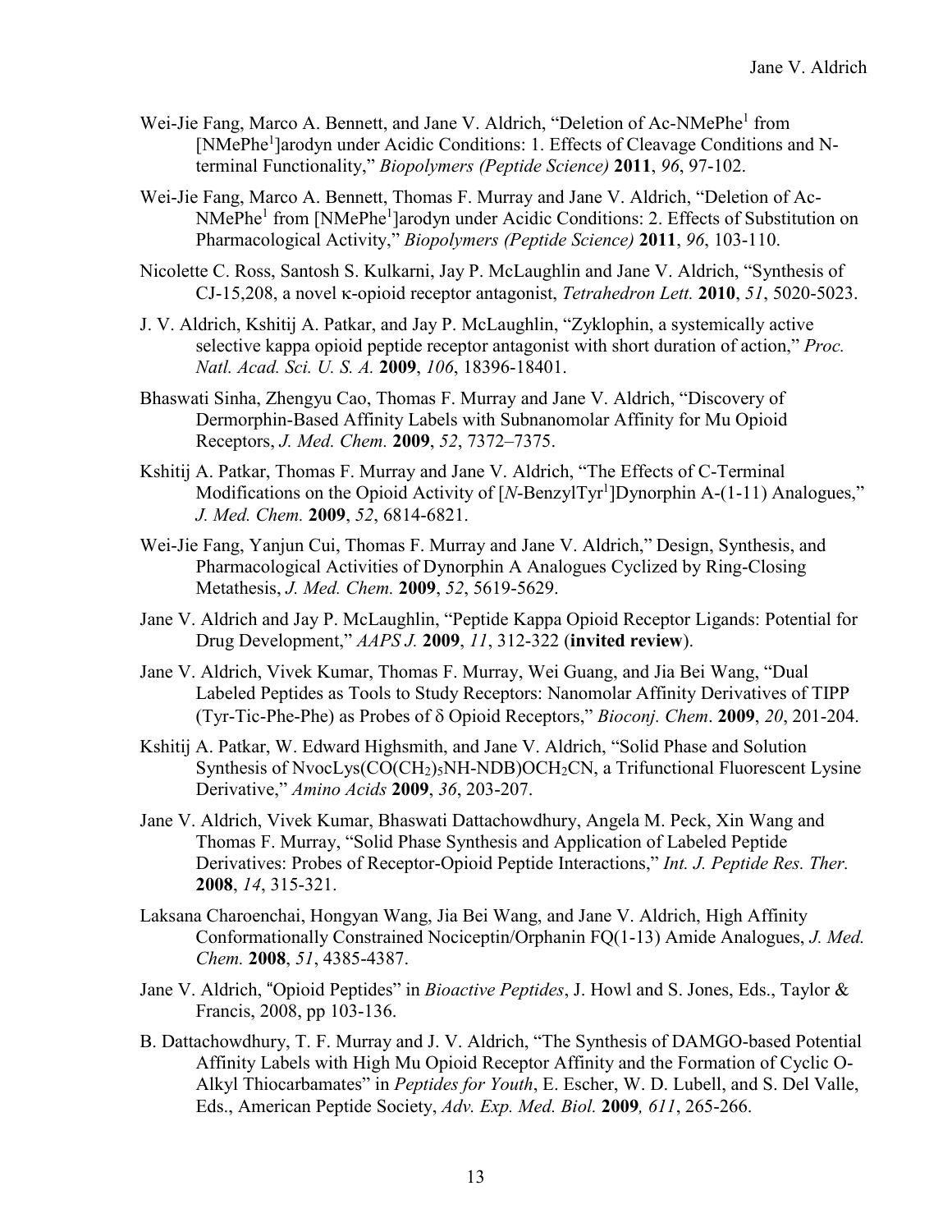Wei-Jie Fang, Marco A. Bennett, and Jane V. Aldrich, "Deletion of Ac-NMePhe[1] from [NMePhe[1]]arodyn under Acidic Conditions: 1. Effects of Cleavage Conditions and N-terminal Functionality," *Biopolymers (Peptide Science)* **2011**, *96*, 97-102.

Wei-Jie Fang, Marco A. Bennett, Thomas F. Murray and Jane V. Aldrich, "Deletion of Ac-NMePhe[1] from [NMePhe[1]]arodyn under Acidic Conditions: 2. Effects of Substitution on Pharmacological Activity," *Biopolymers (Peptide Science)* **2011**, *96*, 103-110.

Nicolette C. Ross, Santosh S. Kulkarni, Jay P. McLaughlin and Jane V. Aldrich, "Synthesis of CJ-15,208, a novel κ-opioid receptor antagonist, *Tetrahedron Lett.* **2010**, *51*, 5020-5023.

J. V. Aldrich, Kshitij A. Patkar, and Jay P. McLaughlin, "Zyklophin, a systemically active selective kappa opioid peptide receptor antagonist with short duration of action," *Proc. Natl. Acad. Sci. U. S. A.* **2009**, *106*, 18396-18401.

Bhaswati Sinha, Zhengyu Cao, Thomas F. Murray and Jane V. Aldrich, "Discovery of Dermorphin-Based Affinity Labels with Subnanomolar Affinity for Mu Opioid Receptors, *J. Med. Chem.* **2009**, *52*, 7372–7375.

Kshitij A. Patkar, Thomas F. Murray and Jane V. Aldrich, "The Effects of C-Terminal Modifications on the Opioid Activity of [*N*-BenzylTyr[1]]Dynorphin A-(1-11) Analogues," *J. Med. Chem.* **2009**, *52*, 6814-6821.

Wei-Jie Fang, Yanjun Cui, Thomas F. Murray and Jane V. Aldrich," Design, Synthesis, and Pharmacological Activities of Dynorphin A Analogues Cyclized by Ring-Closing Metathesis, *J. Med. Chem.* **2009**, *52*, 5619-5629.

Jane V. Aldrich and Jay P. McLaughlin, "Peptide Kappa Opioid Receptor Ligands: Potential for Drug Development," *AAPS J.* **2009**, *11*, 312-322 (**invited review**).

Jane V. Aldrich, Vivek Kumar, Thomas F. Murray, Wei Guang, and Jia Bei Wang, "Dual Labeled Peptides as Tools to Study Receptors: Nanomolar Affinity Derivatives of TIPP (Tyr-Tic-Phe-Phe) as Probes of δ Opioid Receptors," *Bioconj. Chem*. **2009**, *20*, 201-204.

Kshitij A. Patkar, W. Edward Highsmith, and Jane V. Aldrich, "Solid Phase and Solution Synthesis of NvocLys(CO$(CH_2)_5$NH-NDB)$OCH_2CN$, a Trifunctional Fluorescent Lysine Derivative," *Amino Acids* **2009**, *36*, 203-207.

Jane V. Aldrich, Vivek Kumar, Bhaswati Dattachowdhury, Angela M. Peck, Xin Wang and Thomas F. Murray, "Solid Phase Synthesis and Application of Labeled Peptide Derivatives: Probes of Receptor-Opioid Peptide Interactions," *Int. J. Peptide Res. Ther.* **2008**, *14*, 315-321.

Laksana Charoenchai, Hongyan Wang, Jia Bei Wang, and Jane V. Aldrich, High Affinity Conformationally Constrained Nociceptin/Orphanin FQ(1-13) Amide Analogues, *J. Med. Chem.* **2008**, *51*, 4385-4387.

Jane V. Aldrich, "Opioid Peptides" in *Bioactive Peptides*, J. Howl and S. Jones, Eds., Taylor & Francis, 2008, pp 103-136.

B. Dattachowdhury, T. F. Murray and J. V. Aldrich, "The Synthesis of DAMGO-based Potential Affinity Labels with High Mu Opioid Receptor Affinity and the Formation of Cyclic O-Alkyl Thiocarbamates" in *Peptides for Youth*, E. Escher, W. D. Lubell, and S. Del Valle, Eds., American Peptide Society, *Adv. Exp. Med. Biol.* **2009***, 611*, 265-266.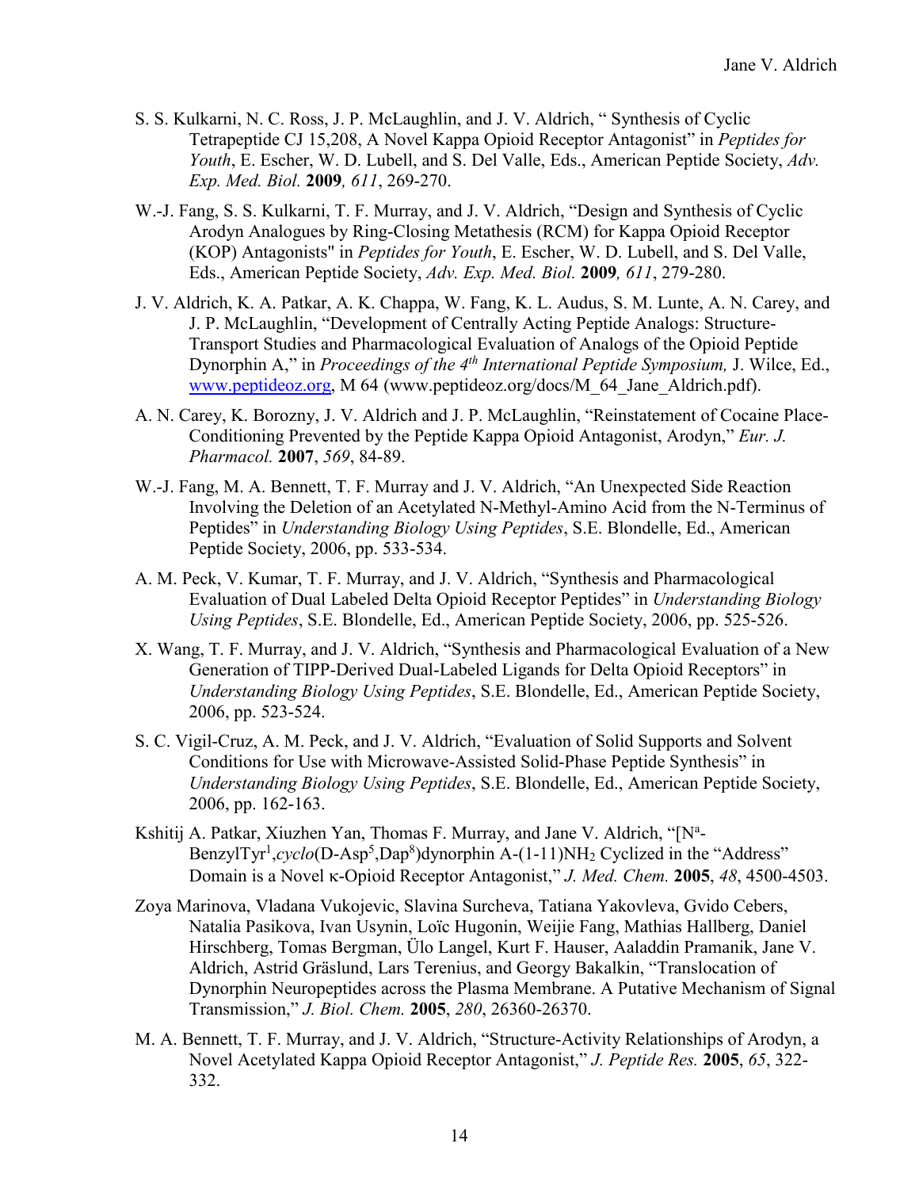S. S. Kulkarni, N. C. Ross, J. P. McLaughlin, and J. V. Aldrich, " Synthesis of Cyclic Tetrapeptide CJ 15,208, A Novel Kappa Opioid Receptor Antagonist" in *Peptides for Youth*, E. Escher, W. D. Lubell, and S. Del Valle, Eds., American Peptide Society, *Adv. Exp. Med. Biol.* **2009***, 611*, 269-270.

W.-J. Fang, S. S. Kulkarni, T. F. Murray, and J. V. Aldrich, "Design and Synthesis of Cyclic Arodyn Analogues by Ring-Closing Metathesis (RCM) for Kappa Opioid Receptor (KOP) Antagonists" in *Peptides for Youth*, E. Escher, W. D. Lubell, and S. Del Valle, Eds., American Peptide Society, *Adv. Exp. Med. Biol.* **2009***, 611*, 279-280.

J. V. Aldrich, K. A. Patkar, A. K. Chappa, W. Fang, K. L. Audus, S. M. Lunte, A. N. Carey, and J. P. McLaughlin, "Development of Centrally Acting Peptide Analogs: Structure-Transport Studies and Pharmacological Evaluation of Analogs of the Opioid Peptide Dynorphin A," in *Proceedings of the 4$^{th}$ International Peptide Symposium,* J. Wilce, Ed., www.peptideoz.org, M 64 (www.peptideoz.org/docs/M_64_Jane_Aldrich.pdf).

A. N. Carey, K. Borozny, J. V. Aldrich and J. P. McLaughlin, "Reinstatement of Cocaine Place-Conditioning Prevented by the Peptide Kappa Opioid Antagonist, Arodyn," *Eur. J. Pharmacol.* **2007**, *569*, 84-89.

W.-J. Fang, M. A. Bennett, T. F. Murray and J. V. Aldrich, "An Unexpected Side Reaction Involving the Deletion of an Acetylated N-Methyl-Amino Acid from the N-Terminus of Peptides" in *Understanding Biology Using Peptides*, S.E. Blondelle, Ed., American Peptide Society, 2006, pp. 533-534.

A. M. Peck, V. Kumar, T. F. Murray, and J. V. Aldrich, "Synthesis and Pharmacological Evaluation of Dual Labeled Delta Opioid Receptor Peptides" in *Understanding Biology Using Peptides*, S.E. Blondelle, Ed., American Peptide Society, 2006, pp. 525-526.

X. Wang, T. F. Murray, and J. V. Aldrich, "Synthesis and Pharmacological Evaluation of a New Generation of TIPP-Derived Dual-Labeled Ligands for Delta Opioid Receptors" in *Understanding Biology Using Peptides*, S.E. Blondelle, Ed., American Peptide Society, 2006, pp. 523-524.

S. C. Vigil-Cruz, A. M. Peck, and J. V. Aldrich, "Evaluation of Solid Supports and Solvent Conditions for Use with Microwave-Assisted Solid-Phase Peptide Synthesis" in *Understanding Biology Using Peptides*, S.E. Blondelle, Ed., American Peptide Society, 2006, pp. 162-163.

Kshitij A. Patkar, Xiuzhen Yan, Thomas F. Murray, and Jane V. Aldrich, "[N$^{a}$-BenzylTyr$^{1}$,*cyclo*(D-Asp$^{5}$,Dap$^{8}$)dynorphin A-(1-11)NH$_2$ Cyclized in the "Address" Domain is a Novel κ-Opioid Receptor Antagonist," *J. Med. Chem.* **2005**, *48*, 4500-4503.

Zoya Marinova, Vladana Vukojevic, Slavina Surcheva, Tatiana Yakovleva, Gvido Cebers, Natalia Pasikova, Ivan Usynin, Loïc Hugonin, Weijie Fang, Mathias Hallberg, Daniel Hirschberg, Tomas Bergman, Ülo Langel, Kurt F. Hauser, Aaladdin Pramanik, Jane V. Aldrich, Astrid Gräslund, Lars Terenius, and Georgy Bakalkin, "Translocation of Dynorphin Neuropeptides across the Plasma Membrane. A Putative Mechanism of Signal Transmission," *J. Biol. Chem.* **2005**, *280*, 26360-26370.

M. A. Bennett, T. F. Murray, and J. V. Aldrich, "Structure-Activity Relationships of Arodyn, a Novel Acetylated Kappa Opioid Receptor Antagonist," *J. Peptide Res.* **2005**, *65*, 322-332.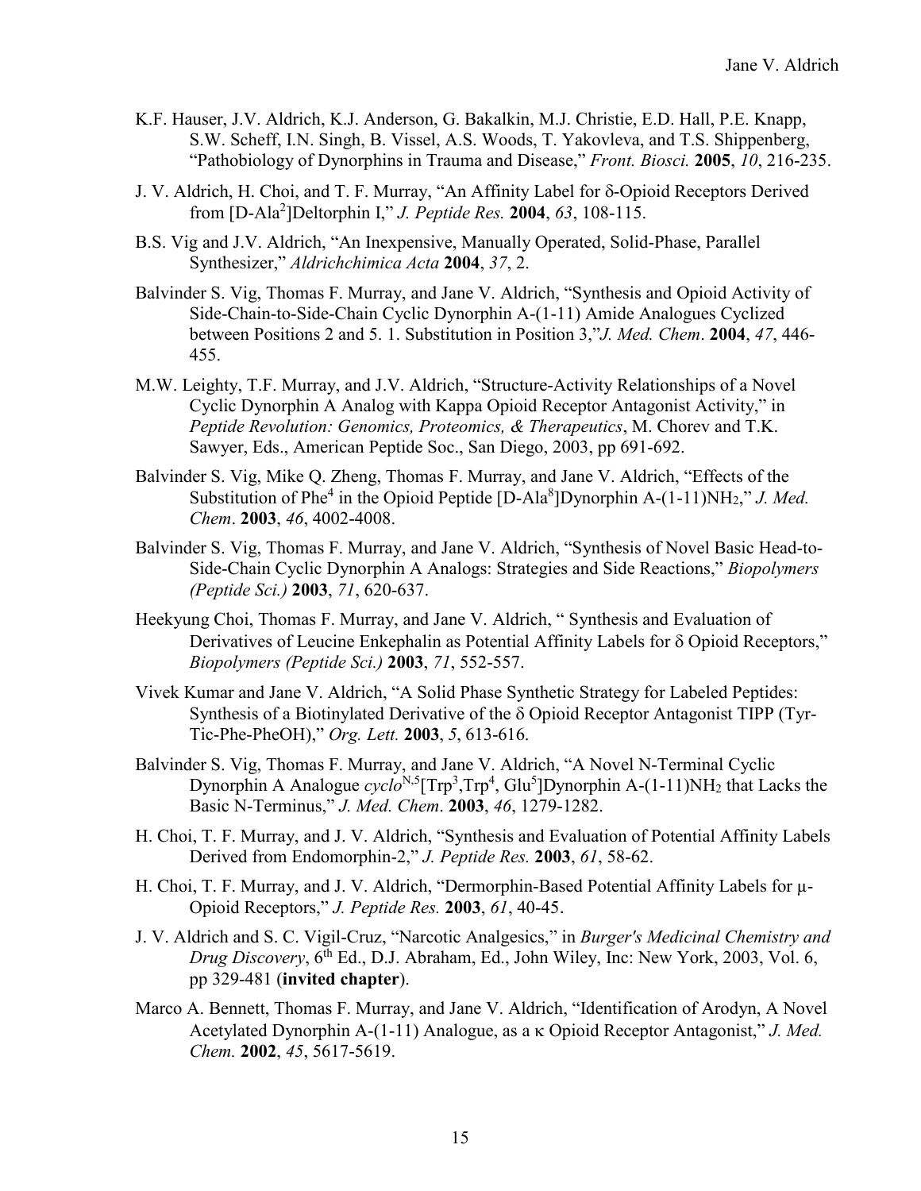K.F. Hauser, J.V. Aldrich, K.J. Anderson, G. Bakalkin, M.J. Christie, E.D. Hall, P.E. Knapp, S.W. Scheff, I.N. Singh, B. Vissel, A.S. Woods, T. Yakovleva, and T.S. Shippenberg, "Pathobiology of Dynorphins in Trauma and Disease," *Front. Biosci.* **2005**, *10*, 216-235.

J. V. Aldrich, H. Choi, and T. F. Murray, "An Affinity Label for δ-Opioid Receptors Derived from [D-Ala$^2$]Deltorphin I," *J. Peptide Res.* **2004**, *63*, 108-115.

B.S. Vig and J.V. Aldrich, "An Inexpensive, Manually Operated, Solid-Phase, Parallel Synthesizer," *Aldrichchimica Acta* **2004**, *37*, 2.

Balvinder S. Vig, Thomas F. Murray, and Jane V. Aldrich, "Synthesis and Opioid Activity of Side-Chain-to-Side-Chain Cyclic Dynorphin A-(1-11) Amide Analogues Cyclized between Positions 2 and 5. 1. Substitution in Position 3,"*J. Med. Chem*. **2004**, *47*, 446-455.

M.W. Leighty, T.F. Murray, and J.V. Aldrich, "Structure-Activity Relationships of a Novel Cyclic Dynorphin A Analog with Kappa Opioid Receptor Antagonist Activity," in *Peptide Revolution: Genomics, Proteomics, & Therapeutics*, M. Chorev and T.K. Sawyer, Eds., American Peptide Soc., San Diego, 2003, pp 691-692.

Balvinder S. Vig, Mike Q. Zheng, Thomas F. Murray, and Jane V. Aldrich, "Effects of the Substitution of Phe$^4$ in the Opioid Peptide [D-Ala$^8$]Dynorphin A-(1-11)$NH_2$," *J. Med. Chem*. **2003**, *46*, 4002-4008.

Balvinder S. Vig, Thomas F. Murray, and Jane V. Aldrich, "Synthesis of Novel Basic Head-to-Side-Chain Cyclic Dynorphin A Analogs: Strategies and Side Reactions," *Biopolymers (Peptide Sci.)* **2003**, *71*, 620-637.

Heekyung Choi, Thomas F. Murray, and Jane V. Aldrich, " Synthesis and Evaluation of Derivatives of Leucine Enkephalin as Potential Affinity Labels for δ Opioid Receptors," *Biopolymers (Peptide Sci.)* **2003**, *71*, 552-557.

Vivek Kumar and Jane V. Aldrich, "A Solid Phase Synthetic Strategy for Labeled Peptides: Synthesis of a Biotinylated Derivative of the δ Opioid Receptor Antagonist TIPP (Tyr-Tic-Phe-PheOH)," *Org. Lett.* **2003**, *5*, 613-616.

Balvinder S. Vig, Thomas F. Murray, and Jane V. Aldrich, "A Novel N-Terminal Cyclic Dynorphin A Analogue *cyclo*$^{N,5}$[Trp$^3$,Trp$^4$, Glu$^5$]Dynorphin A-(1-11)$NH_2$ that Lacks the Basic N-Terminus," *J. Med. Chem*. **2003**, *46*, 1279-1282.

H. Choi, T. F. Murray, and J. V. Aldrich, "Synthesis and Evaluation of Potential Affinity Labels Derived from Endomorphin-2," *J. Peptide Res.* **2003**, *61*, 58-62.

H. Choi, T. F. Murray, and J. V. Aldrich, "Dermorphin-Based Potential Affinity Labels for μ-Opioid Receptors," *J. Peptide Res.* **2003**, *61*, 40-45.

J. V. Aldrich and S. C. Vigil-Cruz, "Narcotic Analgesics," in *Burger's Medicinal Chemistry and Drug Discovery*, 6$^{th}$ Ed., D.J. Abraham, Ed., John Wiley, Inc: New York, 2003, Vol. 6, pp 329-481 (**invited chapter**).

Marco A. Bennett, Thomas F. Murray, and Jane V. Aldrich, "Identification of Arodyn, A Novel Acetylated Dynorphin A-(1-11) Analogue, as a κ Opioid Receptor Antagonist," *J. Med. Chem.* **2002**, *45*, 5617-5619.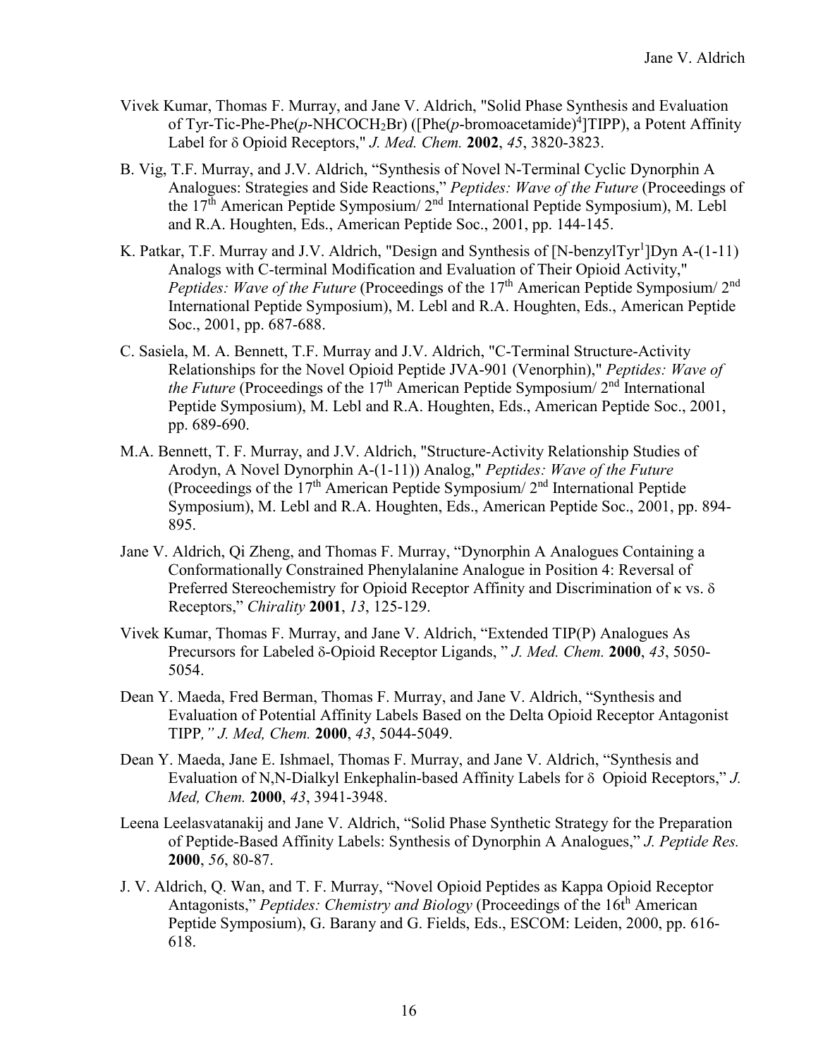Vivek Kumar, Thomas F. Murray, and Jane V. Aldrich, "Solid Phase Synthesis and Evaluation of Tyr-Tic-Phe-Phe(*p*-NHCOCH$_2$Br) ([Phe(*p*-bromoacetamide)$^4$]TIPP), a Potent Affinity Label for δ Opioid Receptors," *J. Med. Chem.* **2002**, *45*, 3820-3823.

B. Vig, T.F. Murray, and J.V. Aldrich, "Synthesis of Novel N-Terminal Cyclic Dynorphin A Analogues: Strategies and Side Reactions," *Peptides: Wave of the Future* (Proceedings of the 17$^{th}$ American Peptide Symposium/ 2$^{nd}$ International Peptide Symposium), M. Lebl and R.A. Houghten, Eds., American Peptide Soc., 2001, pp. 144-145.

K. Patkar, T.F. Murray and J.V. Aldrich, "Design and Synthesis of [N-benzylTyr$^1$]Dyn A-(1-11) Analogs with C-terminal Modification and Evaluation of Their Opioid Activity," *Peptides: Wave of the Future* (Proceedings of the 17$^{th}$ American Peptide Symposium/ 2$^{nd}$ International Peptide Symposium), M. Lebl and R.A. Houghten, Eds., American Peptide Soc., 2001, pp. 687-688.

C. Sasiela, M. A. Bennett, T.F. Murray and J.V. Aldrich, "C-Terminal Structure-Activity Relationships for the Novel Opioid Peptide JVA-901 (Venorphin)," *Peptides: Wave of the Future* (Proceedings of the 17$^{th}$ American Peptide Symposium/ 2$^{nd}$ International Peptide Symposium), M. Lebl and R.A. Houghten, Eds., American Peptide Soc., 2001, pp. 689-690.

M.A. Bennett, T. F. Murray, and J.V. Aldrich, "Structure-Activity Relationship Studies of Arodyn, A Novel Dynorphin A-(1-11)) Analog," *Peptides: Wave of the Future* (Proceedings of the 17$^{th}$ American Peptide Symposium/ 2$^{nd}$ International Peptide Symposium), M. Lebl and R.A. Houghten, Eds., American Peptide Soc., 2001, pp. 894-895.

Jane V. Aldrich, Qi Zheng, and Thomas F. Murray, "Dynorphin A Analogues Containing a Conformationally Constrained Phenylalanine Analogue in Position 4: Reversal of Preferred Stereochemistry for Opioid Receptor Affinity and Discrimination of κ vs. δ Receptors," *Chirality* **2001**, *13*, 125-129.

Vivek Kumar, Thomas F. Murray, and Jane V. Aldrich, "Extended TIP(P) Analogues As Precursors for Labeled δ-Opioid Receptor Ligands, " *J. Med. Chem.* **2000**, *43*, 5050-5054.

Dean Y. Maeda, Fred Berman, Thomas F. Murray, and Jane V. Aldrich, "Synthesis and Evaluation of Potential Affinity Labels Based on the Delta Opioid Receptor Antagonist TIPP*," J. Med, Chem.* **2000**, *43*, 5044-5049.

Dean Y. Maeda, Jane E. Ishmael, Thomas F. Murray, and Jane V. Aldrich, "Synthesis and Evaluation of N,N-Dialkyl Enkephalin-based Affinity Labels for δ Opioid Receptors," *J. Med, Chem.* **2000**, *43*, 3941-3948.

Leena Leelasvatanakij and Jane V. Aldrich, "Solid Phase Synthetic Strategy for the Preparation of Peptide-Based Affinity Labels: Synthesis of Dynorphin A Analogues," *J. Peptide Res.* **2000**, *56*, 80-87.

J. V. Aldrich, Q. Wan, and T. F. Murray, "Novel Opioid Peptides as Kappa Opioid Receptor Antagonists," *Peptides: Chemistry and Biology* (Proceedings of the 16t$^h$ American Peptide Symposium), G. Barany and G. Fields, Eds., ESCOM: Leiden, 2000, pp. 616-618.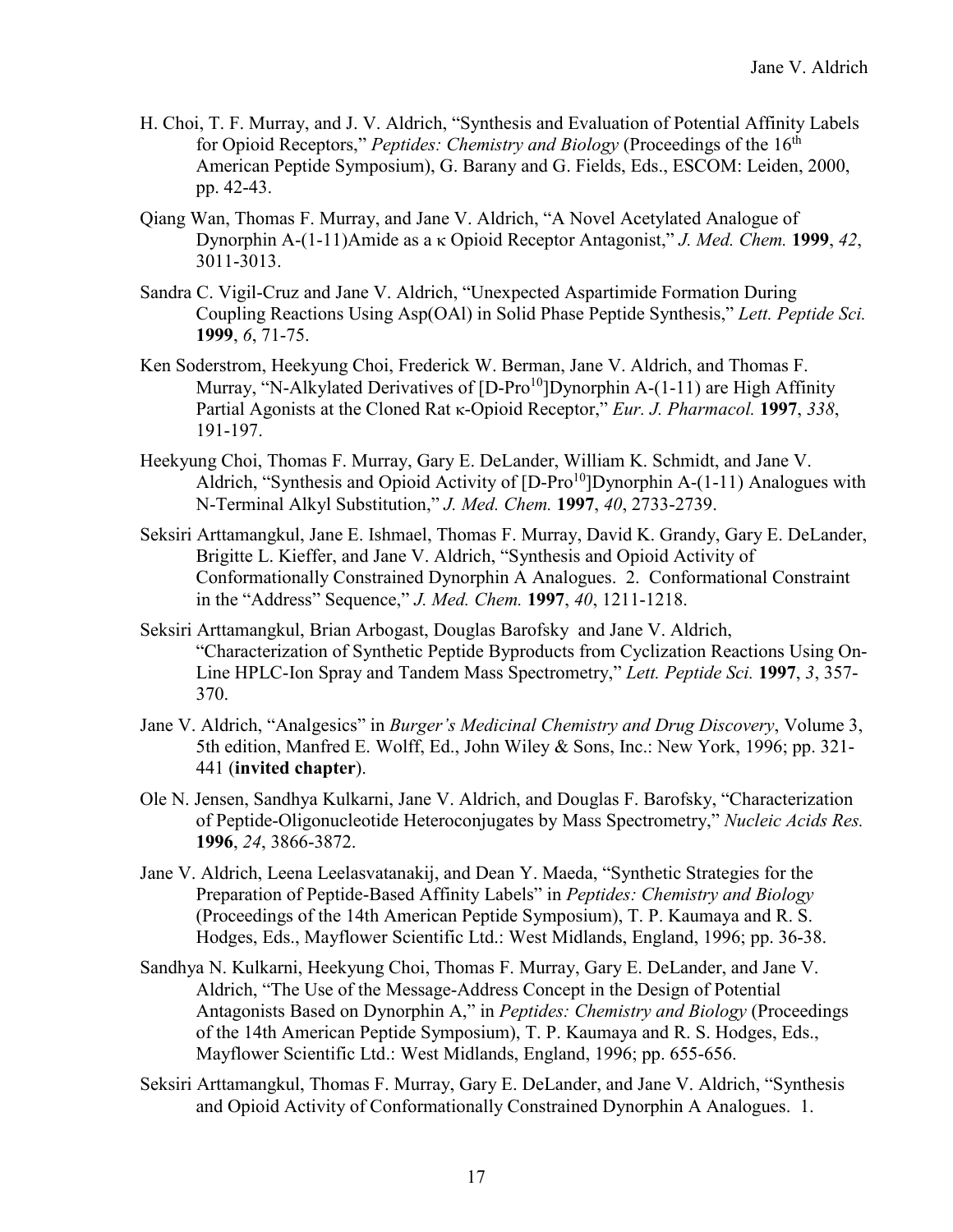H. Choi, T. F. Murray, and J. V. Aldrich, "Synthesis and Evaluation of Potential Affinity Labels for Opioid Receptors," *Peptides: Chemistry and Biology* (Proceedings of the 16$^{th}$ American Peptide Symposium), G. Barany and G. Fields, Eds., ESCOM: Leiden, 2000, pp. 42-43.

Qiang Wan, Thomas F. Murray, and Jane V. Aldrich, "A Novel Acetylated Analogue of Dynorphin A-(1-11)Amide as a κ Opioid Receptor Antagonist," *J. Med. Chem.* **1999**, *42*, 3011-3013.

Sandra C. Vigil-Cruz and Jane V. Aldrich, "Unexpected Aspartimide Formation During Coupling Reactions Using Asp(OAl) in Solid Phase Peptide Synthesis," *Lett. Peptide Sci.* **1999**, *6*, 71-75.

Ken Soderstrom, Heekyung Choi, Frederick W. Berman, Jane V. Aldrich, and Thomas F. Murray, "N-Alkylated Derivatives of [D-Pro$^{10}$]Dynorphin A-(1-11) are High Affinity Partial Agonists at the Cloned Rat κ-Opioid Receptor," *Eur. J. Pharmacol.* **1997**, *338*, 191-197.

Heekyung Choi, Thomas F. Murray, Gary E. DeLander, William K. Schmidt, and Jane V. Aldrich, "Synthesis and Opioid Activity of [D-Pro$^{10}$]Dynorphin A-(1-11) Analogues with N-Terminal Alkyl Substitution," *J. Med. Chem.* **1997**, *40*, 2733-2739.

Seksiri Arttamangkul, Jane E. Ishmael, Thomas F. Murray, David K. Grandy, Gary E. DeLander, Brigitte L. Kieffer, and Jane V. Aldrich, "Synthesis and Opioid Activity of Conformationally Constrained Dynorphin A Analogues. 2. Conformational Constraint in the "Address" Sequence," *J. Med. Chem.* **1997**, *40*, 1211-1218.

Seksiri Arttamangkul, Brian Arbogast, Douglas Barofsky and Jane V. Aldrich, "Characterization of Synthetic Peptide Byproducts from Cyclization Reactions Using On-Line HPLC-Ion Spray and Tandem Mass Spectrometry," *Lett. Peptide Sci.* **1997**, *3*, 357-370.

Jane V. Aldrich, "Analgesics" in *Burger's Medicinal Chemistry and Drug Discovery*, Volume 3, 5th edition, Manfred E. Wolff, Ed., John Wiley & Sons, Inc.: New York, 1996; pp. 321-441 (**invited chapter**).

Ole N. Jensen, Sandhya Kulkarni, Jane V. Aldrich, and Douglas F. Barofsky, "Characterization of Peptide-Oligonucleotide Heteroconjugates by Mass Spectrometry," *Nucleic Acids Res.* **1996**, *24*, 3866-3872.

Jane V. Aldrich, Leena Leelasvatanakij, and Dean Y. Maeda, "Synthetic Strategies for the Preparation of Peptide-Based Affinity Labels" in *Peptides: Chemistry and Biology* (Proceedings of the 14th American Peptide Symposium), T. P. Kaumaya and R. S. Hodges, Eds., Mayflower Scientific Ltd.: West Midlands, England, 1996; pp. 36-38.

Sandhya N. Kulkarni, Heekyung Choi, Thomas F. Murray, Gary E. DeLander, and Jane V. Aldrich, "The Use of the Message-Address Concept in the Design of Potential Antagonists Based on Dynorphin A," in *Peptides: Chemistry and Biology* (Proceedings of the 14th American Peptide Symposium), T. P. Kaumaya and R. S. Hodges, Eds., Mayflower Scientific Ltd.: West Midlands, England, 1996; pp. 655-656.

Seksiri Arttamangkul, Thomas F. Murray, Gary E. DeLander, and Jane V. Aldrich, "Synthesis and Opioid Activity of Conformationally Constrained Dynorphin A Analogues. 1.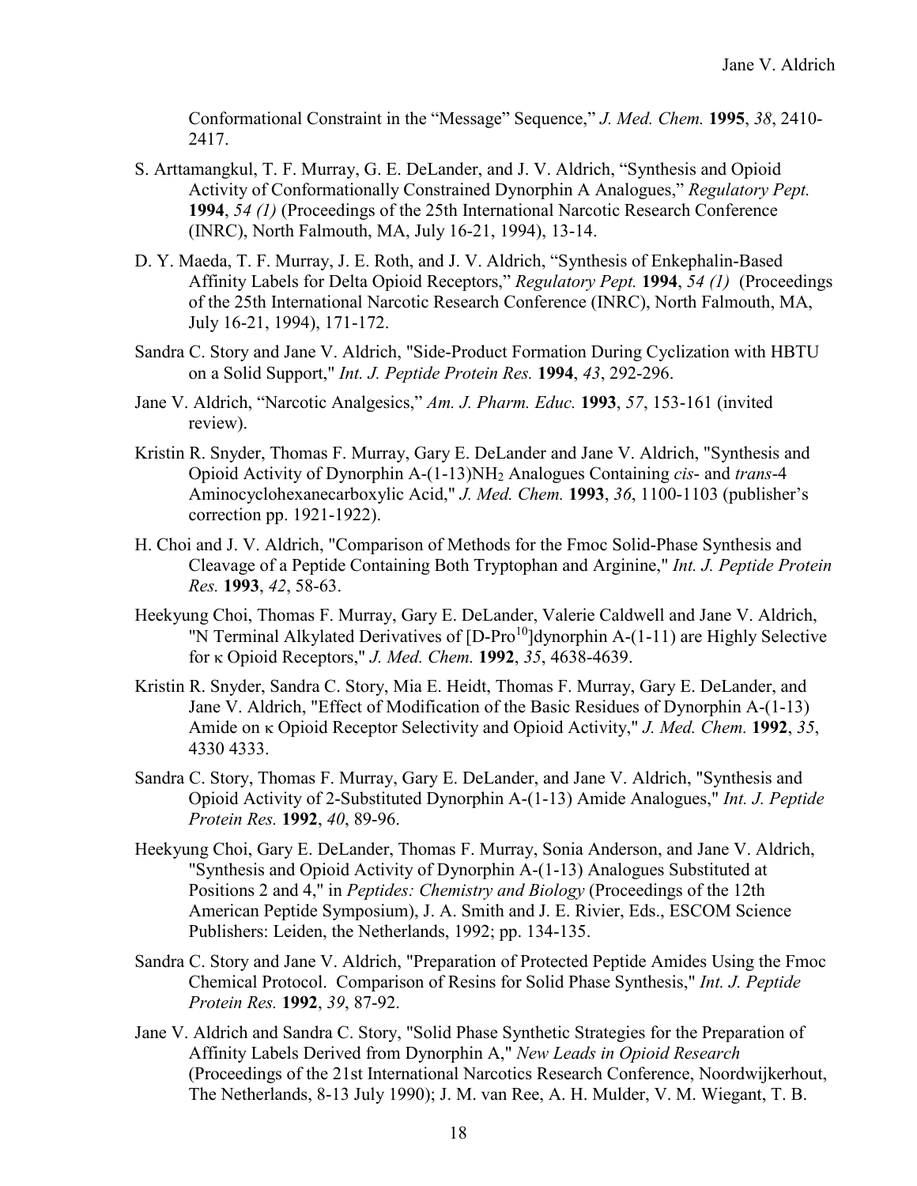Conformational Constraint in the "Message" Sequence," *J. Med. Chem.* **1995**, *38*, 2410-2417.

S. Arttamangkul, T. F. Murray, G. E. DeLander, and J. V. Aldrich, "Synthesis and Opioid Activity of Conformationally Constrained Dynorphin A Analogues," *Regulatory Pept.* **1994**, *54 (1)* (Proceedings of the 25th International Narcotic Research Conference (INRC), North Falmouth, MA, July 16-21, 1994), 13-14.

D. Y. Maeda, T. F. Murray, J. E. Roth, and J. V. Aldrich, "Synthesis of Enkephalin-Based Affinity Labels for Delta Opioid Receptors," *Regulatory Pept.* **1994**, *54 (1)* (Proceedings of the 25th International Narcotic Research Conference (INRC), North Falmouth, MA, July 16-21, 1994), 171-172.

Sandra C. Story and Jane V. Aldrich, "Side-Product Formation During Cyclization with HBTU on a Solid Support," *Int. J. Peptide Protein Res.* **1994**, *43*, 292-296.

Jane V. Aldrich, "Narcotic Analgesics," *Am. J. Pharm. Educ.* **1993**, *57*, 153-161 (invited review).

Kristin R. Snyder, Thomas F. Murray, Gary E. DeLander and Jane V. Aldrich, "Synthesis and Opioid Activity of Dynorphin A-(1-13)$NH_2$ Analogues Containing *cis*- and *trans*-4 Aminocyclohexanecarboxylic Acid," *J. Med. Chem.* **1993**, *36*, 1100-1103 (publisher's correction pp. 1921-1922).

H. Choi and J. V. Aldrich, "Comparison of Methods for the Fmoc Solid-Phase Synthesis and Cleavage of a Peptide Containing Both Tryptophan and Arginine," *Int. J. Peptide Protein Res.* **1993**, *42*, 58-63.

Heekyung Choi, Thomas F. Murray, Gary E. DeLander, Valerie Caldwell and Jane V. Aldrich, "N Terminal Alkylated Derivatives of [D-Pro$^{10}$]dynorphin A-(1-11) are Highly Selective for κ Opioid Receptors," *J. Med. Chem.* **1992**, *35*, 4638-4639.

Kristin R. Snyder, Sandra C. Story, Mia E. Heidt, Thomas F. Murray, Gary E. DeLander, and Jane V. Aldrich, "Effect of Modification of the Basic Residues of Dynorphin A-(1-13) Amide on κ Opioid Receptor Selectivity and Opioid Activity," *J. Med. Chem.* **1992**, *35*, 4330 4333.

Sandra C. Story, Thomas F. Murray, Gary E. DeLander, and Jane V. Aldrich, "Synthesis and Opioid Activity of 2-Substituted Dynorphin A-(1-13) Amide Analogues," *Int. J. Peptide Protein Res.* **1992**, *40*, 89-96.

Heekyung Choi, Gary E. DeLander, Thomas F. Murray, Sonia Anderson, and Jane V. Aldrich, "Synthesis and Opioid Activity of Dynorphin A-(1-13) Analogues Substituted at Positions 2 and 4," in *Peptides: Chemistry and Biology* (Proceedings of the 12th American Peptide Symposium), J. A. Smith and J. E. Rivier, Eds., ESCOM Science Publishers: Leiden, the Netherlands, 1992; pp. 134-135.

Sandra C. Story and Jane V. Aldrich, "Preparation of Protected Peptide Amides Using the Fmoc Chemical Protocol. Comparison of Resins for Solid Phase Synthesis," *Int. J. Peptide Protein Res.* **1992**, *39*, 87-92.

Jane V. Aldrich and Sandra C. Story, "Solid Phase Synthetic Strategies for the Preparation of Affinity Labels Derived from Dynorphin A," *New Leads in Opioid Research* (Proceedings of the 21st International Narcotics Research Conference, Noordwijkerhout, The Netherlands, 8-13 July 1990); J. M. van Ree, A. H. Mulder, V. M. Wiegant, T. B.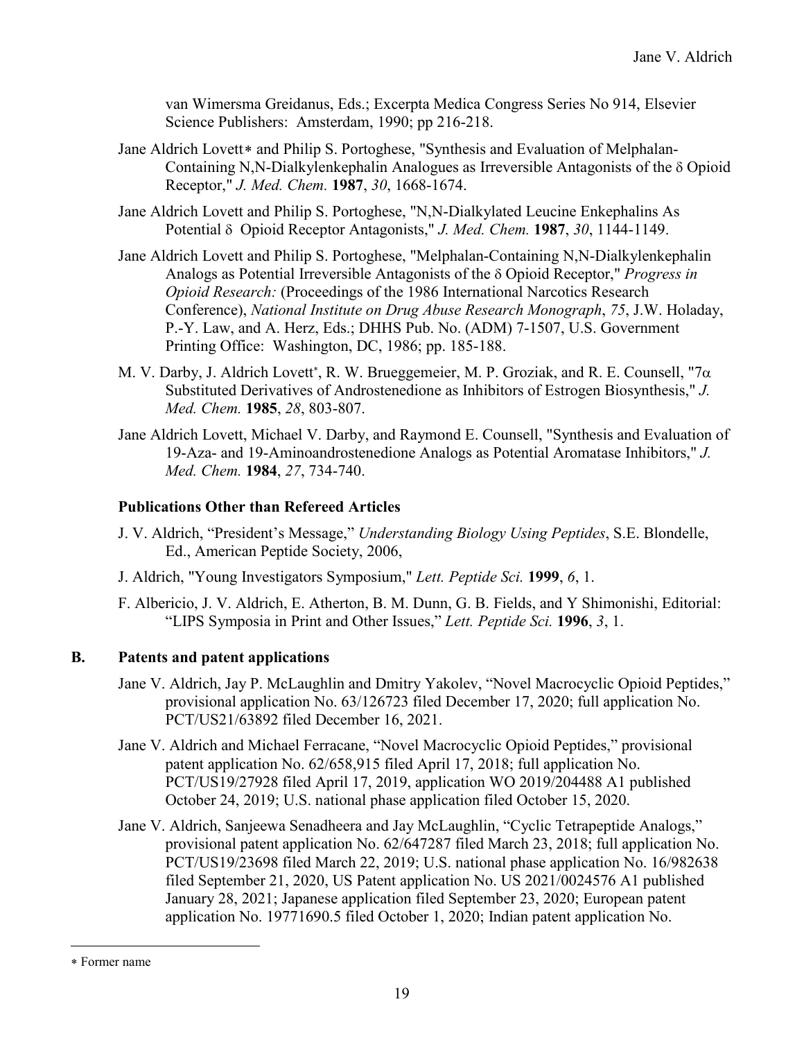van Wimersma Greidanus, Eds.; Excerpta Medica Congress Series No 914, Elsevier Science Publishers: Amsterdam, 1990; pp 216-218.

Jane Aldrich Lovett* and Philip S. Portoghese, "Synthesis and Evaluation of Melphalan-Containing N,N-Dialkylenkephalin Analogues as Irreversible Antagonists of the δ Opioid Receptor," *J. Med. Chem.* **1987**, *30*, 1668-1674.

Jane Aldrich Lovett and Philip S. Portoghese, "N,N-Dialkylated Leucine Enkephalins As Potential δ Opioid Receptor Antagonists," *J. Med. Chem.* **1987**, *30*, 1144-1149.

Jane Aldrich Lovett and Philip S. Portoghese, "Melphalan-Containing N,N-Dialkylenkephalin Analogs as Potential Irreversible Antagonists of the δ Opioid Receptor," *Progress in Opioid Research:* (Proceedings of the 1986 International Narcotics Research Conference), *National Institute on Drug Abuse Research Monograph*, *75*, J.W. Holaday, P.-Y. Law, and A. Herz, Eds.; DHHS Pub. No. (ADM) 7-1507, U.S. Government Printing Office: Washington, DC, 1986; pp. 185-188.

M. V. Darby, J. Aldrich Lovett*, R. W. Brueggemeier, M. P. Groziak, and R. E. Counsell, "7α Substituted Derivatives of Androstenedione as Inhibitors of Estrogen Biosynthesis," *J. Med. Chem.* **1985**, *28*, 803-807.

Jane Aldrich Lovett, Michael V. Darby, and Raymond E. Counsell, "Synthesis and Evaluation of 19-Aza- and 19-Aminoandrostenedione Analogs as Potential Aromatase Inhibitors," *J. Med. Chem.* **1984**, *27*, 734-740.

### Publications Other than Refereed Articles

J. V. Aldrich, "President's Message," *Understanding Biology Using Peptides*, S.E. Blondelle, Ed., American Peptide Society, 2006,

J. Aldrich, "Young Investigators Symposium," *Lett. Peptide Sci.* **1999**, *6*, 1.

F. Albericio, J. V. Aldrich, E. Atherton, B. M. Dunn, G. B. Fields, and Y Shimonishi, Editorial: "LIPS Symposia in Print and Other Issues," *Lett. Peptide Sci.* **1996**, *3*, 1.

## B. Patents and patent applications

Jane V. Aldrich, Jay P. McLaughlin and Dmitry Yakolev, "Novel Macrocyclic Opioid Peptides," provisional application No. 63/126723 filed December 17, 2020; full application No. PCT/US21/63892 filed December 16, 2021.

Jane V. Aldrich and Michael Ferracane, "Novel Macrocyclic Opioid Peptides," provisional patent application No. 62/658,915 filed April 17, 2018; full application No. PCT/US19/27928 filed April 17, 2019, application WO 2019/204488 A1 published October 24, 2019; U.S. national phase application filed October 15, 2020.

Jane V. Aldrich, Sanjeewa Senadheera and Jay McLaughlin, "Cyclic Tetrapeptide Analogs," provisional patent application No. 62/647287 filed March 23, 2018; full application No. PCT/US19/23698 filed March 22, 2019; U.S. national phase application No. 16/982638 filed September 21, 2020, US Patent application No. US 2021/0024576 A1 published January 28, 2021; Japanese application filed September 23, 2020; European patent application No. 19771690.5 filed October 1, 2020; Indian patent application No.

* Former name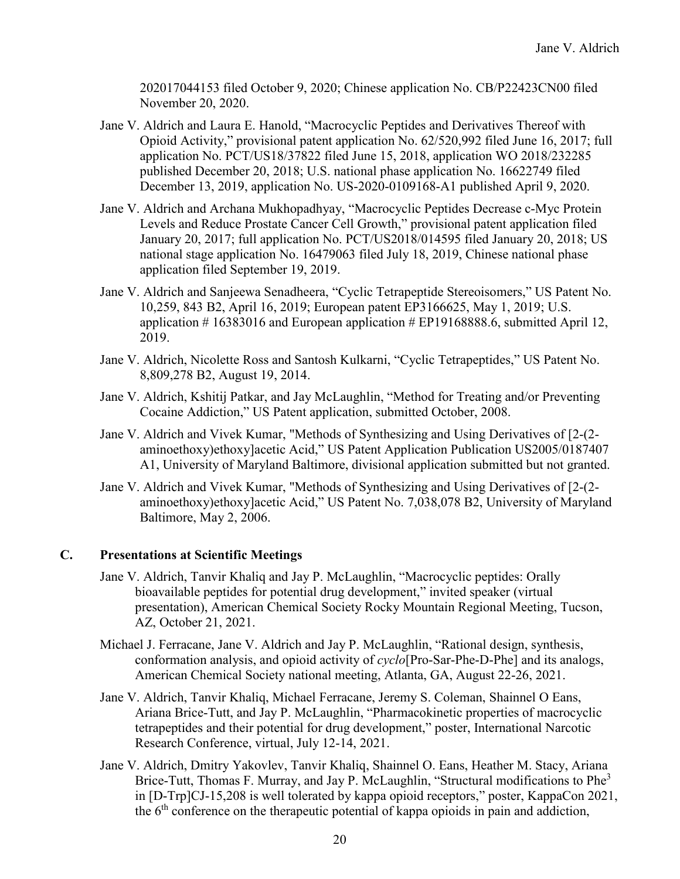202017044153 filed October 9, 2020; Chinese application No. CB/P22423CN00 filed November 20, 2020.

Jane V. Aldrich and Laura E. Hanold, "Macrocyclic Peptides and Derivatives Thereof with Opioid Activity," provisional patent application No. 62/520,992 filed June 16, 2017; full application No. PCT/US18/37822 filed June 15, 2018, application WO 2018/232285 published December 20, 2018; U.S. national phase application No. 16622749 filed December 13, 2019, application No. US-2020-0109168-A1 published April 9, 2020.

Jane V. Aldrich and Archana Mukhopadhyay, "Macrocyclic Peptides Decrease c-Myc Protein Levels and Reduce Prostate Cancer Cell Growth," provisional patent application filed January 20, 2017; full application No. PCT/US2018/014595 filed January 20, 2018; US national stage application No. 16479063 filed July 18, 2019, Chinese national phase application filed September 19, 2019.

Jane V. Aldrich and Sanjeewa Senadheera, "Cyclic Tetrapeptide Stereoisomers," US Patent No. 10,259, 843 B2, April 16, 2019; European patent EP3166625, May 1, 2019; U.S. application # 16383016 and European application # EP19168888.6, submitted April 12, 2019.

Jane V. Aldrich, Nicolette Ross and Santosh Kulkarni, "Cyclic Tetrapeptides," US Patent No. 8,809,278 B2, August 19, 2014.

Jane V. Aldrich, Kshitij Patkar, and Jay McLaughlin, "Method for Treating and/or Preventing Cocaine Addiction," US Patent application, submitted October, 2008.

Jane V. Aldrich and Vivek Kumar, "Methods of Synthesizing and Using Derivatives of [2-(2-aminoethoxy)ethoxy]acetic Acid," US Patent Application Publication US2005/0187407 A1, University of Maryland Baltimore, divisional application submitted but not granted.

Jane V. Aldrich and Vivek Kumar, "Methods of Synthesizing and Using Derivatives of [2-(2-aminoethoxy)ethoxy]acetic Acid," US Patent No. 7,038,078 B2, University of Maryland Baltimore, May 2, 2006.

### C. Presentations at Scientific Meetings

Jane V. Aldrich, Tanvir Khaliq and Jay P. McLaughlin, "Macrocyclic peptides: Orally bioavailable peptides for potential drug development," invited speaker (virtual presentation), American Chemical Society Rocky Mountain Regional Meeting, Tucson, AZ, October 21, 2021.

Michael J. Ferracane, Jane V. Aldrich and Jay P. McLaughlin, "Rational design, synthesis, conformation analysis, and opioid activity of *cyclo*[Pro-Sar-Phe-D-Phe] and its analogs, American Chemical Society national meeting, Atlanta, GA, August 22-26, 2021.

Jane V. Aldrich, Tanvir Khaliq, Michael Ferracane, Jeremy S. Coleman, Shainnel O Eans, Ariana Brice-Tutt, and Jay P. McLaughlin, "Pharmacokinetic properties of macrocyclic tetrapeptides and their potential for drug development," poster, International Narcotic Research Conference, virtual, July 12-14, 2021.

Jane V. Aldrich, Dmitry Yakovlev, Tanvir Khaliq, Shainnel O. Eans, Heather M. Stacy, Ariana Brice-Tutt, Thomas F. Murray, and Jay P. McLaughlin, "Structural modifications to Phe$^3$ in [D-Trp]CJ-15,208 is well tolerated by kappa opioid receptors," poster, KappaCon 2021, the 6$^{th}$ conference on the therapeutic potential of kappa opioids in pain and addiction,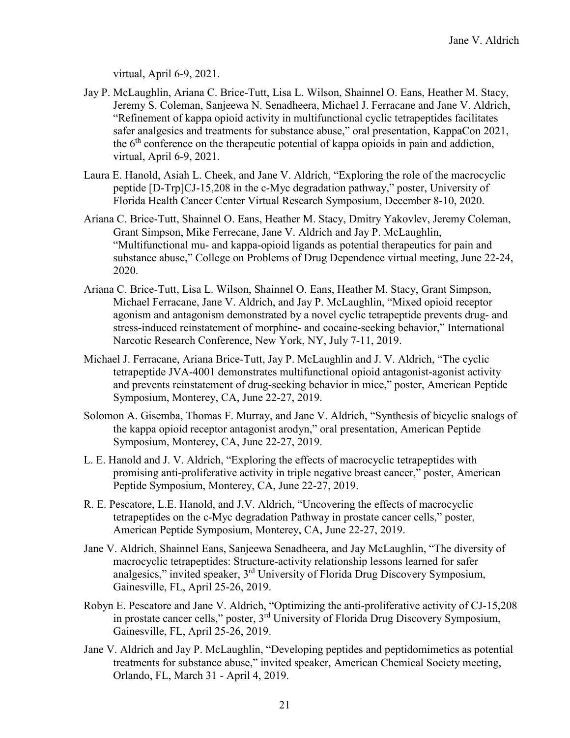virtual, April 6-9, 2021.

Jay P. McLaughlin, Ariana C. Brice-Tutt, Lisa L. Wilson, Shainnel O. Eans, Heather M. Stacy, Jeremy S. Coleman, Sanjeewa N. Senadheera, Michael J. Ferracane and Jane V. Aldrich, "Refinement of kappa opioid activity in multifunctional cyclic tetrapeptides facilitates safer analgesics and treatments for substance abuse," oral presentation, KappaCon 2021, the 6th conference on the therapeutic potential of kappa opioids in pain and addiction, virtual, April 6-9, 2021.

Laura E. Hanold, Asiah L. Cheek, and Jane V. Aldrich, "Exploring the role of the macrocyclic peptide [D-Trp]CJ-15,208 in the c-Myc degradation pathway," poster, University of Florida Health Cancer Center Virtual Research Symposium, December 8-10, 2020.

Ariana C. Brice-Tutt, Shainnel O. Eans, Heather M. Stacy, Dmitry Yakovlev, Jeremy Coleman, Grant Simpson, Mike Ferrecane, Jane V. Aldrich and Jay P. McLaughlin, "Multifunctional mu- and kappa-opioid ligands as potential therapeutics for pain and substance abuse," College on Problems of Drug Dependence virtual meeting, June 22-24, 2020.

Ariana C. Brice-Tutt, Lisa L. Wilson, Shainnel O. Eans, Heather M. Stacy, Grant Simpson, Michael Ferracane, Jane V. Aldrich, and Jay P. McLaughlin, "Mixed opioid receptor agonism and antagonism demonstrated by a novel cyclic tetrapeptide prevents drug- and stress-induced reinstatement of morphine- and cocaine-seeking behavior," International Narcotic Research Conference, New York, NY, July 7-11, 2019.

Michael J. Ferracane, Ariana Brice-Tutt, Jay P. McLaughlin and J. V. Aldrich, "The cyclic tetrapeptide JVA-4001 demonstrates multifunctional opioid antagonist-agonist activity and prevents reinstatement of drug-seeking behavior in mice," poster, American Peptide Symposium, Monterey, CA, June 22-27, 2019.

Solomon A. Gisemba, Thomas F. Murray, and Jane V. Aldrich, "Synthesis of bicyclic snalogs of the kappa opioid receptor antagonist arodyn," oral presentation, American Peptide Symposium, Monterey, CA, June 22-27, 2019.

L. E. Hanold and J. V. Aldrich, "Exploring the effects of macrocyclic tetrapeptides with promising anti-proliferative activity in triple negative breast cancer," poster, American Peptide Symposium, Monterey, CA, June 22-27, 2019.

R. E. Pescatore, L.E. Hanold, and J.V. Aldrich, "Uncovering the effects of macrocyclic tetrapeptides on the c-Myc degradation Pathway in prostate cancer cells," poster, American Peptide Symposium, Monterey, CA, June 22-27, 2019.

Jane V. Aldrich, Shainnel Eans, Sanjeewa Senadheera, and Jay McLaughlin, "The diversity of macrocyclic tetrapeptides: Structure-activity relationship lessons learned for safer analgesics," invited speaker, 3rd University of Florida Drug Discovery Symposium, Gainesville, FL, April 25-26, 2019.

Robyn E. Pescatore and Jane V. Aldrich, "Optimizing the anti-proliferative activity of CJ-15,208 in prostate cancer cells," poster, 3rd University of Florida Drug Discovery Symposium, Gainesville, FL, April 25-26, 2019.

Jane V. Aldrich and Jay P. McLaughlin, "Developing peptides and peptidomimetics as potential treatments for substance abuse," invited speaker, American Chemical Society meeting, Orlando, FL, March 31 - April 4, 2019.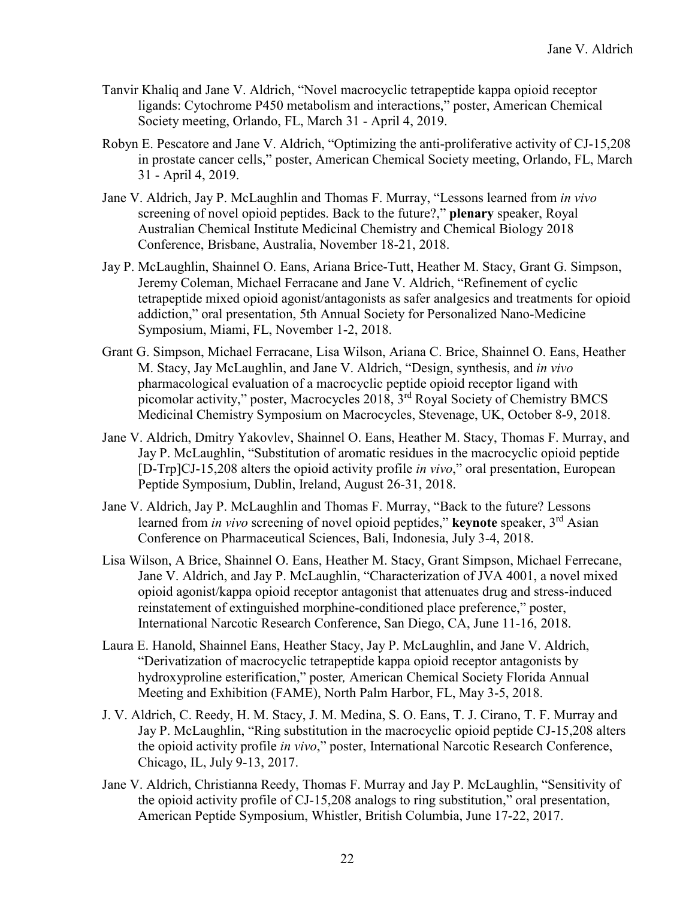Tanvir Khaliq and Jane V. Aldrich, "Novel macrocyclic tetrapeptide kappa opioid receptor ligands: Cytochrome P450 metabolism and interactions," poster, American Chemical Society meeting, Orlando, FL, March 31 - April 4, 2019.

Robyn E. Pescatore and Jane V. Aldrich, "Optimizing the anti-proliferative activity of CJ-15,208 in prostate cancer cells," poster, American Chemical Society meeting, Orlando, FL, March 31 - April 4, 2019.

Jane V. Aldrich, Jay P. McLaughlin and Thomas F. Murray, "Lessons learned from *in vivo* screening of novel opioid peptides. Back to the future?," **plenary** speaker, Royal Australian Chemical Institute Medicinal Chemistry and Chemical Biology 2018 Conference, Brisbane, Australia, November 18-21, 2018.

Jay P. McLaughlin, Shainnel O. Eans, Ariana Brice-Tutt, Heather M. Stacy, Grant G. Simpson, Jeremy Coleman, Michael Ferracane and Jane V. Aldrich, "Refinement of cyclic tetrapeptide mixed opioid agonist/antagonists as safer analgesics and treatments for opioid addiction," oral presentation, 5th Annual Society for Personalized Nano-Medicine Symposium, Miami, FL, November 1-2, 2018.

Grant G. Simpson, Michael Ferracane, Lisa Wilson, Ariana C. Brice, Shainnel O. Eans, Heather M. Stacy, Jay McLaughlin, and Jane V. Aldrich, "Design, synthesis, and *in vivo* pharmacological evaluation of a macrocyclic peptide opioid receptor ligand with picomolar activity," poster, Macrocycles 2018, 3rd Royal Society of Chemistry BMCS Medicinal Chemistry Symposium on Macrocycles, Stevenage, UK, October 8-9, 2018.

Jane V. Aldrich, Dmitry Yakovlev, Shainnel O. Eans, Heather M. Stacy, Thomas F. Murray, and Jay P. McLaughlin, "Substitution of aromatic residues in the macrocyclic opioid peptide [D-Trp]CJ-15,208 alters the opioid activity profile *in vivo*," oral presentation, European Peptide Symposium, Dublin, Ireland, August 26-31, 2018.

Jane V. Aldrich, Jay P. McLaughlin and Thomas F. Murray, "Back to the future? Lessons learned from *in vivo* screening of novel opioid peptides," **keynote** speaker, 3rd Asian Conference on Pharmaceutical Sciences, Bali, Indonesia, July 3-4, 2018.

Lisa Wilson, A Brice, Shainnel O. Eans, Heather M. Stacy, Grant Simpson, Michael Ferrecane, Jane V. Aldrich, and Jay P. McLaughlin, "Characterization of JVA 4001, a novel mixed opioid agonist/kappa opioid receptor antagonist that attenuates drug and stress-induced reinstatement of extinguished morphine-conditioned place preference," poster, International Narcotic Research Conference, San Diego, CA, June 11-16, 2018.

Laura E. Hanold, Shainnel Eans, Heather Stacy, Jay P. McLaughlin, and Jane V. Aldrich, "Derivatization of macrocyclic tetrapeptide kappa opioid receptor antagonists by hydroxyproline esterification," poster*,* American Chemical Society Florida Annual Meeting and Exhibition (FAME), North Palm Harbor, FL, May 3-5, 2018.

J. V. Aldrich, C. Reedy, H. M. Stacy, J. M. Medina, S. O. Eans, T. J. Cirano, T. F. Murray and Jay P. McLaughlin, "Ring substitution in the macrocyclic opioid peptide CJ-15,208 alters the opioid activity profile *in vivo*," poster, International Narcotic Research Conference, Chicago, IL, July 9-13, 2017.

Jane V. Aldrich, Christianna Reedy, Thomas F. Murray and Jay P. McLaughlin, "Sensitivity of the opioid activity profile of CJ-15,208 analogs to ring substitution," oral presentation, American Peptide Symposium, Whistler, British Columbia, June 17-22, 2017.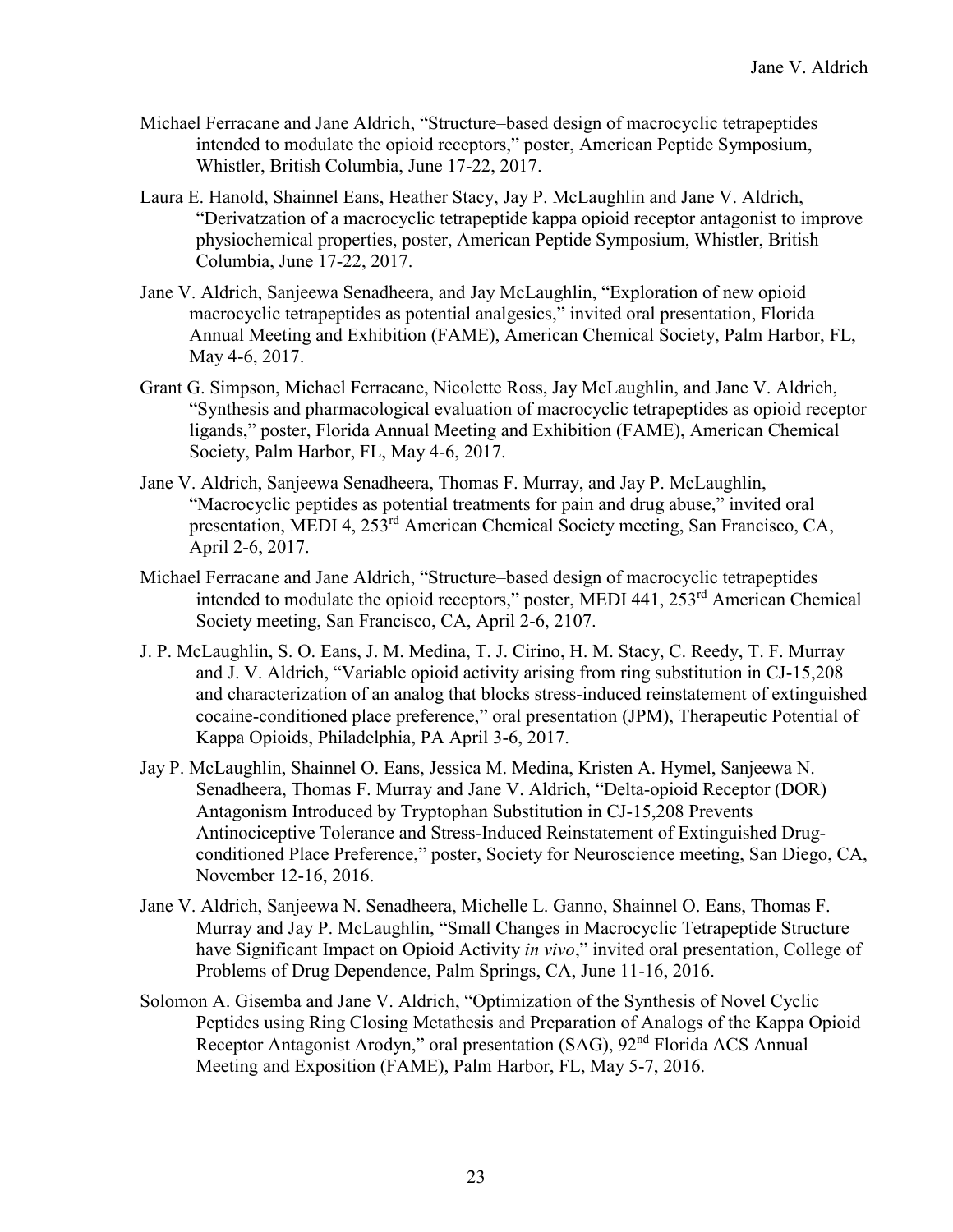Michael Ferracane and Jane Aldrich, "Structure–based design of macrocyclic tetrapeptides intended to modulate the opioid receptors," poster, American Peptide Symposium, Whistler, British Columbia, June 17-22, 2017.

Laura E. Hanold, Shainnel Eans, Heather Stacy, Jay P. McLaughlin and Jane V. Aldrich, "Derivatzation of a macrocyclic tetrapeptide kappa opioid receptor antagonist to improve physiochemical properties, poster, American Peptide Symposium, Whistler, British Columbia, June 17-22, 2017.

Jane V. Aldrich, Sanjeewa Senadheera, and Jay McLaughlin, "Exploration of new opioid macrocyclic tetrapeptides as potential analgesics," invited oral presentation, Florida Annual Meeting and Exhibition (FAME), American Chemical Society, Palm Harbor, FL, May 4-6, 2017.

Grant G. Simpson, Michael Ferracane, Nicolette Ross, Jay McLaughlin, and Jane V. Aldrich, "Synthesis and pharmacological evaluation of macrocyclic tetrapeptides as opioid receptor ligands," poster, Florida Annual Meeting and Exhibition (FAME), American Chemical Society, Palm Harbor, FL, May 4-6, 2017.

Jane V. Aldrich, Sanjeewa Senadheera, Thomas F. Murray, and Jay P. McLaughlin, "Macrocyclic peptides as potential treatments for pain and drug abuse," invited oral presentation, MEDI 4, 253rd American Chemical Society meeting, San Francisco, CA, April 2-6, 2017.

Michael Ferracane and Jane Aldrich, "Structure–based design of macrocyclic tetrapeptides intended to modulate the opioid receptors," poster, MEDI 441, 253rd American Chemical Society meeting, San Francisco, CA, April 2-6, 2107.

J. P. McLaughlin, S. O. Eans, J. M. Medina, T. J. Cirino, H. M. Stacy, C. Reedy, T. F. Murray and J. V. Aldrich, "Variable opioid activity arising from ring substitution in CJ-15,208 and characterization of an analog that blocks stress-induced reinstatement of extinguished cocaine-conditioned place preference," oral presentation (JPM), Therapeutic Potential of Kappa Opioids, Philadelphia, PA April 3-6, 2017.

Jay P. McLaughlin, Shainnel O. Eans, Jessica M. Medina, Kristen A. Hymel, Sanjeewa N. Senadheera, Thomas F. Murray and Jane V. Aldrich, "Delta-opioid Receptor (DOR) Antagonism Introduced by Tryptophan Substitution in CJ-15,208 Prevents Antinociceptive Tolerance and Stress-Induced Reinstatement of Extinguished Drug-conditioned Place Preference," poster, Society for Neuroscience meeting, San Diego, CA, November 12-16, 2016.

Jane V. Aldrich, Sanjeewa N. Senadheera, Michelle L. Ganno, Shainnel O. Eans, Thomas F. Murray and Jay P. McLaughlin, "Small Changes in Macrocyclic Tetrapeptide Structure have Significant Impact on Opioid Activity *in vivo*," invited oral presentation, College of Problems of Drug Dependence, Palm Springs, CA, June 11-16, 2016.

Solomon A. Gisemba and Jane V. Aldrich, "Optimization of the Synthesis of Novel Cyclic Peptides using Ring Closing Metathesis and Preparation of Analogs of the Kappa Opioid Receptor Antagonist Arodyn," oral presentation (SAG), 92nd Florida ACS Annual Meeting and Exposition (FAME), Palm Harbor, FL, May 5-7, 2016.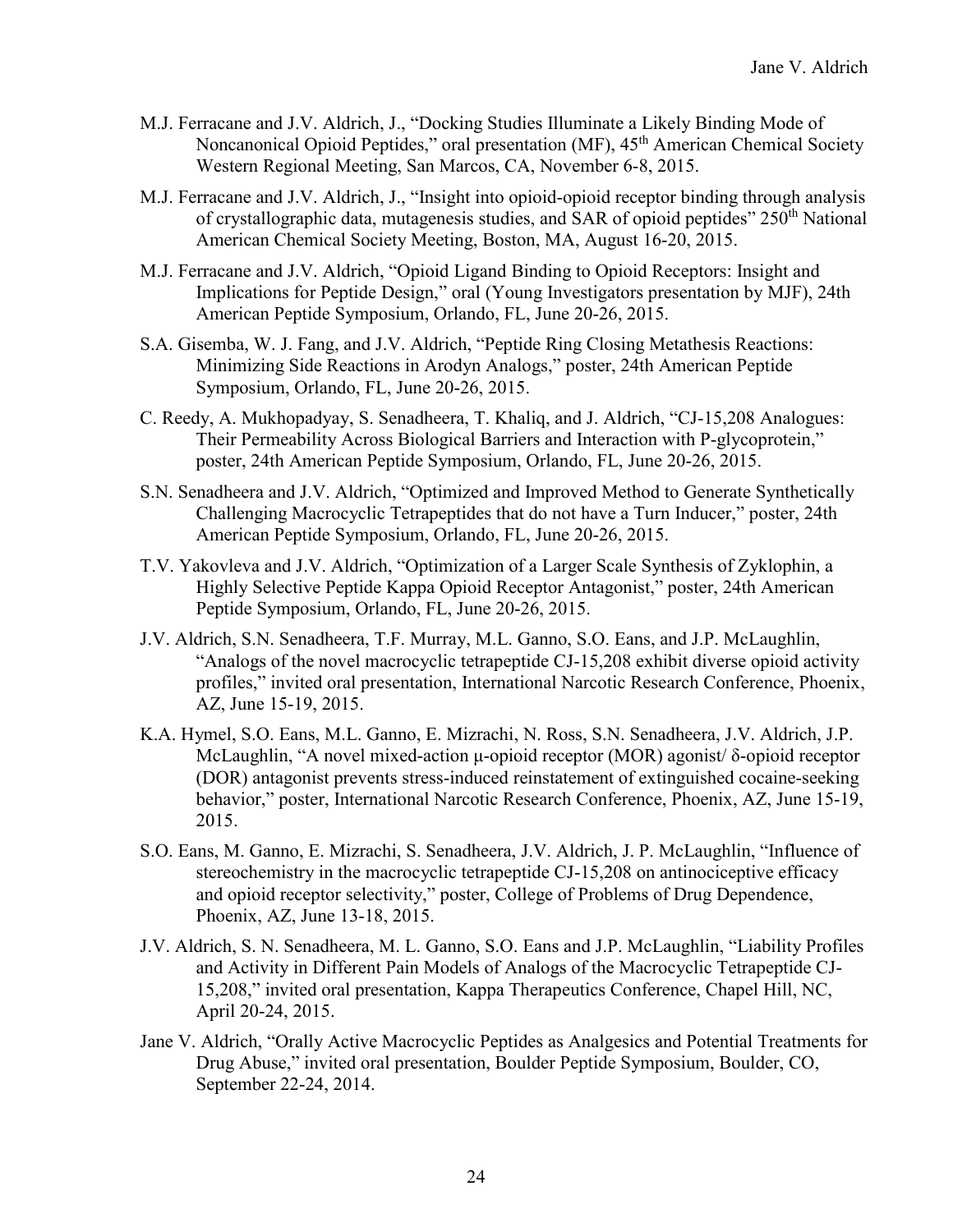M.J. Ferracane and J.V. Aldrich, J., "Docking Studies Illuminate a Likely Binding Mode of Noncanonical Opioid Peptides," oral presentation (MF), 45$^{th}$ American Chemical Society Western Regional Meeting, San Marcos, CA, November 6-8, 2015.

M.J. Ferracane and J.V. Aldrich, J., "Insight into opioid-opioid receptor binding through analysis of crystallographic data, mutagenesis studies, and SAR of opioid peptides" 250$^{th}$ National American Chemical Society Meeting, Boston, MA, August 16-20, 2015.

M.J. Ferracane and J.V. Aldrich, "Opioid Ligand Binding to Opioid Receptors: Insight and Implications for Peptide Design," oral (Young Investigators presentation by MJF), 24th American Peptide Symposium, Orlando, FL, June 20-26, 2015.

S.A. Gisemba, W. J. Fang, and J.V. Aldrich, "Peptide Ring Closing Metathesis Reactions: Minimizing Side Reactions in Arodyn Analogs," poster, 24th American Peptide Symposium, Orlando, FL, June 20-26, 2015.

C. Reedy, A. Mukhopadyay, S. Senadheera, T. Khaliq, and J. Aldrich, "CJ-15,208 Analogues: Their Permeability Across Biological Barriers and Interaction with P-glycoprotein," poster, 24th American Peptide Symposium, Orlando, FL, June 20-26, 2015.

S.N. Senadheera and J.V. Aldrich, "Optimized and Improved Method to Generate Synthetically Challenging Macrocyclic Tetrapeptides that do not have a Turn Inducer," poster, 24th American Peptide Symposium, Orlando, FL, June 20-26, 2015.

T.V. Yakovleva and J.V. Aldrich, "Optimization of a Larger Scale Synthesis of Zyklophin, a Highly Selective Peptide Kappa Opioid Receptor Antagonist," poster, 24th American Peptide Symposium, Orlando, FL, June 20-26, 2015.

J.V. Aldrich, S.N. Senadheera, T.F. Murray, M.L. Ganno, S.O. Eans, and J.P. McLaughlin, "Analogs of the novel macrocyclic tetrapeptide CJ-15,208 exhibit diverse opioid activity profiles," invited oral presentation, International Narcotic Research Conference, Phoenix, AZ, June 15-19, 2015.

K.A. Hymel, S.O. Eans, M.L. Ganno, E. Mizrachi, N. Ross, S.N. Senadheera, J.V. Aldrich, J.P. McLaughlin, "A novel mixed-action μ-opioid receptor (MOR) agonist/ δ-opioid receptor (DOR) antagonist prevents stress-induced reinstatement of extinguished cocaine-seeking behavior," poster, International Narcotic Research Conference, Phoenix, AZ, June 15-19, 2015.

S.O. Eans, M. Ganno, E. Mizrachi, S. Senadheera, J.V. Aldrich, J. P. McLaughlin, "Influence of stereochemistry in the macrocyclic tetrapeptide CJ-15,208 on antinociceptive efficacy and opioid receptor selectivity," poster, College of Problems of Drug Dependence, Phoenix, AZ, June 13-18, 2015.

J.V. Aldrich, S. N. Senadheera, M. L. Ganno, S.O. Eans and J.P. McLaughlin, "Liability Profiles and Activity in Different Pain Models of Analogs of the Macrocyclic Tetrapeptide CJ-15,208," invited oral presentation, Kappa Therapeutics Conference, Chapel Hill, NC, April 20-24, 2015.

Jane V. Aldrich, "Orally Active Macrocyclic Peptides as Analgesics and Potential Treatments for Drug Abuse," invited oral presentation, Boulder Peptide Symposium, Boulder, CO, September 22-24, 2014.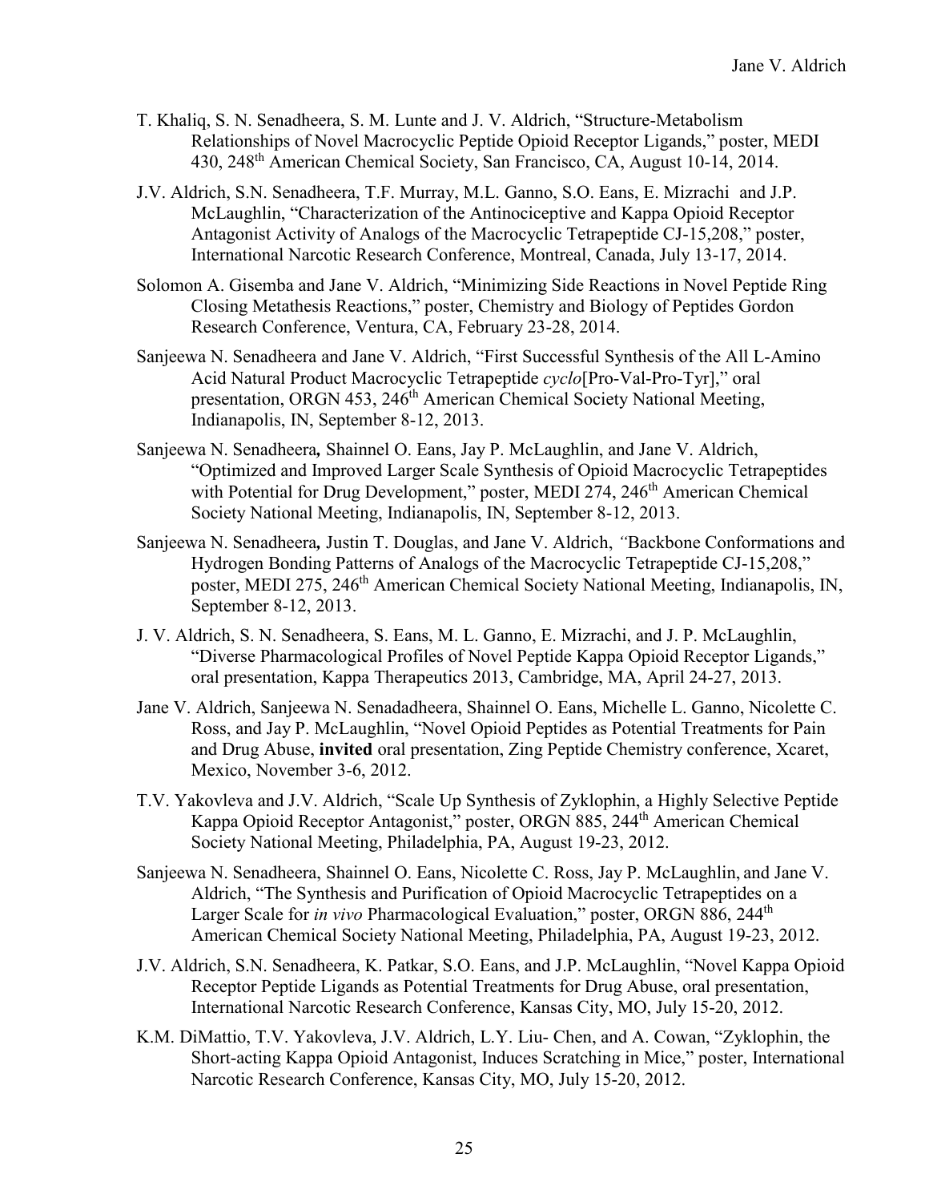T. Khaliq, S. N. Senadheera, S. M. Lunte and J. V. Aldrich, "Structure-Metabolism Relationships of Novel Macrocyclic Peptide Opioid Receptor Ligands," poster, MEDI 430, 248th American Chemical Society, San Francisco, CA, August 10-14, 2014.

J.V. Aldrich, S.N. Senadheera, T.F. Murray, M.L. Ganno, S.O. Eans, E. Mizrachi and J.P. McLaughlin, "Characterization of the Antinociceptive and Kappa Opioid Receptor Antagonist Activity of Analogs of the Macrocyclic Tetrapeptide CJ-15,208," poster, International Narcotic Research Conference, Montreal, Canada, July 13-17, 2014.

Solomon A. Gisemba and Jane V. Aldrich, "Minimizing Side Reactions in Novel Peptide Ring Closing Metathesis Reactions," poster, Chemistry and Biology of Peptides Gordon Research Conference, Ventura, CA, February 23-28, 2014.

Sanjeewa N. Senadheera and Jane V. Aldrich, "First Successful Synthesis of the All L-Amino Acid Natural Product Macrocyclic Tetrapeptide *cyclo*[Pro-Val-Pro-Tyr]," oral presentation, ORGN 453, 246th American Chemical Society National Meeting, Indianapolis, IN, September 8-12, 2013.

Sanjeewa N. Senadheera**,** Shainnel O. Eans, Jay P. McLaughlin, and Jane V. Aldrich, "Optimized and Improved Larger Scale Synthesis of Opioid Macrocyclic Tetrapeptides with Potential for Drug Development," poster, MEDI 274, 246th American Chemical Society National Meeting, Indianapolis, IN, September 8-12, 2013.

Sanjeewa N. Senadheera**,** Justin T. Douglas, and Jane V. Aldrich, "Backbone Conformations and Hydrogen Bonding Patterns of Analogs of the Macrocyclic Tetrapeptide CJ-15,208," poster, MEDI 275, 246th American Chemical Society National Meeting, Indianapolis, IN, September 8-12, 2013.

J. V. Aldrich, S. N. Senadheera, S. Eans, M. L. Ganno, E. Mizrachi, and J. P. McLaughlin, "Diverse Pharmacological Profiles of Novel Peptide Kappa Opioid Receptor Ligands," oral presentation, Kappa Therapeutics 2013, Cambridge, MA, April 24-27, 2013.

Jane V. Aldrich, Sanjeewa N. Senadadheera, Shainnel O. Eans, Michelle L. Ganno, Nicolette C. Ross, and Jay P. McLaughlin, "Novel Opioid Peptides as Potential Treatments for Pain and Drug Abuse, **invited** oral presentation, Zing Peptide Chemistry conference, Xcaret, Mexico, November 3-6, 2012.

T.V. Yakovleva and J.V. Aldrich, "Scale Up Synthesis of Zyklophin, a Highly Selective Peptide Kappa Opioid Receptor Antagonist," poster, ORGN 885, 244th American Chemical Society National Meeting, Philadelphia, PA, August 19-23, 2012.

Sanjeewa N. Senadheera, Shainnel O. Eans, Nicolette C. Ross, Jay P. McLaughlin, and Jane V. Aldrich, "The Synthesis and Purification of Opioid Macrocyclic Tetrapeptides on a Larger Scale for *in vivo* Pharmacological Evaluation," poster, ORGN 886, 244th American Chemical Society National Meeting, Philadelphia, PA, August 19-23, 2012.

J.V. Aldrich, S.N. Senadheera, K. Patkar, S.O. Eans, and J.P. McLaughlin, "Novel Kappa Opioid Receptor Peptide Ligands as Potential Treatments for Drug Abuse, oral presentation, International Narcotic Research Conference, Kansas City, MO, July 15-20, 2012.

K.M. DiMattio, T.V. Yakovleva, J.V. Aldrich, L.Y. Liu- Chen, and A. Cowan, "Zyklophin, the Short-acting Kappa Opioid Antagonist, Induces Scratching in Mice," poster, International Narcotic Research Conference, Kansas City, MO, July 15-20, 2012.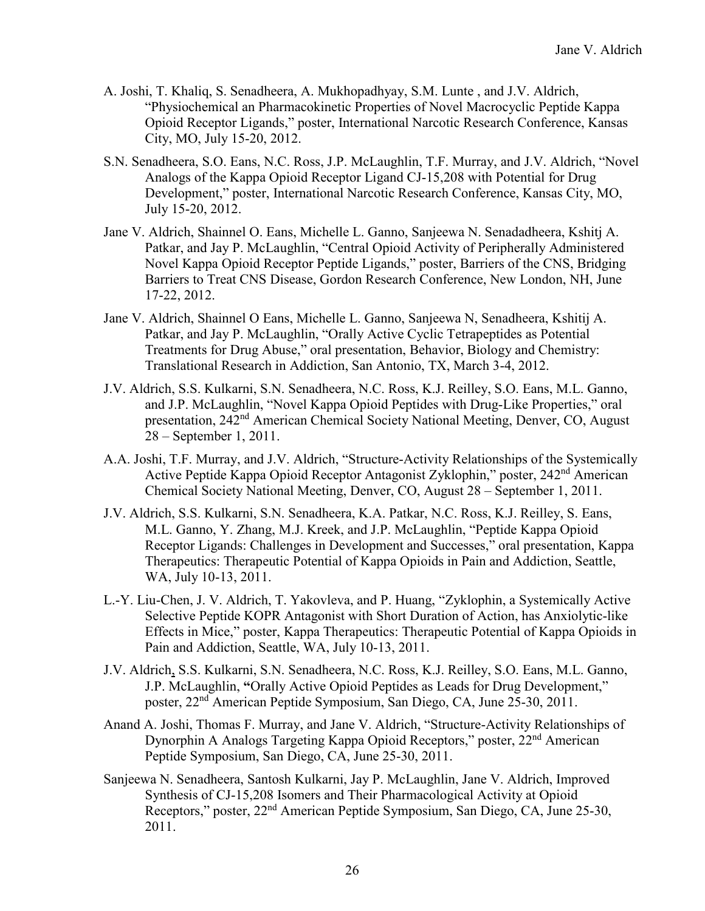A. Joshi, T. Khaliq, S. Senadheera, A. Mukhopadhyay, S.M. Lunte , and J.V. Aldrich, "Physiochemical an Pharmacokinetic Properties of Novel Macrocyclic Peptide Kappa Opioid Receptor Ligands," poster, International Narcotic Research Conference, Kansas City, MO, July 15-20, 2012.

S.N. Senadheera, S.O. Eans, N.C. Ross, J.P. McLaughlin, T.F. Murray, and J.V. Aldrich, "Novel Analogs of the Kappa Opioid Receptor Ligand CJ-15,208 with Potential for Drug Development," poster, International Narcotic Research Conference, Kansas City, MO, July 15-20, 2012.

Jane V. Aldrich, Shainnel O. Eans, Michelle L. Ganno, Sanjeewa N. Senadadheera, Kshitj A. Patkar, and Jay P. McLaughlin, "Central Opioid Activity of Peripherally Administered Novel Kappa Opioid Receptor Peptide Ligands," poster, Barriers of the CNS, Bridging Barriers to Treat CNS Disease, Gordon Research Conference, New London, NH, June 17-22, 2012.

Jane V. Aldrich, Shainnel O Eans, Michelle L. Ganno, Sanjeewa N, Senadheera, Kshitij A. Patkar, and Jay P. McLaughlin, "Orally Active Cyclic Tetrapeptides as Potential Treatments for Drug Abuse," oral presentation, Behavior, Biology and Chemistry: Translational Research in Addiction, San Antonio, TX, March 3-4, 2012.

J.V. Aldrich, S.S. Kulkarni, S.N. Senadheera, N.C. Ross, K.J. Reilley, S.O. Eans, M.L. Ganno, and J.P. McLaughlin, "Novel Kappa Opioid Peptides with Drug-Like Properties," oral presentation, 242[nd] American Chemical Society National Meeting, Denver, CO, August 28 – September 1, 2011.

A.A. Joshi, T.F. Murray, and J.V. Aldrich, "Structure-Activity Relationships of the Systemically Active Peptide Kappa Opioid Receptor Antagonist Zyklophin," poster, 242[nd] American Chemical Society National Meeting, Denver, CO, August 28 – September 1, 2011.

J.V. Aldrich, S.S. Kulkarni, S.N. Senadheera, K.A. Patkar, N.C. Ross, K.J. Reilley, S. Eans, M.L. Ganno, Y. Zhang, M.J. Kreek, and J.P. McLaughlin, "Peptide Kappa Opioid Receptor Ligands: Challenges in Development and Successes," oral presentation, Kappa Therapeutics: Therapeutic Potential of Kappa Opioids in Pain and Addiction, Seattle, WA, July 10-13, 2011.

L.-Y. Liu-Chen, J. V. Aldrich, T. Yakovleva, and P. Huang, "Zyklophin, a Systemically Active Selective Peptide KOPR Antagonist with Short Duration of Action, has Anxiolytic-like Effects in Mice," poster, Kappa Therapeutics: Therapeutic Potential of Kappa Opioids in Pain and Addiction, Seattle, WA, July 10-13, 2011.

J.V. Aldrich, S.S. Kulkarni, S.N. Senadheera, N.C. Ross, K.J. Reilley, S.O. Eans, M.L. Ganno, J.P. McLaughlin, "Orally Active Opioid Peptides as Leads for Drug Development," poster, 22[nd] American Peptide Symposium, San Diego, CA, June 25-30, 2011.

Anand A. Joshi, Thomas F. Murray, and Jane V. Aldrich, "Structure-Activity Relationships of Dynorphin A Analogs Targeting Kappa Opioid Receptors," poster, 22[nd] American Peptide Symposium, San Diego, CA, June 25-30, 2011.

Sanjeewa N. Senadheera, Santosh Kulkarni, Jay P. McLaughlin, Jane V. Aldrich, Improved Synthesis of CJ-15,208 Isomers and Their Pharmacological Activity at Opioid Receptors," poster, 22[nd] American Peptide Symposium, San Diego, CA, June 25-30, 2011.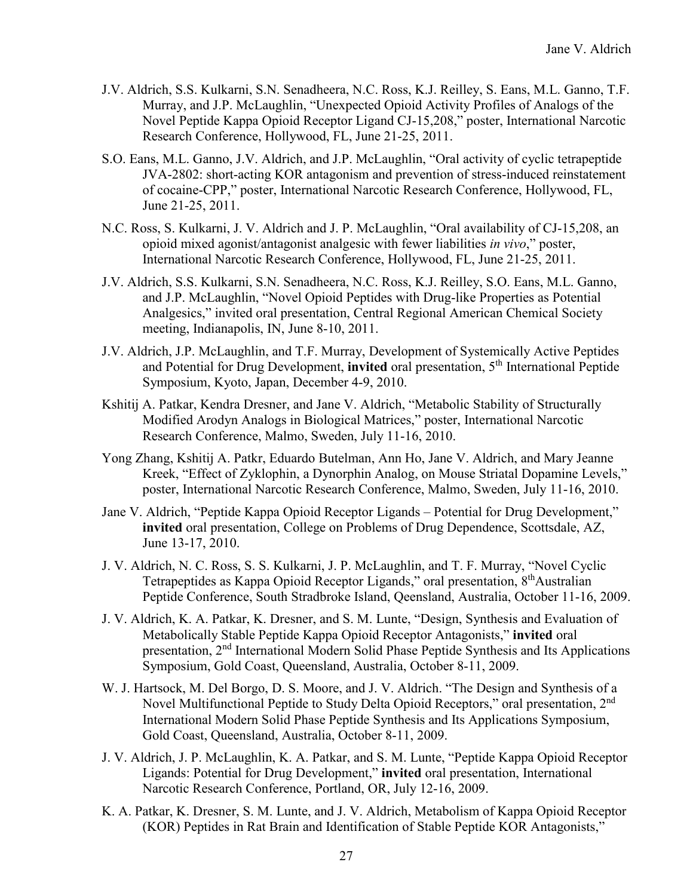J.V. Aldrich, S.S. Kulkarni, S.N. Senadheera, N.C. Ross, K.J. Reilley, S. Eans, M.L. Ganno, T.F. Murray, and J.P. McLaughlin, "Unexpected Opioid Activity Profiles of Analogs of the Novel Peptide Kappa Opioid Receptor Ligand CJ-15,208," poster, International Narcotic Research Conference, Hollywood, FL, June 21-25, 2011.

S.O. Eans, M.L. Ganno, J.V. Aldrich, and J.P. McLaughlin, "Oral activity of cyclic tetrapeptide JVA-2802: short-acting KOR antagonism and prevention of stress-induced reinstatement of cocaine-CPP," poster, International Narcotic Research Conference, Hollywood, FL, June 21-25, 2011.

N.C. Ross, S. Kulkarni, J. V. Aldrich and J. P. McLaughlin, "Oral availability of CJ-15,208, an opioid mixed agonist/antagonist analgesic with fewer liabilities *in vivo*," poster, International Narcotic Research Conference, Hollywood, FL, June 21-25, 2011.

J.V. Aldrich, S.S. Kulkarni, S.N. Senadheera, N.C. Ross, K.J. Reilley, S.O. Eans, M.L. Ganno, and J.P. McLaughlin, "Novel Opioid Peptides with Drug-like Properties as Potential Analgesics," invited oral presentation, Central Regional American Chemical Society meeting, Indianapolis, IN, June 8-10, 2011.

J.V. Aldrich, J.P. McLaughlin, and T.F. Murray, Development of Systemically Active Peptides and Potential for Drug Development, **invited** oral presentation, 5th International Peptide Symposium, Kyoto, Japan, December 4-9, 2010.

Kshitij A. Patkar, Kendra Dresner, and Jane V. Aldrich, "Metabolic Stability of Structurally Modified Arodyn Analogs in Biological Matrices," poster, International Narcotic Research Conference, Malmo, Sweden, July 11-16, 2010.

Yong Zhang, Kshitij A. Patkr, Eduardo Butelman, Ann Ho, Jane V. Aldrich, and Mary Jeanne Kreek, "Effect of Zyklophin, a Dynorphin Analog, on Mouse Striatal Dopamine Levels," poster, International Narcotic Research Conference, Malmo, Sweden, July 11-16, 2010.

Jane V. Aldrich, "Peptide Kappa Opioid Receptor Ligands – Potential for Drug Development," **invited** oral presentation, College on Problems of Drug Dependence, Scottsdale, AZ, June 13-17, 2010.

J. V. Aldrich, N. C. Ross, S. S. Kulkarni, J. P. McLaughlin, and T. F. Murray, "Novel Cyclic Tetrapeptides as Kappa Opioid Receptor Ligands," oral presentation, 8thAustralian Peptide Conference, South Stradbroke Island, Qeensland, Australia, October 11-16, 2009.

J. V. Aldrich, K. A. Patkar, K. Dresner, and S. M. Lunte, "Design, Synthesis and Evaluation of Metabolically Stable Peptide Kappa Opioid Receptor Antagonists," **invited** oral presentation, 2nd International Modern Solid Phase Peptide Synthesis and Its Applications Symposium, Gold Coast, Queensland, Australia, October 8-11, 2009.

W. J. Hartsock, M. Del Borgo, D. S. Moore, and J. V. Aldrich. "The Design and Synthesis of a Novel Multifunctional Peptide to Study Delta Opioid Receptors," oral presentation, 2nd International Modern Solid Phase Peptide Synthesis and Its Applications Symposium, Gold Coast, Queensland, Australia, October 8-11, 2009.

J. V. Aldrich, J. P. McLaughlin, K. A. Patkar, and S. M. Lunte, "Peptide Kappa Opioid Receptor Ligands: Potential for Drug Development," **invited** oral presentation, International Narcotic Research Conference, Portland, OR, July 12-16, 2009.

K. A. Patkar, K. Dresner, S. M. Lunte, and J. V. Aldrich, Metabolism of Kappa Opioid Receptor (KOR) Peptides in Rat Brain and Identification of Stable Peptide KOR Antagonists,"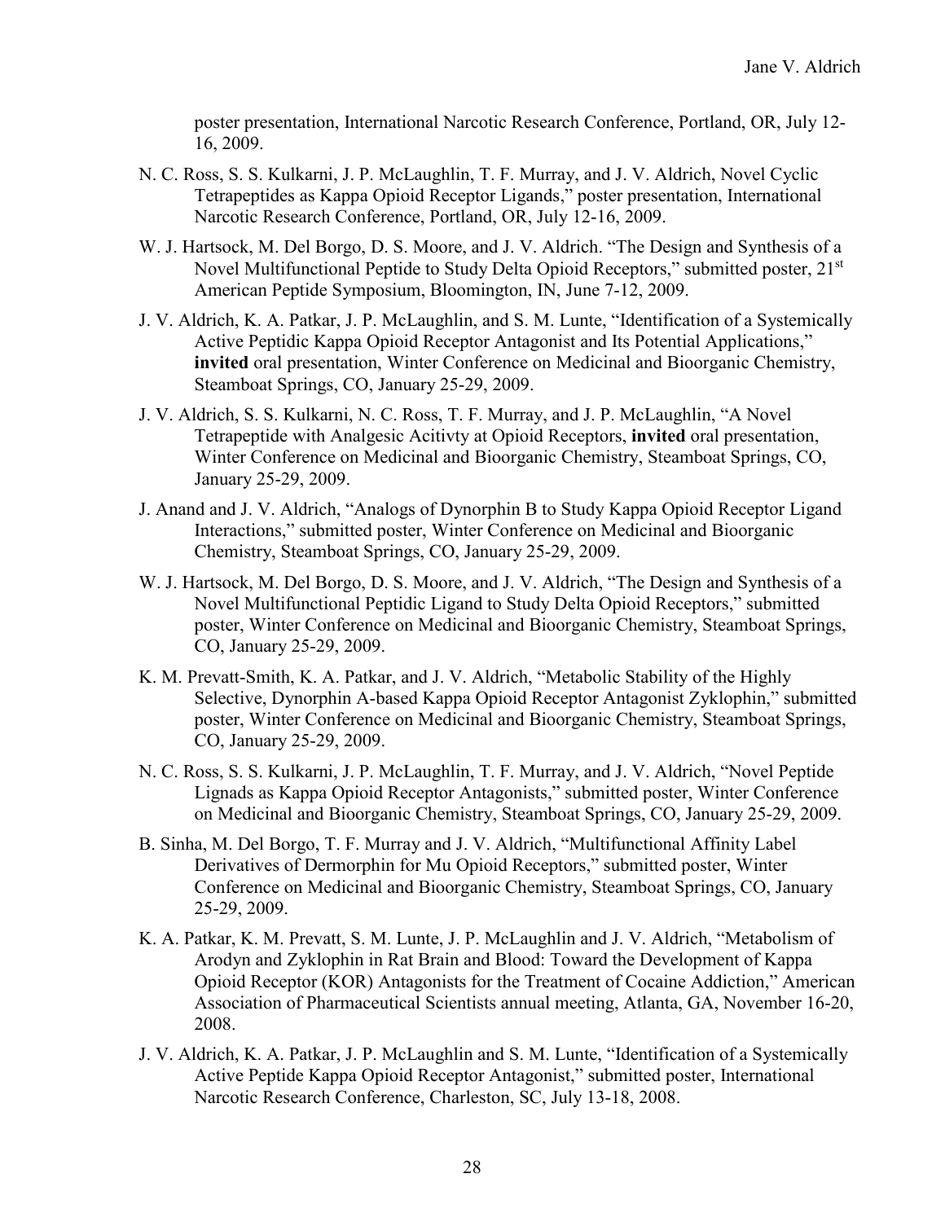poster presentation, International Narcotic Research Conference, Portland, OR, July 12-16, 2009.

N. C. Ross, S. S. Kulkarni, J. P. McLaughlin, T. F. Murray, and J. V. Aldrich, Novel Cyclic Tetrapeptides as Kappa Opioid Receptor Ligands," poster presentation, International Narcotic Research Conference, Portland, OR, July 12-16, 2009.

W. J. Hartsock, M. Del Borgo, D. S. Moore, and J. V. Aldrich. "The Design and Synthesis of a Novel Multifunctional Peptide to Study Delta Opioid Receptors," submitted poster, 21st American Peptide Symposium, Bloomington, IN, June 7-12, 2009.

J. V. Aldrich, K. A. Patkar, J. P. McLaughlin, and S. M. Lunte, "Identification of a Systemically Active Peptidic Kappa Opioid Receptor Antagonist and Its Potential Applications," **invited** oral presentation, Winter Conference on Medicinal and Bioorganic Chemistry, Steamboat Springs, CO, January 25-29, 2009.

J. V. Aldrich, S. S. Kulkarni, N. C. Ross, T. F. Murray, and J. P. McLaughlin, "A Novel Tetrapeptide with Analgesic Acitivty at Opioid Receptors, **invited** oral presentation, Winter Conference on Medicinal and Bioorganic Chemistry, Steamboat Springs, CO, January 25-29, 2009.

J. Anand and J. V. Aldrich, "Analogs of Dynorphin B to Study Kappa Opioid Receptor Ligand Interactions," submitted poster, Winter Conference on Medicinal and Bioorganic Chemistry, Steamboat Springs, CO, January 25-29, 2009.

W. J. Hartsock, M. Del Borgo, D. S. Moore, and J. V. Aldrich, "The Design and Synthesis of a Novel Multifunctional Peptidic Ligand to Study Delta Opioid Receptors," submitted poster, Winter Conference on Medicinal and Bioorganic Chemistry, Steamboat Springs, CO, January 25-29, 2009.

K. M. Prevatt-Smith, K. A. Patkar, and J. V. Aldrich, "Metabolic Stability of the Highly Selective, Dynorphin A-based Kappa Opioid Receptor Antagonist Zyklophin," submitted poster, Winter Conference on Medicinal and Bioorganic Chemistry, Steamboat Springs, CO, January 25-29, 2009.

N. C. Ross, S. S. Kulkarni, J. P. McLaughlin, T. F. Murray, and J. V. Aldrich, "Novel Peptide Lignads as Kappa Opioid Receptor Antagonists," submitted poster, Winter Conference on Medicinal and Bioorganic Chemistry, Steamboat Springs, CO, January 25-29, 2009.

B. Sinha, M. Del Borgo, T. F. Murray and J. V. Aldrich, "Multifunctional Affinity Label Derivatives of Dermorphin for Mu Opioid Receptors," submitted poster, Winter Conference on Medicinal and Bioorganic Chemistry, Steamboat Springs, CO, January 25-29, 2009.

K. A. Patkar, K. M. Prevatt, S. M. Lunte, J. P. McLaughlin and J. V. Aldrich, "Metabolism of Arodyn and Zyklophin in Rat Brain and Blood: Toward the Development of Kappa Opioid Receptor (KOR) Antagonists for the Treatment of Cocaine Addiction," American Association of Pharmaceutical Scientists annual meeting, Atlanta, GA, November 16-20, 2008.

J. V. Aldrich, K. A. Patkar, J. P. McLaughlin and S. M. Lunte, "Identification of a Systemically Active Peptide Kappa Opioid Receptor Antagonist," submitted poster, International Narcotic Research Conference, Charleston, SC, July 13-18, 2008.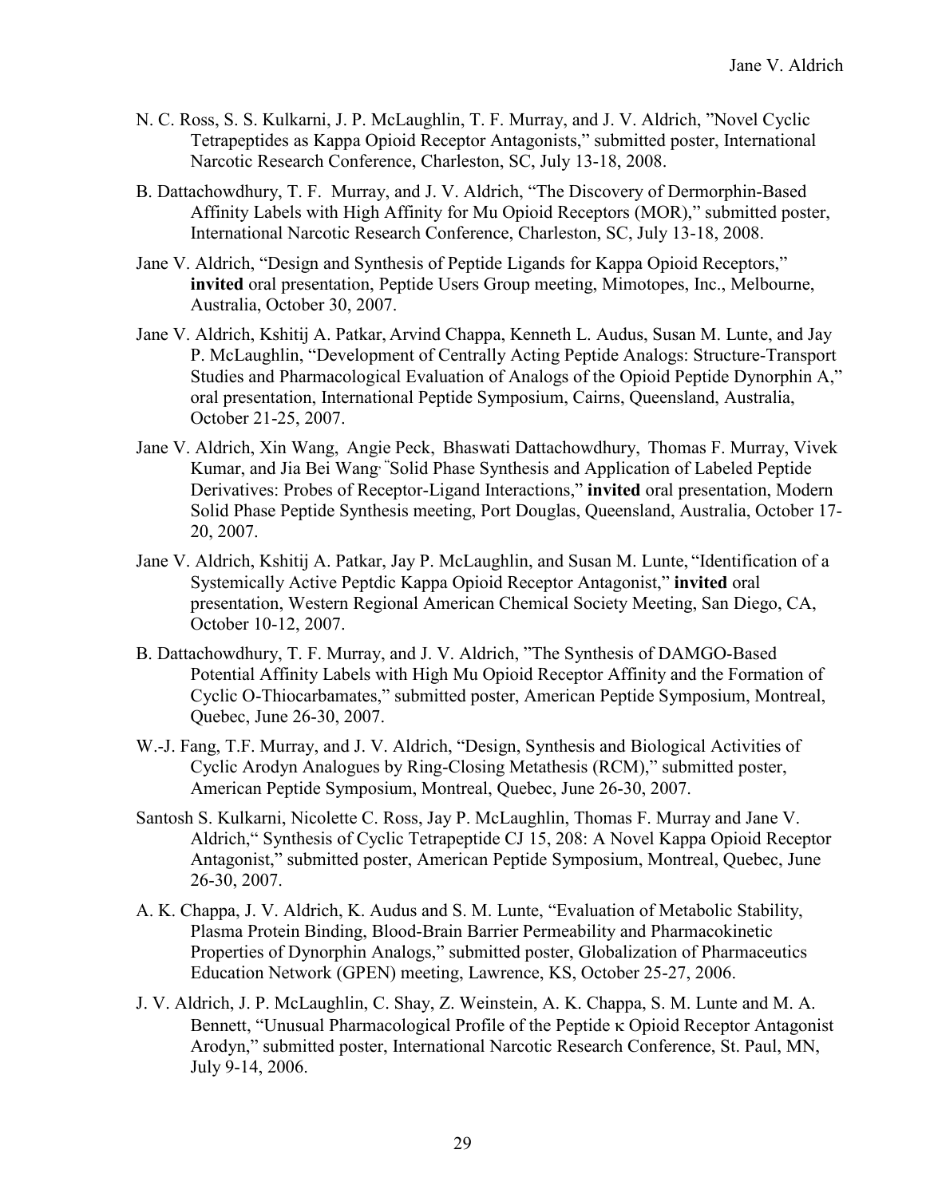N. C. Ross, S. S. Kulkarni, J. P. McLaughlin, T. F. Murray, and J. V. Aldrich, "Novel Cyclic Tetrapeptides as Kappa Opioid Receptor Antagonists," submitted poster, International Narcotic Research Conference, Charleston, SC, July 13-18, 2008.

B. Dattachowdhury, T. F. Murray, and J. V. Aldrich, "The Discovery of Dermorphin-Based Affinity Labels with High Affinity for Mu Opioid Receptors (MOR)," submitted poster, International Narcotic Research Conference, Charleston, SC, July 13-18, 2008.

Jane V. Aldrich, "Design and Synthesis of Peptide Ligands for Kappa Opioid Receptors," **invited** oral presentation, Peptide Users Group meeting, Mimotopes, Inc., Melbourne, Australia, October 30, 2007.

Jane V. Aldrich, Kshitij A. Patkar, Arvind Chappa, Kenneth L. Audus, Susan M. Lunte, and Jay P. McLaughlin, "Development of Centrally Acting Peptide Analogs: Structure-Transport Studies and Pharmacological Evaluation of Analogs of the Opioid Peptide Dynorphin A," oral presentation, International Peptide Symposium, Cairns, Queensland, Australia, October 21-25, 2007.

Jane V. Aldrich, Xin Wang, Angie Peck, Bhaswati Dattachowdhury, Thomas F. Murray, Vivek Kumar, and Jia Bei Wang, "Solid Phase Synthesis and Application of Labeled Peptide Derivatives: Probes of Receptor-Ligand Interactions," **invited** oral presentation, Modern Solid Phase Peptide Synthesis meeting, Port Douglas, Queensland, Australia, October 17-20, 2007.

Jane V. Aldrich, Kshitij A. Patkar, Jay P. McLaughlin, and Susan M. Lunte, "Identification of a Systemically Active Peptdic Kappa Opioid Receptor Antagonist," **invited** oral presentation, Western Regional American Chemical Society Meeting, San Diego, CA, October 10-12, 2007.

B. Dattachowdhury, T. F. Murray, and J. V. Aldrich, "The Synthesis of DAMGO-Based Potential Affinity Labels with High Mu Opioid Receptor Affinity and the Formation of Cyclic O-Thiocarbamates," submitted poster, American Peptide Symposium, Montreal, Quebec, June 26-30, 2007.

W.-J. Fang, T.F. Murray, and J. V. Aldrich, "Design, Synthesis and Biological Activities of Cyclic Arodyn Analogues by Ring-Closing Metathesis (RCM)," submitted poster, American Peptide Symposium, Montreal, Quebec, June 26-30, 2007.

Santosh S. Kulkarni, Nicolette C. Ross, Jay P. McLaughlin, Thomas F. Murray and Jane V. Aldrich," Synthesis of Cyclic Tetrapeptide CJ 15, 208: A Novel Kappa Opioid Receptor Antagonist," submitted poster, American Peptide Symposium, Montreal, Quebec, June 26-30, 2007.

A. K. Chappa, J. V. Aldrich, K. Audus and S. M. Lunte, "Evaluation of Metabolic Stability, Plasma Protein Binding, Blood-Brain Barrier Permeability and Pharmacokinetic Properties of Dynorphin Analogs," submitted poster, Globalization of Pharmaceutics Education Network (GPEN) meeting, Lawrence, KS, October 25-27, 2006.

J. V. Aldrich, J. P. McLaughlin, C. Shay, Z. Weinstein, A. K. Chappa, S. M. Lunte and M. A. Bennett, "Unusual Pharmacological Profile of the Peptide κ Opioid Receptor Antagonist Arodyn," submitted poster, International Narcotic Research Conference, St. Paul, MN, July 9-14, 2006.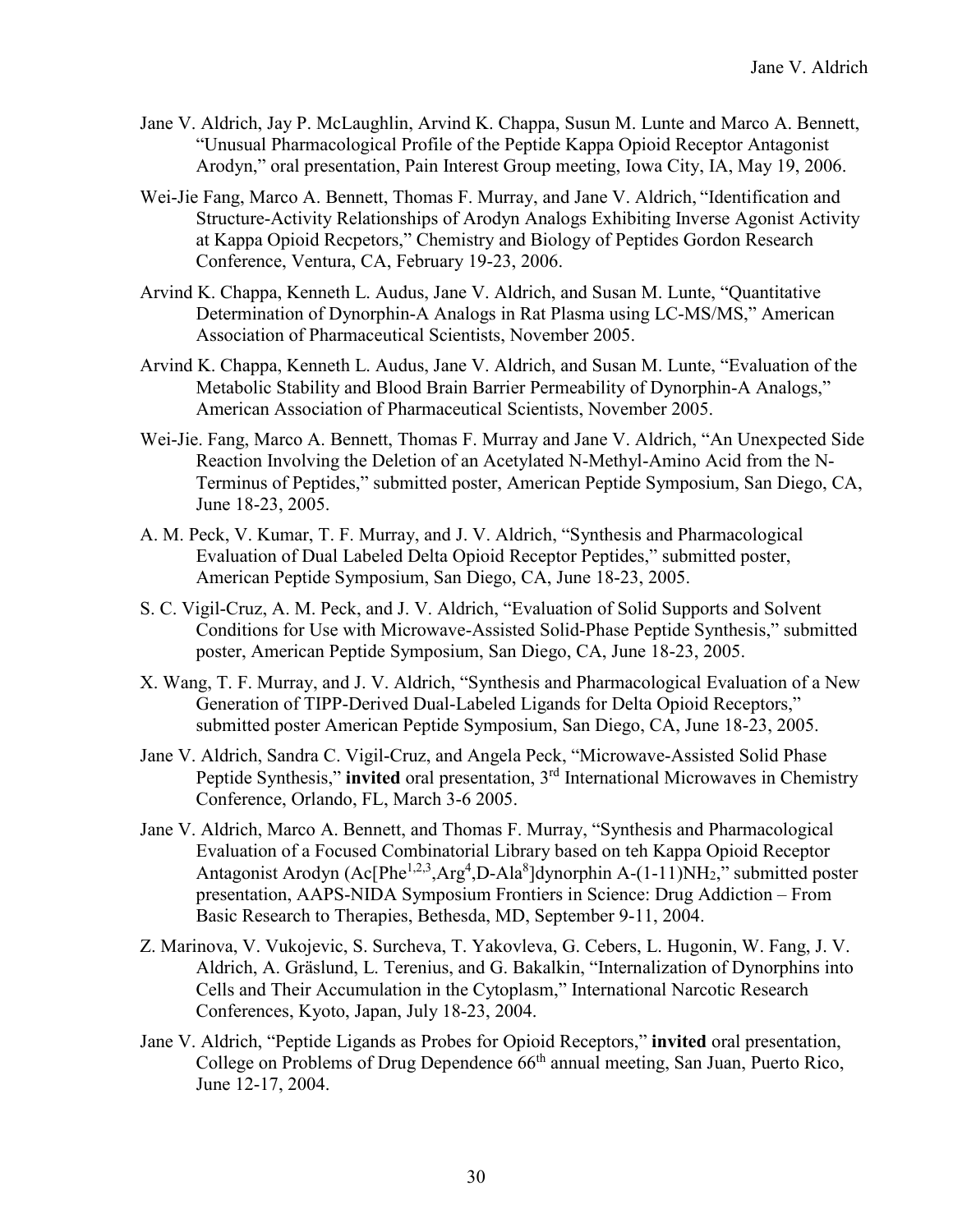Jane V. Aldrich, Jay P. McLaughlin, Arvind K. Chappa, Susun M. Lunte and Marco A. Bennett, "Unusual Pharmacological Profile of the Peptide Kappa Opioid Receptor Antagonist Arodyn," oral presentation, Pain Interest Group meeting, Iowa City, IA, May 19, 2006.

Wei-Jie Fang, Marco A. Bennett, Thomas F. Murray, and Jane V. Aldrich, "Identification and Structure-Activity Relationships of Arodyn Analogs Exhibiting Inverse Agonist Activity at Kappa Opioid Recpetors," Chemistry and Biology of Peptides Gordon Research Conference, Ventura, CA, February 19-23, 2006.

Arvind K. Chappa, Kenneth L. Audus, Jane V. Aldrich, and Susan M. Lunte, "Quantitative Determination of Dynorphin-A Analogs in Rat Plasma using LC-MS/MS," American Association of Pharmaceutical Scientists, November 2005.

Arvind K. Chappa, Kenneth L. Audus, Jane V. Aldrich, and Susan M. Lunte, "Evaluation of the Metabolic Stability and Blood Brain Barrier Permeability of Dynorphin-A Analogs," American Association of Pharmaceutical Scientists, November 2005.

Wei-Jie. Fang, Marco A. Bennett, Thomas F. Murray and Jane V. Aldrich, "An Unexpected Side Reaction Involving the Deletion of an Acetylated N-Methyl-Amino Acid from the N-Terminus of Peptides," submitted poster, American Peptide Symposium, San Diego, CA, June 18-23, 2005.

A. M. Peck, V. Kumar, T. F. Murray, and J. V. Aldrich, "Synthesis and Pharmacological Evaluation of Dual Labeled Delta Opioid Receptor Peptides," submitted poster, American Peptide Symposium, San Diego, CA, June 18-23, 2005.

S. C. Vigil-Cruz, A. M. Peck, and J. V. Aldrich, "Evaluation of Solid Supports and Solvent Conditions for Use with Microwave-Assisted Solid-Phase Peptide Synthesis," submitted poster, American Peptide Symposium, San Diego, CA, June 18-23, 2005.

X. Wang, T. F. Murray, and J. V. Aldrich, "Synthesis and Pharmacological Evaluation of a New Generation of TIPP-Derived Dual-Labeled Ligands for Delta Opioid Receptors," submitted poster American Peptide Symposium, San Diego, CA, June 18-23, 2005.

Jane V. Aldrich, Sandra C. Vigil-Cruz, and Angela Peck, "Microwave-Assisted Solid Phase Peptide Synthesis," **invited** oral presentation, 3rd International Microwaves in Chemistry Conference, Orlando, FL, March 3-6 2005.

Jane V. Aldrich, Marco A. Bennett, and Thomas F. Murray, "Synthesis and Pharmacological Evaluation of a Focused Combinatorial Library based on teh Kappa Opioid Receptor Antagonist Arodyn (Ac[$Phe^{1,2,3}$,$Arg^4$,D-$Ala^8$]dynorphin A-(1-11)$NH_2$," submitted poster presentation, AAPS-NIDA Symposium Frontiers in Science: Drug Addiction – From Basic Research to Therapies, Bethesda, MD, September 9-11, 2004.

Z. Marinova, V. Vukojevic, S. Surcheva, T. Yakovleva, G. Cebers, L. Hugonin, W. Fang, J. V. Aldrich, A. Gräslund, L. Terenius, and G. Bakalkin, "Internalization of Dynorphins into Cells and Their Accumulation in the Cytoplasm," International Narcotic Research Conferences, Kyoto, Japan, July 18-23, 2004.

Jane V. Aldrich, "Peptide Ligands as Probes for Opioid Receptors," **invited** oral presentation, College on Problems of Drug Dependence 66th annual meeting, San Juan, Puerto Rico, June 12-17, 2004.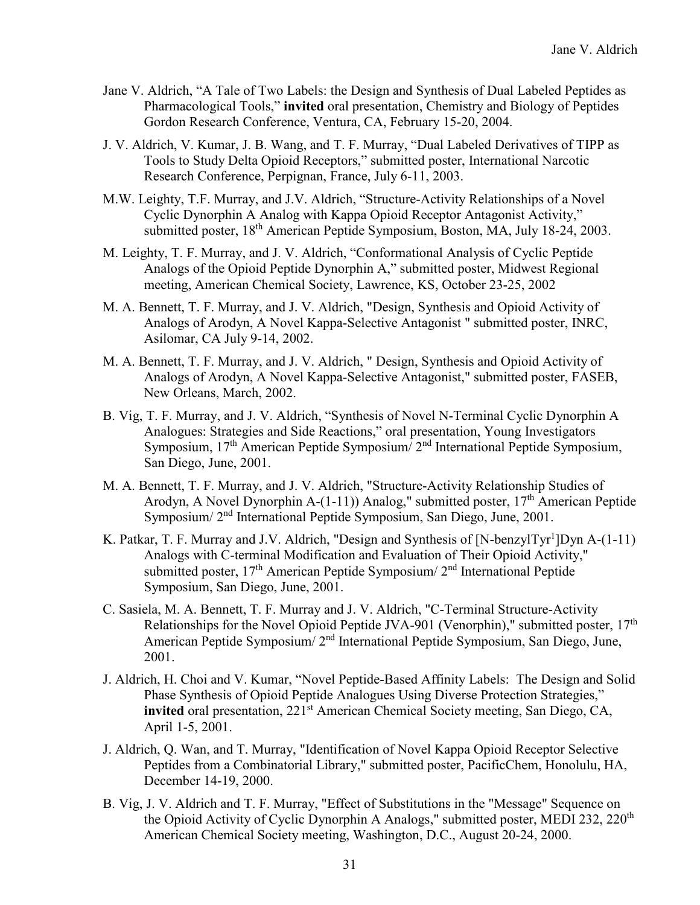Jane V. Aldrich, “A Tale of Two Labels: the Design and Synthesis of Dual Labeled Peptides as Pharmacological Tools,” **invited** oral presentation, Chemistry and Biology of Peptides Gordon Research Conference, Ventura, CA, February 15-20, 2004.

J. V. Aldrich, V. Kumar, J. B. Wang, and T. F. Murray, “Dual Labeled Derivatives of TIPP as Tools to Study Delta Opioid Receptors,” submitted poster, International Narcotic Research Conference, Perpignan, France, July 6-11, 2003.

M.W. Leighty, T.F. Murray, and J.V. Aldrich, “Structure-Activity Relationships of a Novel Cyclic Dynorphin A Analog with Kappa Opioid Receptor Antagonist Activity,” submitted poster, 18th American Peptide Symposium, Boston, MA, July 18-24, 2003.

M. Leighty, T. F. Murray, and J. V. Aldrich, “Conformational Analysis of Cyclic Peptide Analogs of the Opioid Peptide Dynorphin A,” submitted poster, Midwest Regional meeting, American Chemical Society, Lawrence, KS, October 23-25, 2002

M. A. Bennett, T. F. Murray, and J. V. Aldrich, "Design, Synthesis and Opioid Activity of Analogs of Arodyn, A Novel Kappa-Selective Antagonist " submitted poster, INRC, Asilomar, CA July 9-14, 2002.

M. A. Bennett, T. F. Murray, and J. V. Aldrich, " Design, Synthesis and Opioid Activity of Analogs of Arodyn, A Novel Kappa-Selective Antagonist," submitted poster, FASEB, New Orleans, March, 2002.

B. Vig, T. F. Murray, and J. V. Aldrich, “Synthesis of Novel N-Terminal Cyclic Dynorphin A Analogues: Strategies and Side Reactions,” oral presentation, Young Investigators Symposium, 17th American Peptide Symposium/ 2nd International Peptide Symposium, San Diego, June, 2001.

M. A. Bennett, T. F. Murray, and J. V. Aldrich, "Structure-Activity Relationship Studies of Arodyn, A Novel Dynorphin A-(1-11)) Analog," submitted poster, 17th American Peptide Symposium/ 2nd International Peptide Symposium, San Diego, June, 2001.

K. Patkar, T. F. Murray and J.V. Aldrich, "Design and Synthesis of [N-benzylTyr1]Dyn A-(1-11) Analogs with C-terminal Modification and Evaluation of Their Opioid Activity," submitted poster, 17th American Peptide Symposium/ 2nd International Peptide Symposium, San Diego, June, 2001.

C. Sasiela, M. A. Bennett, T. F. Murray and J. V. Aldrich, "C-Terminal Structure-Activity Relationships for the Novel Opioid Peptide JVA-901 (Venorphin)," submitted poster, 17th American Peptide Symposium/ 2nd International Peptide Symposium, San Diego, June, 2001.

J. Aldrich, H. Choi and V. Kumar, “Novel Peptide-Based Affinity Labels: The Design and Solid Phase Synthesis of Opioid Peptide Analogues Using Diverse Protection Strategies,” **invited** oral presentation, 221st American Chemical Society meeting, San Diego, CA, April 1-5, 2001.

J. Aldrich, Q. Wan, and T. Murray, "Identification of Novel Kappa Opioid Receptor Selective Peptides from a Combinatorial Library," submitted poster, PacificChem, Honolulu, HA, December 14-19, 2000.

B. Vig, J. V. Aldrich and T. F. Murray, "Effect of Substitutions in the "Message" Sequence on the Opioid Activity of Cyclic Dynorphin A Analogs," submitted poster, MEDI 232, 220th American Chemical Society meeting, Washington, D.C., August 20-24, 2000.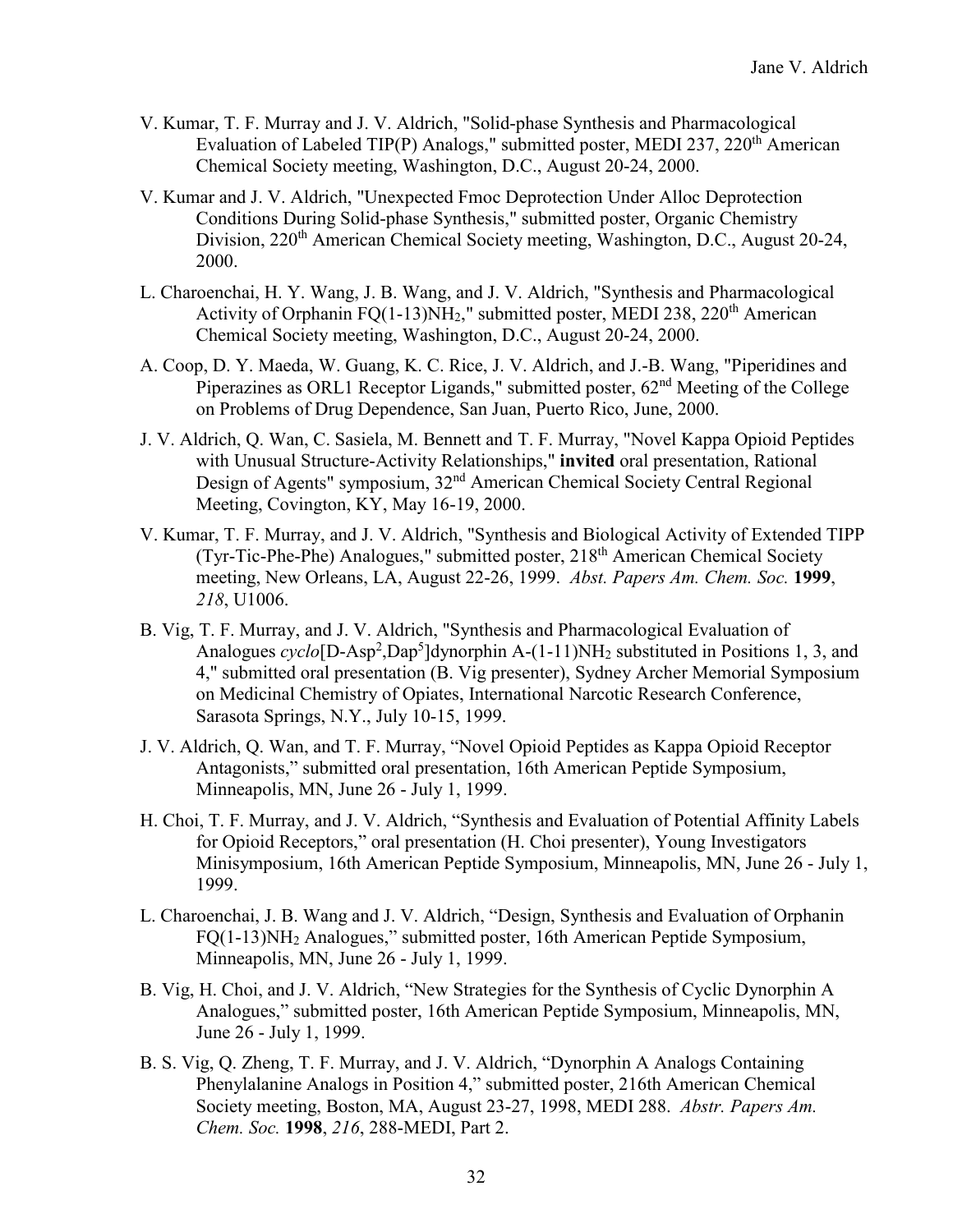V. Kumar, T. F. Murray and J. V. Aldrich, "Solid-phase Synthesis and Pharmacological Evaluation of Labeled TIP(P) Analogs," submitted poster, MEDI 237, 220th American Chemical Society meeting, Washington, D.C., August 20-24, 2000.

V. Kumar and J. V. Aldrich, "Unexpected Fmoc Deprotection Under Alloc Deprotection Conditions During Solid-phase Synthesis," submitted poster, Organic Chemistry Division, 220th American Chemical Society meeting, Washington, D.C., August 20-24, 2000.

L. Charoenchai, H. Y. Wang, J. B. Wang, and J. V. Aldrich, "Synthesis and Pharmacological Activity of Orphanin FQ(1-13)$NH_2$," submitted poster, MEDI 238, 220th American Chemical Society meeting, Washington, D.C., August 20-24, 2000.

A. Coop, D. Y. Maeda, W. Guang, K. C. Rice, J. V. Aldrich, and J.-B. Wang, "Piperidines and Piperazines as ORL1 Receptor Ligands," submitted poster, 62nd Meeting of the College on Problems of Drug Dependence, San Juan, Puerto Rico, June, 2000.

J. V. Aldrich, Q. Wan, C. Sasiela, M. Bennett and T. F. Murray, "Novel Kappa Opioid Peptides with Unusual Structure-Activity Relationships," **invited** oral presentation, Rational Design of Agents" symposium, 32nd American Chemical Society Central Regional Meeting, Covington, KY, May 16-19, 2000.

V. Kumar, T. F. Murray, and J. V. Aldrich, "Synthesis and Biological Activity of Extended TIPP (Tyr-Tic-Phe-Phe) Analogues," submitted poster, 218th American Chemical Society meeting, New Orleans, LA, August 22-26, 1999. *Abst. Papers Am. Chem. Soc.* **1999**, *218*, U1006.

B. Vig, T. F. Murray, and J. V. Aldrich, "Synthesis and Pharmacological Evaluation of Analogues *cyclo*[D-Asp[2],Dap[5]]dynorphin A-(1-11)$NH_2$ substituted in Positions 1, 3, and 4," submitted oral presentation (B. Vig presenter), Sydney Archer Memorial Symposium on Medicinal Chemistry of Opiates, International Narcotic Research Conference, Sarasota Springs, N.Y., July 10-15, 1999.

J. V. Aldrich, Q. Wan, and T. F. Murray, "Novel Opioid Peptides as Kappa Opioid Receptor Antagonists," submitted oral presentation, 16th American Peptide Symposium, Minneapolis, MN, June 26 - July 1, 1999.

H. Choi, T. F. Murray, and J. V. Aldrich, "Synthesis and Evaluation of Potential Affinity Labels for Opioid Receptors," oral presentation (H. Choi presenter), Young Investigators Minisymposium, 16th American Peptide Symposium, Minneapolis, MN, June 26 - July 1, 1999.

L. Charoenchai, J. B. Wang and J. V. Aldrich, "Design, Synthesis and Evaluation of Orphanin FQ(1-13)$NH_2$ Analogues," submitted poster, 16th American Peptide Symposium, Minneapolis, MN, June 26 - July 1, 1999.

B. Vig, H. Choi, and J. V. Aldrich, "New Strategies for the Synthesis of Cyclic Dynorphin A Analogues," submitted poster, 16th American Peptide Symposium, Minneapolis, MN, June 26 - July 1, 1999.

B. S. Vig, Q. Zheng, T. F. Murray, and J. V. Aldrich, "Dynorphin A Analogs Containing Phenylalanine Analogs in Position 4," submitted poster, 216th American Chemical Society meeting, Boston, MA, August 23-27, 1998, MEDI 288. *Abstr. Papers Am. Chem. Soc.* **1998**, *216*, 288-MEDI, Part 2.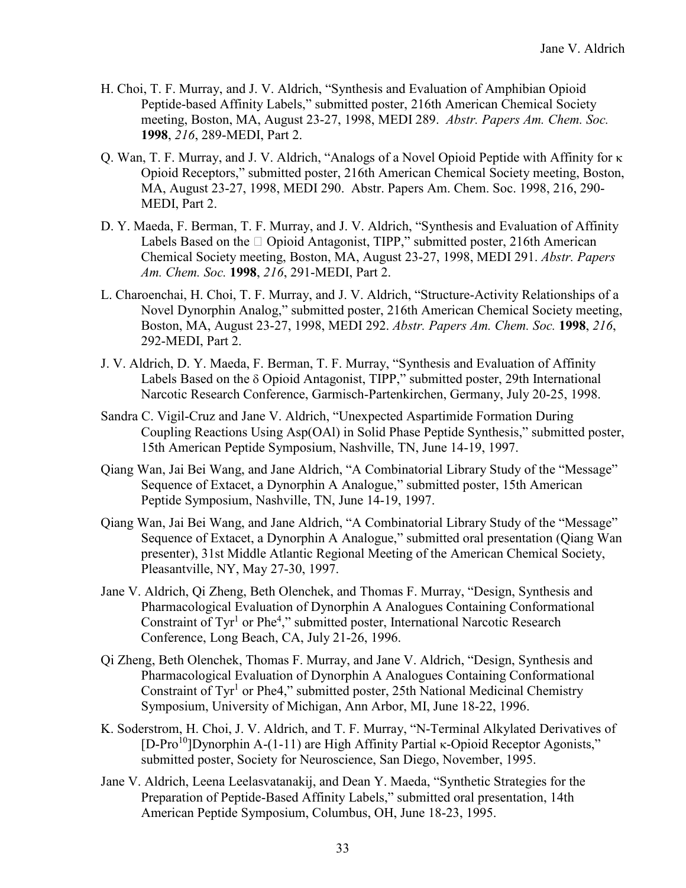H. Choi, T. F. Murray, and J. V. Aldrich, "Synthesis and Evaluation of Amphibian Opioid Peptide-based Affinity Labels," submitted poster, 216th American Chemical Society meeting, Boston, MA, August 23-27, 1998, MEDI 289. *Abstr. Papers Am. Chem. Soc.* **1998**, *216*, 289-MEDI, Part 2.

Q. Wan, T. F. Murray, and J. V. Aldrich, "Analogs of a Novel Opioid Peptide with Affinity for κ Opioid Receptors," submitted poster, 216th American Chemical Society meeting, Boston, MA, August 23-27, 1998, MEDI 290. Abstr. Papers Am. Chem. Soc. 1998, 216, 290-MEDI, Part 2.

D. Y. Maeda, F. Berman, T. F. Murray, and J. V. Aldrich, "Synthesis and Evaluation of Affinity Labels Based on the  Opioid Antagonist, TIPP," submitted poster, 216th American Chemical Society meeting, Boston, MA, August 23-27, 1998, MEDI 291. *Abstr. Papers Am. Chem. Soc.* **1998**, *216*, 291-MEDI, Part 2.

L. Charoenchai, H. Choi, T. F. Murray, and J. V. Aldrich, "Structure-Activity Relationships of a Novel Dynorphin Analog," submitted poster, 216th American Chemical Society meeting, Boston, MA, August 23-27, 1998, MEDI 292. *Abstr. Papers Am. Chem. Soc.* **1998**, *216*, 292-MEDI, Part 2.

J. V. Aldrich, D. Y. Maeda, F. Berman, T. F. Murray, "Synthesis and Evaluation of Affinity Labels Based on the δ Opioid Antagonist, TIPP," submitted poster, 29th International Narcotic Research Conference, Garmisch-Partenkirchen, Germany, July 20-25, 1998.

Sandra C. Vigil-Cruz and Jane V. Aldrich, "Unexpected Aspartimide Formation During Coupling Reactions Using Asp(OAl) in Solid Phase Peptide Synthesis," submitted poster, 15th American Peptide Symposium, Nashville, TN, June 14-19, 1997.

Qiang Wan, Jai Bei Wang, and Jane Aldrich, "A Combinatorial Library Study of the "Message" Sequence of Extacet, a Dynorphin A Analogue," submitted poster, 15th American Peptide Symposium, Nashville, TN, June 14-19, 1997.

Qiang Wan, Jai Bei Wang, and Jane Aldrich, "A Combinatorial Library Study of the "Message" Sequence of Extacet, a Dynorphin A Analogue," submitted oral presentation (Qiang Wan presenter), 31st Middle Atlantic Regional Meeting of the American Chemical Society, Pleasantville, NY, May 27-30, 1997.

Jane V. Aldrich, Qi Zheng, Beth Olenchek, and Thomas F. Murray, "Design, Synthesis and Pharmacological Evaluation of Dynorphin A Analogues Containing Conformational Constraint of $Tyr^1$ or $Phe^4$," submitted poster, International Narcotic Research Conference, Long Beach, CA, July 21-26, 1996.

Qi Zheng, Beth Olenchek, Thomas F. Murray, and Jane V. Aldrich, "Design, Synthesis and Pharmacological Evaluation of Dynorphin A Analogues Containing Conformational Constraint of $Tyr^1$ or Phe4," submitted poster, 25th National Medicinal Chemistry Symposium, University of Michigan, Ann Arbor, MI, June 18-22, 1996.

K. Soderstrom, H. Choi, J. V. Aldrich, and T. F. Murray, "N-Terminal Alkylated Derivatives of [D-$Pro^{10}$]Dynorphin A-(1-11) are High Affinity Partial κ-Opioid Receptor Agonists," submitted poster, Society for Neuroscience, San Diego, November, 1995.

Jane V. Aldrich, Leena Leelasvatanakij, and Dean Y. Maeda, "Synthetic Strategies for the Preparation of Peptide-Based Affinity Labels," submitted oral presentation, 14th American Peptide Symposium, Columbus, OH, June 18-23, 1995.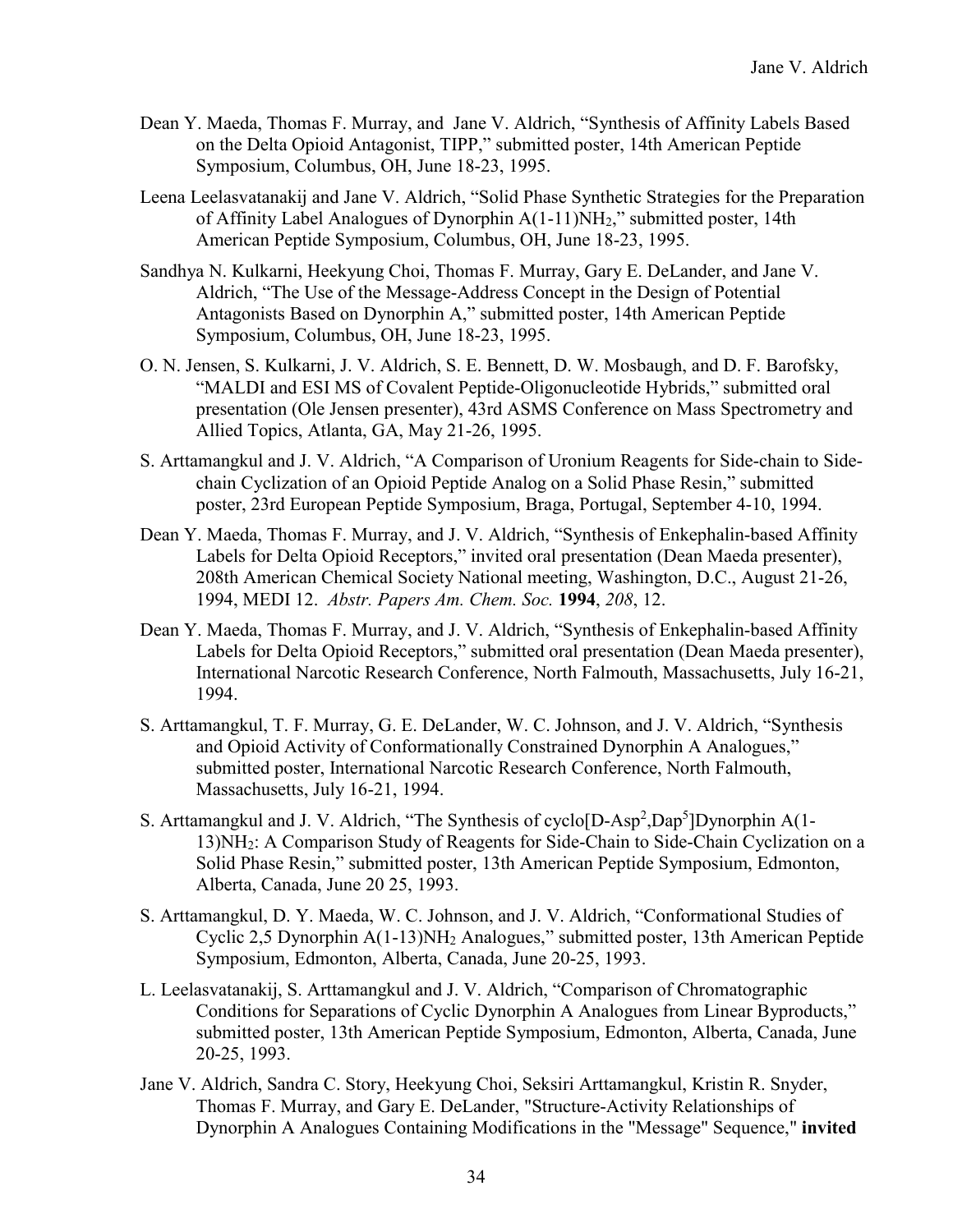Dean Y. Maeda, Thomas F. Murray, and  Jane V. Aldrich, “Synthesis of Affinity Labels Based on the Delta Opioid Antagonist, TIPP,” submitted poster, 14th American Peptide Symposium, Columbus, OH, June 18-23, 1995.

Leena Leelasvatanakij and Jane V. Aldrich, “Solid Phase Synthetic Strategies for the Preparation of Affinity Label Analogues of Dynorphin A(1-11)$NH_2$,” submitted poster, 14th American Peptide Symposium, Columbus, OH, June 18-23, 1995.

Sandhya N. Kulkarni, Heekyung Choi, Thomas F. Murray, Gary E. DeLander, and Jane V. Aldrich, “The Use of the Message-Address Concept in the Design of Potential Antagonists Based on Dynorphin A,” submitted poster, 14th American Peptide Symposium, Columbus, OH, June 18-23, 1995.

O. N. Jensen, S. Kulkarni, J. V. Aldrich, S. E. Bennett, D. W. Mosbaugh, and D. F. Barofsky, “MALDI and ESI MS of Covalent Peptide-Oligonucleotide Hybrids,” submitted oral presentation (Ole Jensen presenter), 43rd ASMS Conference on Mass Spectrometry and Allied Topics, Atlanta, GA, May 21-26, 1995.

S. Arttamangkul and J. V. Aldrich, “A Comparison of Uronium Reagents for Side-chain to Side-chain Cyclization of an Opioid Peptide Analog on a Solid Phase Resin,” submitted poster, 23rd European Peptide Symposium, Braga, Portugal, September 4-10, 1994.

Dean Y. Maeda, Thomas F. Murray, and J. V. Aldrich, “Synthesis of Enkephalin-based Affinity Labels for Delta Opioid Receptors,” invited oral presentation (Dean Maeda presenter), 208th American Chemical Society National meeting, Washington, D.C., August 21-26, 1994, MEDI 12. *Abstr. Papers Am. Chem. Soc.* **1994**, *208*, 12.

Dean Y. Maeda, Thomas F. Murray, and J. V. Aldrich, “Synthesis of Enkephalin-based Affinity Labels for Delta Opioid Receptors,” submitted oral presentation (Dean Maeda presenter), International Narcotic Research Conference, North Falmouth, Massachusetts, July 16-21, 1994.

S. Arttamangkul, T. F. Murray, G. E. DeLander, W. C. Johnson, and J. V. Aldrich, “Synthesis and Opioid Activity of Conformationally Constrained Dynorphin A Analogues,” submitted poster, International Narcotic Research Conference, North Falmouth, Massachusetts, July 16-21, 1994.

S. Arttamangkul and J. V. Aldrich, “The Synthesis of cyclo[D-$Asp^2$,$Dap^5$]Dynorphin A(1-13)$NH_2$: A Comparison Study of Reagents for Side-Chain to Side-Chain Cyclization on a Solid Phase Resin,” submitted poster, 13th American Peptide Symposium, Edmonton, Alberta, Canada, June 20 25, 1993.

S. Arttamangkul, D. Y. Maeda, W. C. Johnson, and J. V. Aldrich, “Conformational Studies of Cyclic 2,5 Dynorphin A(1-13)$NH_2$ Analogues,” submitted poster, 13th American Peptide Symposium, Edmonton, Alberta, Canada, June 20-25, 1993.

L. Leelasvatanakij, S. Arttamangkul and J. V. Aldrich, “Comparison of Chromatographic Conditions for Separations of Cyclic Dynorphin A Analogues from Linear Byproducts,” submitted poster, 13th American Peptide Symposium, Edmonton, Alberta, Canada, June 20-25, 1993.

Jane V. Aldrich, Sandra C. Story, Heekyung Choi, Seksiri Arttamangkul, Kristin R. Snyder, Thomas F. Murray, and Gary E. DeLander, "Structure-Activity Relationships of Dynorphin A Analogues Containing Modifications in the "Message" Sequence," **invited**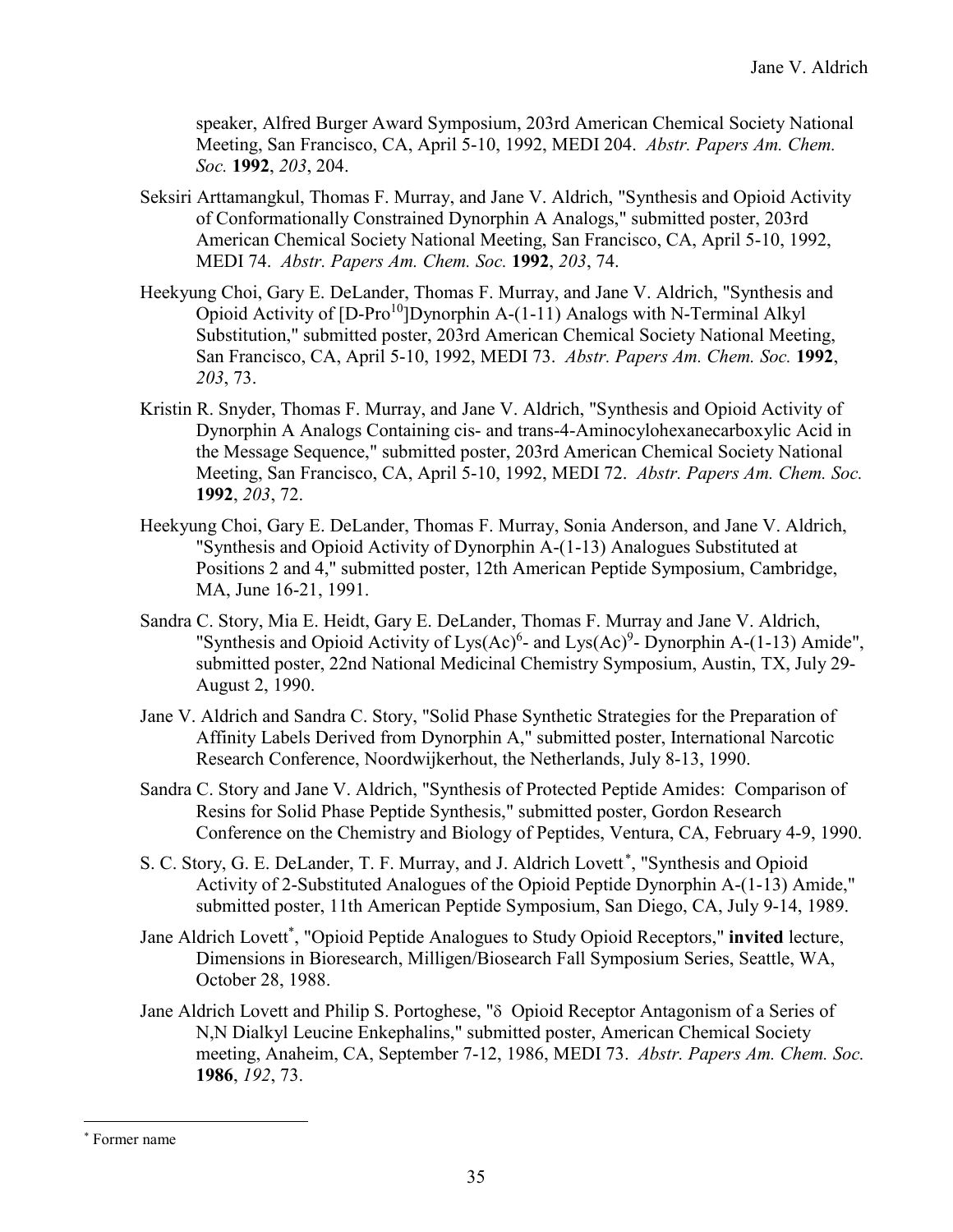speaker, Alfred Burger Award Symposium, 203rd American Chemical Society National Meeting, San Francisco, CA, April 5-10, 1992, MEDI 204. *Abstr. Papers Am. Chem. Soc.* **1992**, *203*, 204.

Seksiri Arttamangkul, Thomas F. Murray, and Jane V. Aldrich, "Synthesis and Opioid Activity of Conformationally Constrained Dynorphin A Analogs," submitted poster, 203rd American Chemical Society National Meeting, San Francisco, CA, April 5-10, 1992, MEDI 74. *Abstr. Papers Am. Chem. Soc.* **1992**, *203*, 74.

Heekyung Choi, Gary E. DeLander, Thomas F. Murray, and Jane V. Aldrich, "Synthesis and Opioid Activity of [D-Pro$^{10}$]Dynorphin A-(1-11) Analogs with N-Terminal Alkyl Substitution," submitted poster, 203rd American Chemical Society National Meeting, San Francisco, CA, April 5-10, 1992, MEDI 73. *Abstr. Papers Am. Chem. Soc.* **1992**, *203*, 73.

Kristin R. Snyder, Thomas F. Murray, and Jane V. Aldrich, "Synthesis and Opioid Activity of Dynorphin A Analogs Containing cis- and trans-4-Aminocylohexanecarboxylic Acid in the Message Sequence," submitted poster, 203rd American Chemical Society National Meeting, San Francisco, CA, April 5-10, 1992, MEDI 72. *Abstr. Papers Am. Chem. Soc.* **1992**, *203*, 72.

Heekyung Choi, Gary E. DeLander, Thomas F. Murray, Sonia Anderson, and Jane V. Aldrich, "Synthesis and Opioid Activity of Dynorphin A-(1-13) Analogues Substituted at Positions 2 and 4," submitted poster, 12th American Peptide Symposium, Cambridge, MA, June 16-21, 1991.

Sandra C. Story, Mia E. Heidt, Gary E. DeLander, Thomas F. Murray and Jane V. Aldrich, "Synthesis and Opioid Activity of Lys(Ac)$^{6}$- and Lys(Ac)$^{9}$- Dynorphin A-(1-13) Amide", submitted poster, 22nd National Medicinal Chemistry Symposium, Austin, TX, July 29-August 2, 1990.

Jane V. Aldrich and Sandra C. Story, "Solid Phase Synthetic Strategies for the Preparation of Affinity Labels Derived from Dynorphin A," submitted poster, International Narcotic Research Conference, Noordwijkerhout, the Netherlands, July 8-13, 1990.

Sandra C. Story and Jane V. Aldrich, "Synthesis of Protected Peptide Amides: Comparison of Resins for Solid Phase Peptide Synthesis," submitted poster, Gordon Research Conference on the Chemistry and Biology of Peptides, Ventura, CA, February 4-9, 1990.

S. C. Story, G. E. DeLander, T. F. Murray, and J. Aldrich Lovett[*], "Synthesis and Opioid Activity of 2-Substituted Analogues of the Opioid Peptide Dynorphin A-(1-13) Amide," submitted poster, 11th American Peptide Symposium, San Diego, CA, July 9-14, 1989.

Jane Aldrich Lovett[*], "Opioid Peptide Analogues to Study Opioid Receptors," **invited** lecture, Dimensions in Bioresearch, Milligen/Biosearch Fall Symposium Series, Seattle, WA, October 28, 1988.

Jane Aldrich Lovett and Philip S. Portoghese, "$\delta$ Opioid Receptor Antagonism of a Series of N,N Dialkyl Leucine Enkephalins," submitted poster, American Chemical Society meeting, Anaheim, CA, September 7-12, 1986, MEDI 73. *Abstr. Papers Am. Chem. Soc.* **1986**, *192*, 73.

[*] Former name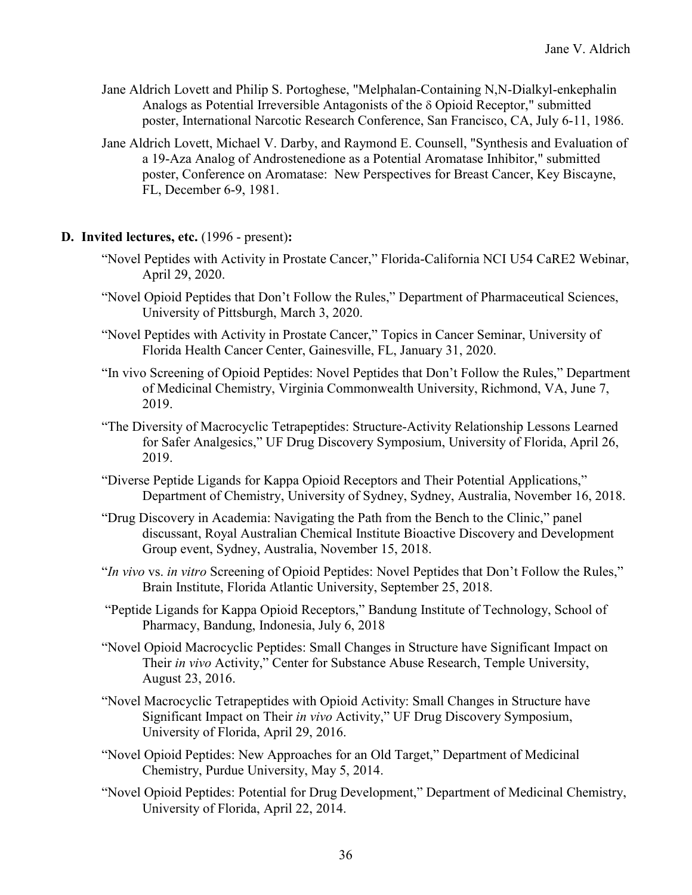Jane Aldrich Lovett and Philip S. Portoghese, "Melphalan-Containing N,N-Dialkyl-enkephalin Analogs as Potential Irreversible Antagonists of the δ Opioid Receptor," submitted poster, International Narcotic Research Conference, San Francisco, CA, July 6-11, 1986.

Jane Aldrich Lovett, Michael V. Darby, and Raymond E. Counsell, "Synthesis and Evaluation of a 19-Aza Analog of Androstenedione as a Potential Aromatase Inhibitor," submitted poster, Conference on Aromatase: New Perspectives for Breast Cancer, Key Biscayne, FL, December 6-9, 1981.

**D. Invited lectures, etc.** (1996 - present)**:**

"Novel Peptides with Activity in Prostate Cancer," Florida-California NCI U54 CaRE2 Webinar, April 29, 2020.

"Novel Opioid Peptides that Don't Follow the Rules," Department of Pharmaceutical Sciences, University of Pittsburgh, March 3, 2020.

"Novel Peptides with Activity in Prostate Cancer," Topics in Cancer Seminar, University of Florida Health Cancer Center, Gainesville, FL, January 31, 2020.

"In vivo Screening of Opioid Peptides: Novel Peptides that Don't Follow the Rules," Department of Medicinal Chemistry, Virginia Commonwealth University, Richmond, VA, June 7, 2019.

"The Diversity of Macrocyclic Tetrapeptides: Structure-Activity Relationship Lessons Learned for Safer Analgesics," UF Drug Discovery Symposium, University of Florida, April 26, 2019.

"Diverse Peptide Ligands for Kappa Opioid Receptors and Their Potential Applications," Department of Chemistry, University of Sydney, Sydney, Australia, November 16, 2018.

"Drug Discovery in Academia: Navigating the Path from the Bench to the Clinic," panel discussant, Royal Australian Chemical Institute Bioactive Discovery and Development Group event, Sydney, Australia, November 15, 2018.

"*In vivo* vs. *in vitro* Screening of Opioid Peptides: Novel Peptides that Don't Follow the Rules," Brain Institute, Florida Atlantic University, September 25, 2018.

"Peptide Ligands for Kappa Opioid Receptors," Bandung Institute of Technology, School of Pharmacy, Bandung, Indonesia, July 6, 2018

"Novel Opioid Macrocyclic Peptides: Small Changes in Structure have Significant Impact on Their *in vivo* Activity," Center for Substance Abuse Research, Temple University, August 23, 2016.

"Novel Macrocyclic Tetrapeptides with Opioid Activity: Small Changes in Structure have Significant Impact on Their *in vivo* Activity," UF Drug Discovery Symposium, University of Florida, April 29, 2016.

"Novel Opioid Peptides: New Approaches for an Old Target," Department of Medicinal Chemistry, Purdue University, May 5, 2014.

"Novel Opioid Peptides: Potential for Drug Development," Department of Medicinal Chemistry, University of Florida, April 22, 2014.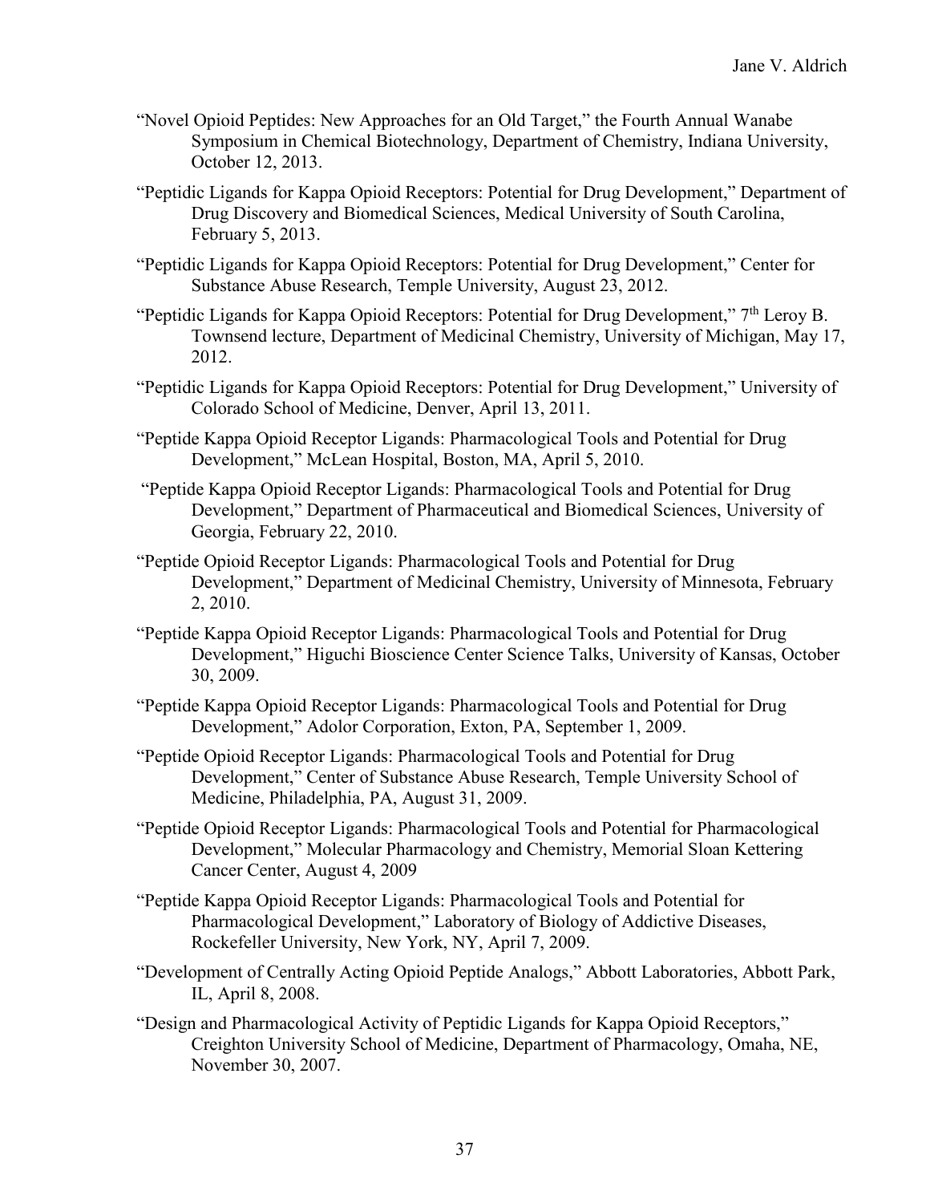"Novel Opioid Peptides: New Approaches for an Old Target," the Fourth Annual Wanabe Symposium in Chemical Biotechnology, Department of Chemistry, Indiana University, October 12, 2013.

"Peptidic Ligands for Kappa Opioid Receptors: Potential for Drug Development," Department of Drug Discovery and Biomedical Sciences, Medical University of South Carolina, February 5, 2013.

"Peptidic Ligands for Kappa Opioid Receptors: Potential for Drug Development," Center for Substance Abuse Research, Temple University, August 23, 2012.

"Peptidic Ligands for Kappa Opioid Receptors: Potential for Drug Development," 7th Leroy B. Townsend lecture, Department of Medicinal Chemistry, University of Michigan, May 17, 2012.

"Peptidic Ligands for Kappa Opioid Receptors: Potential for Drug Development," University of Colorado School of Medicine, Denver, April 13, 2011.

"Peptide Kappa Opioid Receptor Ligands: Pharmacological Tools and Potential for Drug Development," McLean Hospital, Boston, MA, April 5, 2010.

"Peptide Kappa Opioid Receptor Ligands: Pharmacological Tools and Potential for Drug Development," Department of Pharmaceutical and Biomedical Sciences, University of Georgia, February 22, 2010.

"Peptide Opioid Receptor Ligands: Pharmacological Tools and Potential for Drug Development," Department of Medicinal Chemistry, University of Minnesota, February 2, 2010.

"Peptide Kappa Opioid Receptor Ligands: Pharmacological Tools and Potential for Drug Development," Higuchi Bioscience Center Science Talks, University of Kansas, October 30, 2009.

"Peptide Kappa Opioid Receptor Ligands: Pharmacological Tools and Potential for Drug Development," Adolor Corporation, Exton, PA, September 1, 2009.

"Peptide Opioid Receptor Ligands: Pharmacological Tools and Potential for Drug Development," Center of Substance Abuse Research, Temple University School of Medicine, Philadelphia, PA, August 31, 2009.

"Peptide Opioid Receptor Ligands: Pharmacological Tools and Potential for Pharmacological Development," Molecular Pharmacology and Chemistry, Memorial Sloan Kettering Cancer Center, August 4, 2009

"Peptide Kappa Opioid Receptor Ligands: Pharmacological Tools and Potential for Pharmacological Development," Laboratory of Biology of Addictive Diseases, Rockefeller University, New York, NY, April 7, 2009.

"Development of Centrally Acting Opioid Peptide Analogs," Abbott Laboratories, Abbott Park, IL, April 8, 2008.

"Design and Pharmacological Activity of Peptidic Ligands for Kappa Opioid Receptors," Creighton University School of Medicine, Department of Pharmacology, Omaha, NE, November 30, 2007.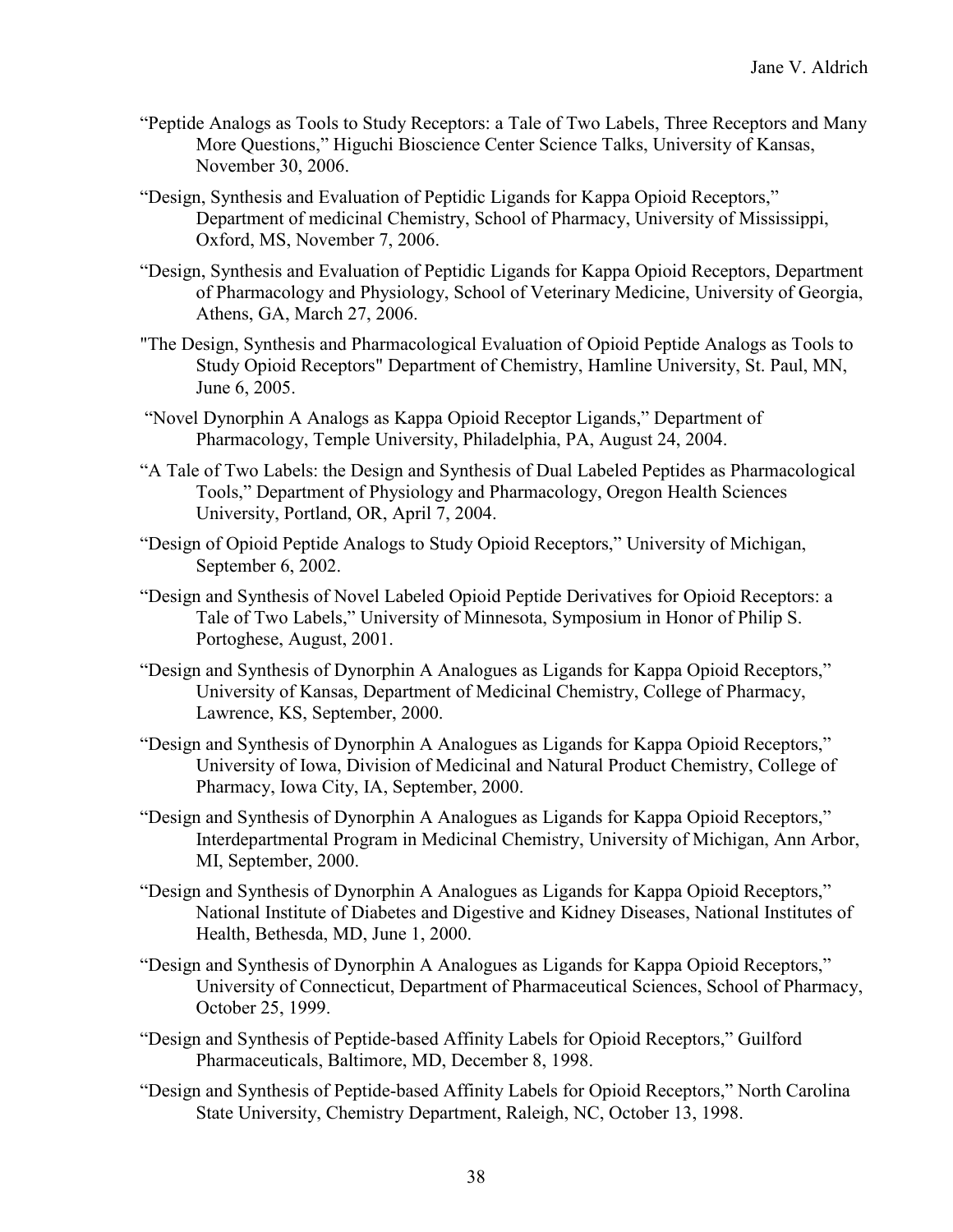"Peptide Analogs as Tools to Study Receptors: a Tale of Two Labels, Three Receptors and Many More Questions," Higuchi Bioscience Center Science Talks, University of Kansas, November 30, 2006.

"Design, Synthesis and Evaluation of Peptidic Ligands for Kappa Opioid Receptors," Department of medicinal Chemistry, School of Pharmacy, University of Mississippi, Oxford, MS, November 7, 2006.

"Design, Synthesis and Evaluation of Peptidic Ligands for Kappa Opioid Receptors, Department of Pharmacology and Physiology, School of Veterinary Medicine, University of Georgia, Athens, GA, March 27, 2006.

"The Design, Synthesis and Pharmacological Evaluation of Opioid Peptide Analogs as Tools to Study Opioid Receptors" Department of Chemistry, Hamline University, St. Paul, MN, June 6, 2005.

"Novel Dynorphin A Analogs as Kappa Opioid Receptor Ligands," Department of Pharmacology, Temple University, Philadelphia, PA, August 24, 2004.

"A Tale of Two Labels: the Design and Synthesis of Dual Labeled Peptides as Pharmacological Tools," Department of Physiology and Pharmacology, Oregon Health Sciences University, Portland, OR, April 7, 2004.

"Design of Opioid Peptide Analogs to Study Opioid Receptors," University of Michigan, September 6, 2002.

"Design and Synthesis of Novel Labeled Opioid Peptide Derivatives for Opioid Receptors: a Tale of Two Labels," University of Minnesota, Symposium in Honor of Philip S. Portoghese, August, 2001.

"Design and Synthesis of Dynorphin A Analogues as Ligands for Kappa Opioid Receptors," University of Kansas, Department of Medicinal Chemistry, College of Pharmacy, Lawrence, KS, September, 2000.

"Design and Synthesis of Dynorphin A Analogues as Ligands for Kappa Opioid Receptors," University of Iowa, Division of Medicinal and Natural Product Chemistry, College of Pharmacy, Iowa City, IA, September, 2000.

"Design and Synthesis of Dynorphin A Analogues as Ligands for Kappa Opioid Receptors," Interdepartmental Program in Medicinal Chemistry, University of Michigan, Ann Arbor, MI, September, 2000.

"Design and Synthesis of Dynorphin A Analogues as Ligands for Kappa Opioid Receptors," National Institute of Diabetes and Digestive and Kidney Diseases, National Institutes of Health, Bethesda, MD, June 1, 2000.

"Design and Synthesis of Dynorphin A Analogues as Ligands for Kappa Opioid Receptors," University of Connecticut, Department of Pharmaceutical Sciences, School of Pharmacy, October 25, 1999.

"Design and Synthesis of Peptide-based Affinity Labels for Opioid Receptors," Guilford Pharmaceuticals, Baltimore, MD, December 8, 1998.

"Design and Synthesis of Peptide-based Affinity Labels for Opioid Receptors," North Carolina State University, Chemistry Department, Raleigh, NC, October 13, 1998.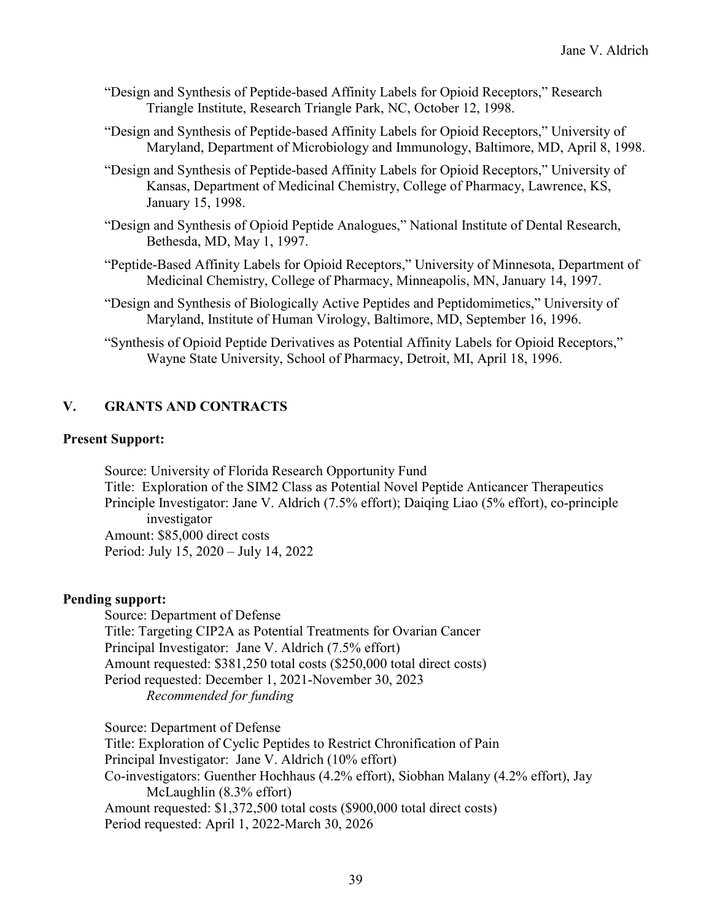"Design and Synthesis of Peptide-based Affinity Labels for Opioid Receptors," Research Triangle Institute, Research Triangle Park, NC, October 12, 1998.

"Design and Synthesis of Peptide-based Affinity Labels for Opioid Receptors," University of Maryland, Department of Microbiology and Immunology, Baltimore, MD, April 8, 1998.

"Design and Synthesis of Peptide-based Affinity Labels for Opioid Receptors," University of Kansas, Department of Medicinal Chemistry, College of Pharmacy, Lawrence, KS, January 15, 1998.

"Design and Synthesis of Opioid Peptide Analogues," National Institute of Dental Research, Bethesda, MD, May 1, 1997.

"Peptide-Based Affinity Labels for Opioid Receptors," University of Minnesota, Department of Medicinal Chemistry, College of Pharmacy, Minneapolis, MN, January 14, 1997.

"Design and Synthesis of Biologically Active Peptides and Peptidomimetics," University of Maryland, Institute of Human Virology, Baltimore, MD, September 16, 1996.

"Synthesis of Opioid Peptide Derivatives as Potential Affinity Labels for Opioid Receptors," Wayne State University, School of Pharmacy, Detroit, MI, April 18, 1996.

## V. GRANTS AND CONTRACTS

**Present Support:**

Source: University of Florida Research Opportunity Fund
Title: Exploration of the SIM2 Class as Potential Novel Peptide Anticancer Therapeutics
Principle Investigator: Jane V. Aldrich (7.5% effort); Daiqing Liao (5% effort), co-principle investigator
Amount: $85,000 direct costs
Period: July 15, 2020 – July 14, 2022

**Pending support:**

Source: Department of Defense
Title: Targeting CIP2A as Potential Treatments for Ovarian Cancer
Principal Investigator: Jane V. Aldrich (7.5% effort)
Amount requested: $381,250 total costs ($250,000 total direct costs)
Period requested: December 1, 2021-November 30, 2023
*Recommended for funding*

Source: Department of Defense
Title: Exploration of Cyclic Peptides to Restrict Chronification of Pain
Principal Investigator: Jane V. Aldrich (10% effort)
Co-investigators: Guenther Hochhaus (4.2% effort), Siobhan Malany (4.2% effort), Jay McLaughlin (8.3% effort)
Amount requested: $1,372,500 total costs ($900,000 total direct costs)
Period requested: April 1, 2022-March 30, 2026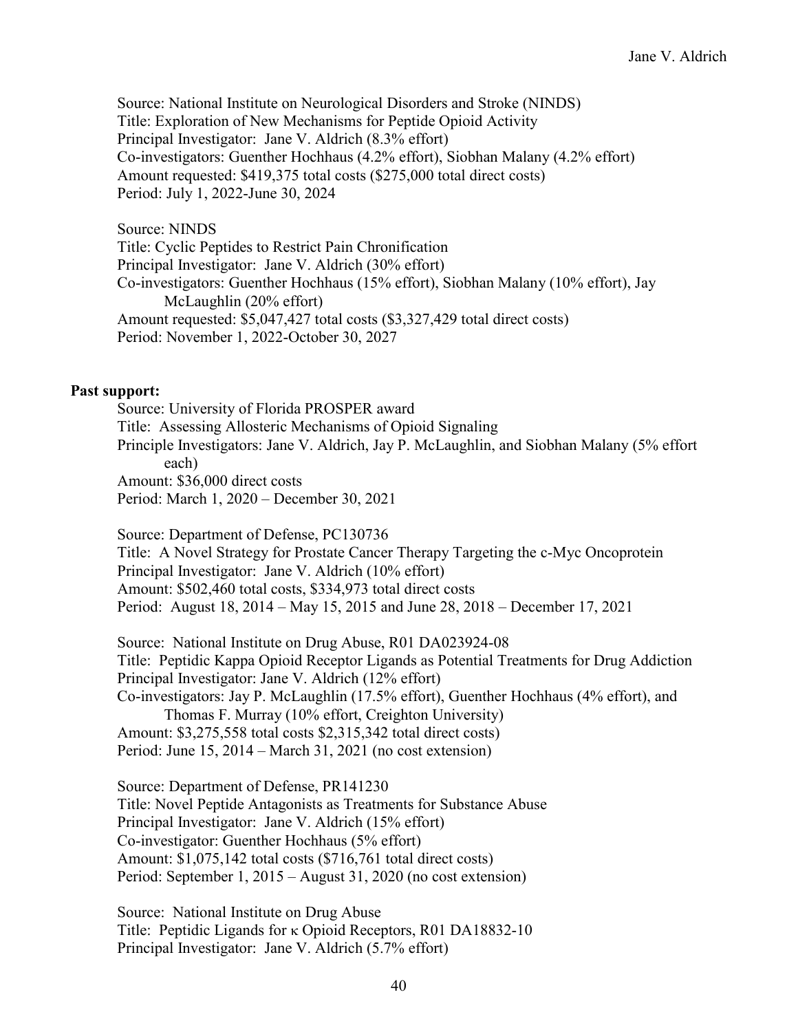Source: National Institute on Neurological Disorders and Stroke (NINDS)
Title: Exploration of New Mechanisms for Peptide Opioid Activity
Principal Investigator: Jane V. Aldrich (8.3% effort)
Co-investigators: Guenther Hochhaus (4.2% effort), Siobhan Malany (4.2% effort)
Amount requested: $419,375 total costs ($275,000 total direct costs)
Period: July 1, 2022-June 30, 2024

Source: NINDS
Title: Cyclic Peptides to Restrict Pain Chronification
Principal Investigator: Jane V. Aldrich (30% effort)
Co-investigators: Guenther Hochhaus (15% effort), Siobhan Malany (10% effort), Jay McLaughlin (20% effort)
Amount requested: $5,047,427 total costs ($3,327,429 total direct costs)
Period: November 1, 2022-October 30, 2027

**Past support:**

Source: University of Florida PROSPER award
Title: Assessing Allosteric Mechanisms of Opioid Signaling
Principle Investigators: Jane V. Aldrich, Jay P. McLaughlin, and Siobhan Malany (5% effort each)
Amount: $36,000 direct costs
Period: March 1, 2020 – December 30, 2021

Source: Department of Defense, PC130736
Title: A Novel Strategy for Prostate Cancer Therapy Targeting the c-Myc Oncoprotein
Principal Investigator: Jane V. Aldrich (10% effort)
Amount: $502,460 total costs, $334,973 total direct costs
Period: August 18, 2014 – May 15, 2015 and June 28, 2018 – December 17, 2021

Source: National Institute on Drug Abuse, R01 DA023924-08
Title: Peptidic Kappa Opioid Receptor Ligands as Potential Treatments for Drug Addiction
Principal Investigator: Jane V. Aldrich (12% effort)
Co-investigators: Jay P. McLaughlin (17.5% effort), Guenther Hochhaus (4% effort), and Thomas F. Murray (10% effort, Creighton University)
Amount: $3,275,558 total costs $2,315,342 total direct costs)
Period: June 15, 2014 – March 31, 2021 (no cost extension)

Source: Department of Defense, PR141230
Title: Novel Peptide Antagonists as Treatments for Substance Abuse
Principal Investigator: Jane V. Aldrich (15% effort)
Co-investigator: Guenther Hochhaus (5% effort)
Amount: $1,075,142 total costs ($716,761 total direct costs)
Period: September 1, 2015 – August 31, 2020 (no cost extension)

Source: National Institute on Drug Abuse
Title: Peptidic Ligands for κ Opioid Receptors, R01 DA18832-10
Principal Investigator: Jane V. Aldrich (5.7% effort)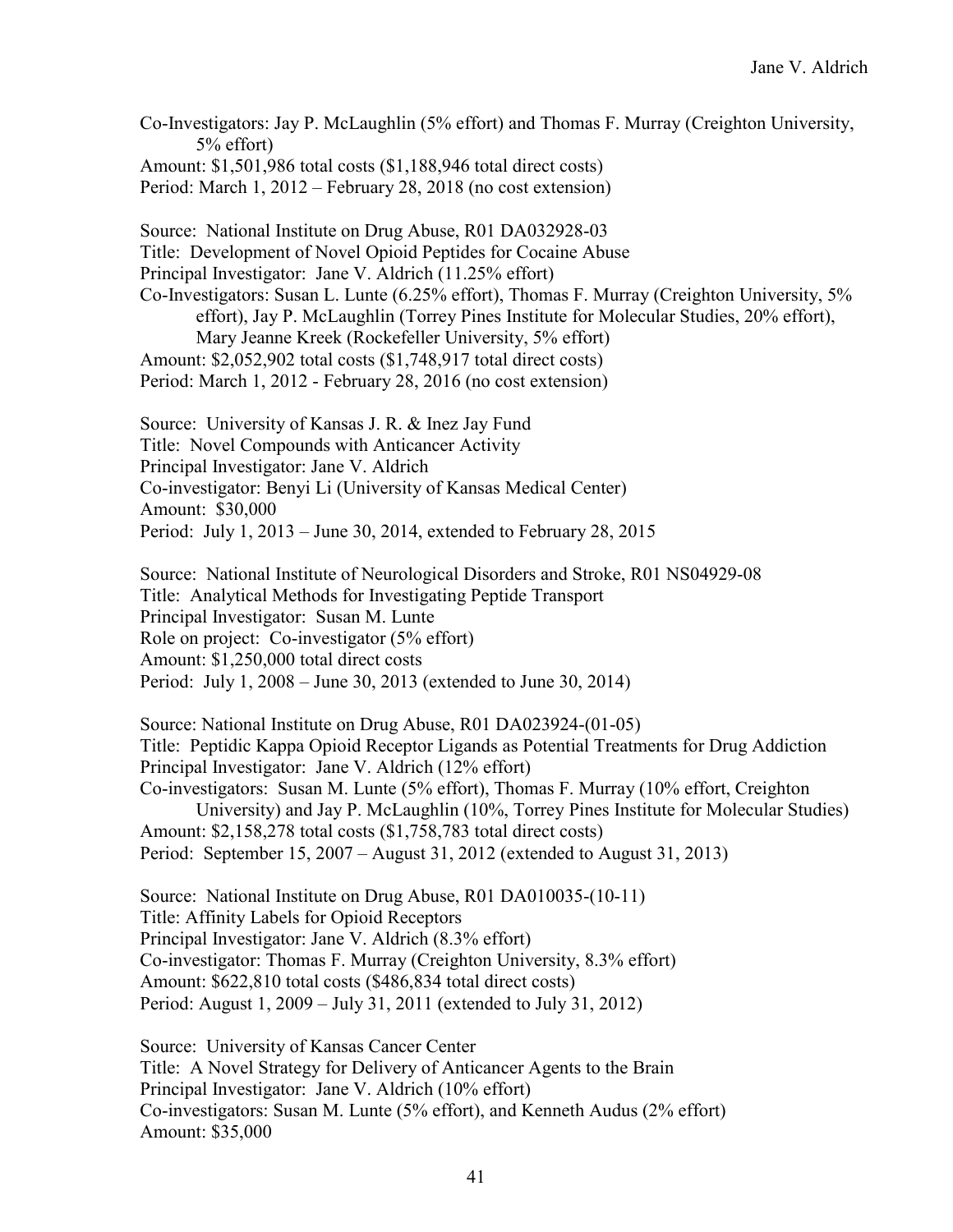Co-Investigators: Jay P. McLaughlin (5% effort) and Thomas F. Murray (Creighton University, 5% effort)
Amount: $1,501,986 total costs ($1,188,946 total direct costs)
Period: March 1, 2012 – February 28, 2018 (no cost extension)

Source: National Institute on Drug Abuse, R01 DA032928-03
Title: Development of Novel Opioid Peptides for Cocaine Abuse
Principal Investigator: Jane V. Aldrich (11.25% effort)
Co-Investigators: Susan L. Lunte (6.25% effort), Thomas F. Murray (Creighton University, 5% effort), Jay P. McLaughlin (Torrey Pines Institute for Molecular Studies, 20% effort), Mary Jeanne Kreek (Rockefeller University, 5% effort)
Amount: $2,052,902 total costs ($1,748,917 total direct costs)
Period: March 1, 2012 - February 28, 2016 (no cost extension)

Source: University of Kansas J. R. & Inez Jay Fund
Title: Novel Compounds with Anticancer Activity
Principal Investigator: Jane V. Aldrich
Co-investigator: Benyi Li (University of Kansas Medical Center)
Amount: $30,000
Period: July 1, 2013 – June 30, 2014, extended to February 28, 2015

Source: National Institute of Neurological Disorders and Stroke, R01 NS04929-08
Title: Analytical Methods for Investigating Peptide Transport
Principal Investigator: Susan M. Lunte
Role on project: Co-investigator (5% effort)
Amount: $1,250,000 total direct costs
Period: July 1, 2008 – June 30, 2013 (extended to June 30, 2014)

Source: National Institute on Drug Abuse, R01 DA023924-(01-05)
Title: Peptidic Kappa Opioid Receptor Ligands as Potential Treatments for Drug Addiction
Principal Investigator: Jane V. Aldrich (12% effort)
Co-investigators: Susan M. Lunte (5% effort), Thomas F. Murray (10% effort, Creighton University) and Jay P. McLaughlin (10%, Torrey Pines Institute for Molecular Studies)
Amount: $2,158,278 total costs ($1,758,783 total direct costs)
Period: September 15, 2007 – August 31, 2012 (extended to August 31, 2013)

Source: National Institute on Drug Abuse, R01 DA010035-(10-11)
Title: Affinity Labels for Opioid Receptors
Principal Investigator: Jane V. Aldrich (8.3% effort)
Co-investigator: Thomas F. Murray (Creighton University, 8.3% effort)
Amount: $622,810 total costs ($486,834 total direct costs)
Period: August 1, 2009 – July 31, 2011 (extended to July 31, 2012)

Source: University of Kansas Cancer Center
Title: A Novel Strategy for Delivery of Anticancer Agents to the Brain
Principal Investigator: Jane V. Aldrich (10% effort)
Co-investigators: Susan M. Lunte (5% effort), and Kenneth Audus (2% effort)
Amount: $35,000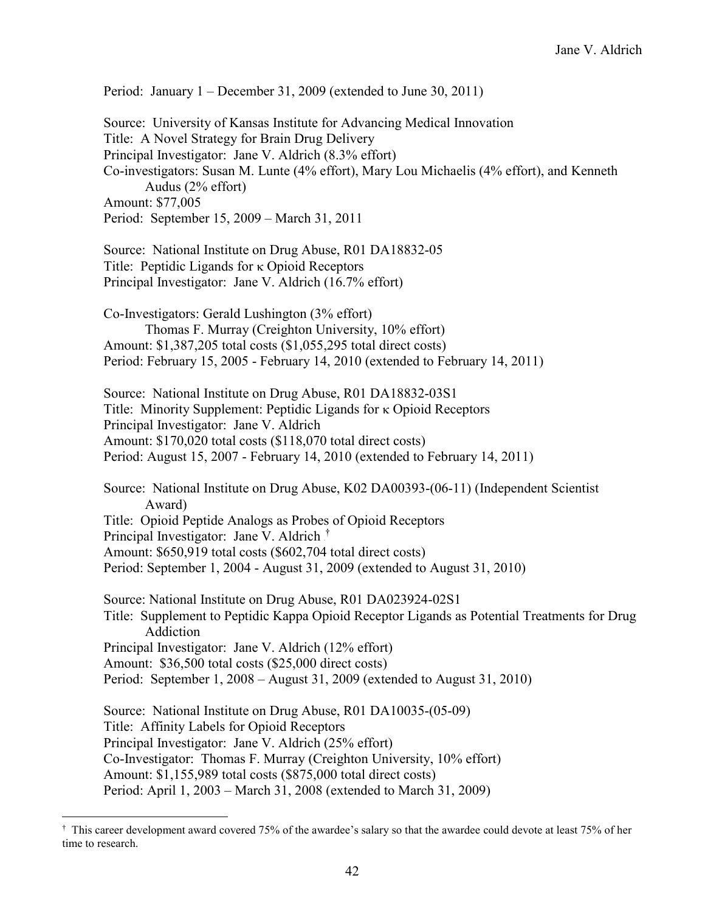Period: January 1 – December 31, 2009 (extended to June 30, 2011)

Source: University of Kansas Institute for Advancing Medical Innovation
Title: A Novel Strategy for Brain Drug Delivery
Principal Investigator: Jane V. Aldrich (8.3% effort)
Co-investigators: Susan M. Lunte (4% effort), Mary Lou Michaelis (4% effort), and Kenneth Audus (2% effort)
Amount: $77,005
Period: September 15, 2009 – March 31, 2011

Source: National Institute on Drug Abuse, R01 DA18832-05
Title: Peptidic Ligands for κ Opioid Receptors
Principal Investigator: Jane V. Aldrich (16.7% effort)

Co-Investigators: Gerald Lushington (3% effort)
Thomas F. Murray (Creighton University, 10% effort)
Amount: $1,387,205 total costs ($1,055,295 total direct costs)
Period: February 15, 2005 - February 14, 2010 (extended to February 14, 2011)

Source: National Institute on Drug Abuse, R01 DA18832-03S1
Title: Minority Supplement: Peptidic Ligands for κ Opioid Receptors
Principal Investigator: Jane V. Aldrich
Amount: $170,020 total costs ($118,070 total direct costs)
Period: August 15, 2007 - February 14, 2010 (extended to February 14, 2011)

Source: National Institute on Drug Abuse, K02 DA00393-(06-11) (Independent Scientist Award)
Title: Opioid Peptide Analogs as Probes of Opioid Receptors
Principal Investigator: Jane V. Aldrich [†]
Amount: $650,919 total costs ($602,704 total direct costs)
Period: September 1, 2004 - August 31, 2009 (extended to August 31, 2010)

Source: National Institute on Drug Abuse, R01 DA023924-02S1
Title: Supplement to Peptidic Kappa Opioid Receptor Ligands as Potential Treatments for Drug Addiction
Principal Investigator: Jane V. Aldrich (12% effort)
Amount: $36,500 total costs ($25,000 direct costs)
Period: September 1, 2008 – August 31, 2009 (extended to August 31, 2010)

Source: National Institute on Drug Abuse, R01 DA10035-(05-09)
Title: Affinity Labels for Opioid Receptors
Principal Investigator: Jane V. Aldrich (25% effort)
Co-Investigator: Thomas F. Murray (Creighton University, 10% effort)
Amount: $1,155,989 total costs ($875,000 total direct costs)
Period: April 1, 2003 – March 31, 2008 (extended to March 31, 2009)

---

[†] This career development award covered 75% of the awardee's salary so that the awardee could devote at least 75% of her time to research.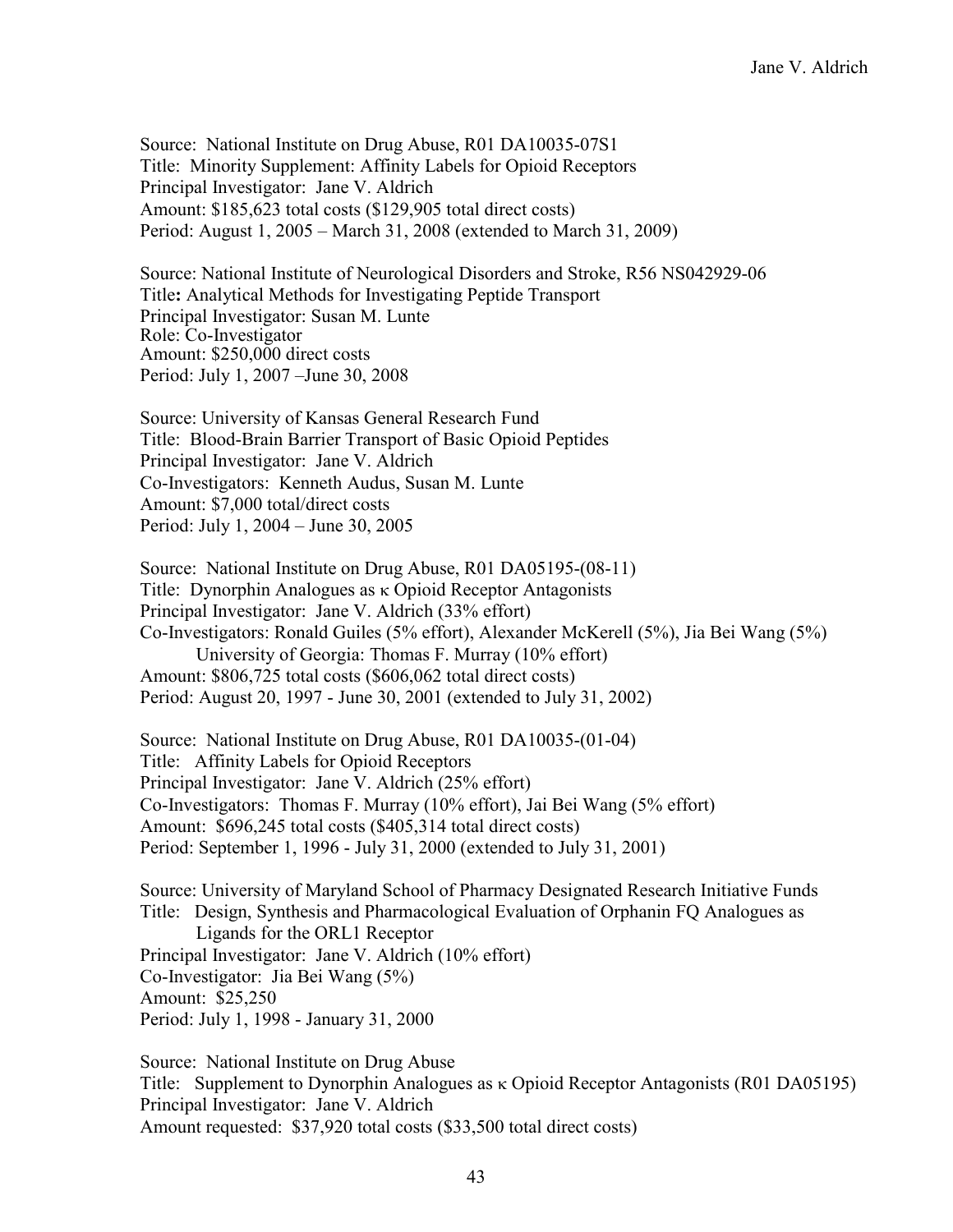Source: National Institute on Drug Abuse, R01 DA10035-07S1
Title: Minority Supplement: Affinity Labels for Opioid Receptors
Principal Investigator: Jane V. Aldrich
Amount: $185,623 total costs ($129,905 total direct costs)
Period: August 1, 2005 – March 31, 2008 (extended to March 31, 2009)

Source: National Institute of Neurological Disorders and Stroke, R56 NS042929-06
Title**:** Analytical Methods for Investigating Peptide Transport
Principal Investigator: Susan M. Lunte
Role: Co-Investigator
Amount: $250,000 direct costs
Period: July 1, 2007 –June 30, 2008

Source: University of Kansas General Research Fund
Title: Blood-Brain Barrier Transport of Basic Opioid Peptides
Principal Investigator: Jane V. Aldrich
Co-Investigators: Kenneth Audus, Susan M. Lunte
Amount: $7,000 total/direct costs
Period: July 1, 2004 – June 30, 2005

Source: National Institute on Drug Abuse, R01 DA05195-(08-11)
Title: Dynorphin Analogues as κ Opioid Receptor Antagonists
Principal Investigator: Jane V. Aldrich (33% effort)
Co-Investigators: Ronald Guiles (5% effort), Alexander McKerell (5%), Jia Bei Wang (5%)
University of Georgia: Thomas F. Murray (10% effort)
Amount: $806,725 total costs ($606,062 total direct costs)
Period: August 20, 1997 - June 30, 2001 (extended to July 31, 2002)

Source: National Institute on Drug Abuse, R01 DA10035-(01-04)
Title: Affinity Labels for Opioid Receptors
Principal Investigator: Jane V. Aldrich (25% effort)
Co-Investigators: Thomas F. Murray (10% effort), Jai Bei Wang (5% effort)
Amount: $696,245 total costs ($405,314 total direct costs)
Period: September 1, 1996 - July 31, 2000 (extended to July 31, 2001)

Source: University of Maryland School of Pharmacy Designated Research Initiative Funds
Title: Design, Synthesis and Pharmacological Evaluation of Orphanin FQ Analogues as Ligands for the ORL1 Receptor
Principal Investigator: Jane V. Aldrich (10% effort)
Co-Investigator: Jia Bei Wang (5%)
Amount: $25,250
Period: July 1, 1998 - January 31, 2000

Source: National Institute on Drug Abuse
Title: Supplement to Dynorphin Analogues as κ Opioid Receptor Antagonists (R01 DA05195)
Principal Investigator: Jane V. Aldrich
Amount requested: $37,920 total costs ($33,500 total direct costs)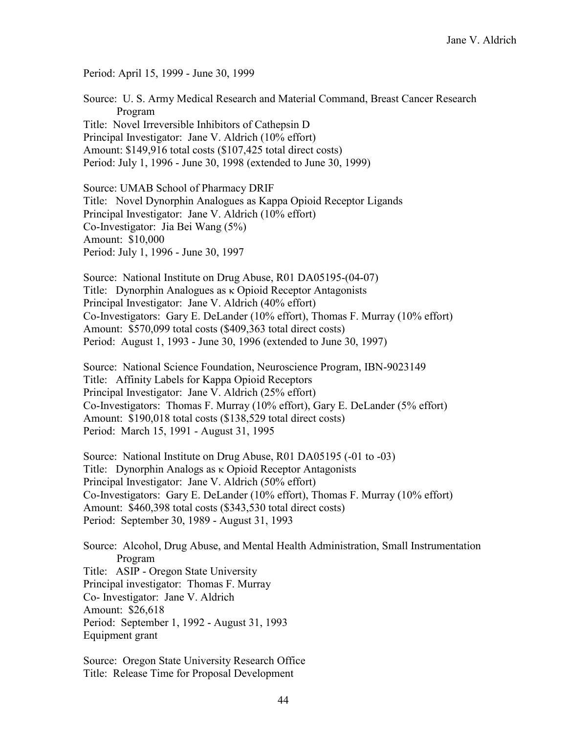Period: April 15, 1999 - June 30, 1999

Source: U. S. Army Medical Research and Material Command, Breast Cancer Research Program
Title: Novel Irreversible Inhibitors of Cathepsin D
Principal Investigator: Jane V. Aldrich (10% effort)
Amount: $149,916 total costs ($107,425 total direct costs)
Period: July 1, 1996 - June 30, 1998 (extended to June 30, 1999)

Source: UMAB School of Pharmacy DRIF
Title: Novel Dynorphin Analogues as Kappa Opioid Receptor Ligands
Principal Investigator: Jane V. Aldrich (10% effort)
Co-Investigator: Jia Bei Wang (5%)
Amount: $10,000
Period: July 1, 1996 - June 30, 1997

Source: National Institute on Drug Abuse, R01 DA05195-(04-07)
Title: Dynorphin Analogues as κ Opioid Receptor Antagonists
Principal Investigator: Jane V. Aldrich (40% effort)
Co-Investigators: Gary E. DeLander (10% effort), Thomas F. Murray (10% effort)
Amount: $570,099 total costs ($409,363 total direct costs)
Period: August 1, 1993 - June 30, 1996 (extended to June 30, 1997)

Source: National Science Foundation, Neuroscience Program, IBN-9023149
Title: Affinity Labels for Kappa Opioid Receptors
Principal Investigator: Jane V. Aldrich (25% effort)
Co-Investigators: Thomas F. Murray (10% effort), Gary E. DeLander (5% effort)
Amount: $190,018 total costs ($138,529 total direct costs)
Period: March 15, 1991 - August 31, 1995

Source: National Institute on Drug Abuse, R01 DA05195 (-01 to -03)
Title: Dynorphin Analogs as κ Opioid Receptor Antagonists
Principal Investigator: Jane V. Aldrich (50% effort)
Co-Investigators: Gary E. DeLander (10% effort), Thomas F. Murray (10% effort)
Amount: $460,398 total costs ($343,530 total direct costs)
Period: September 30, 1989 - August 31, 1993

Source: Alcohol, Drug Abuse, and Mental Health Administration, Small Instrumentation Program
Title: ASIP - Oregon State University
Principal investigator: Thomas F. Murray
Co- Investigator: Jane V. Aldrich
Amount: $26,618
Period: September 1, 1992 - August 31, 1993
Equipment grant

Source: Oregon State University Research Office
Title: Release Time for Proposal Development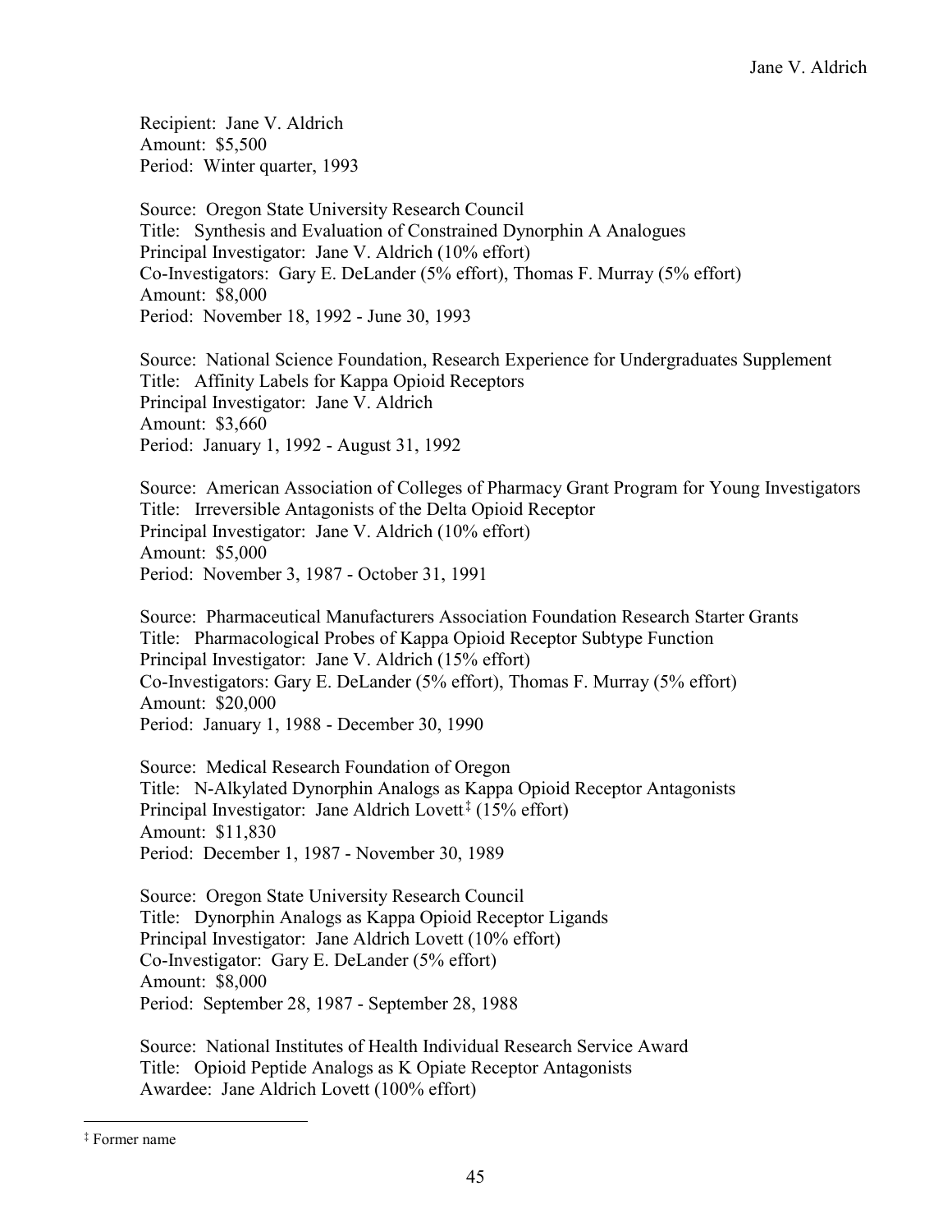Recipient: Jane V. Aldrich
Amount: $5,500
Period: Winter quarter, 1993

Source: Oregon State University Research Council
Title: Synthesis and Evaluation of Constrained Dynorphin A Analogues
Principal Investigator: Jane V. Aldrich (10% effort)
Co-Investigators: Gary E. DeLander (5% effort), Thomas F. Murray (5% effort)
Amount: $8,000
Period: November 18, 1992 - June 30, 1993

Source: National Science Foundation, Research Experience for Undergraduates Supplement
Title: Affinity Labels for Kappa Opioid Receptors
Principal Investigator: Jane V. Aldrich
Amount: $3,660
Period: January 1, 1992 - August 31, 1992

Source: American Association of Colleges of Pharmacy Grant Program for Young Investigators
Title: Irreversible Antagonists of the Delta Opioid Receptor
Principal Investigator: Jane V. Aldrich (10% effort)
Amount: $5,000
Period: November 3, 1987 - October 31, 1991

Source: Pharmaceutical Manufacturers Association Foundation Research Starter Grants
Title: Pharmacological Probes of Kappa Opioid Receptor Subtype Function
Principal Investigator: Jane V. Aldrich (15% effort)
Co-Investigators: Gary E. DeLander (5% effort), Thomas F. Murray (5% effort)
Amount: $20,000
Period: January 1, 1988 - December 30, 1990

Source: Medical Research Foundation of Oregon
Title: N-Alkylated Dynorphin Analogs as Kappa Opioid Receptor Antagonists
Principal Investigator: Jane Aldrich Lovett[‡] (15% effort)
Amount: $11,830
Period: December 1, 1987 - November 30, 1989

Source: Oregon State University Research Council
Title: Dynorphin Analogs as Kappa Opioid Receptor Ligands
Principal Investigator: Jane Aldrich Lovett (10% effort)
Co-Investigator: Gary E. DeLander (5% effort)
Amount: $8,000
Period: September 28, 1987 - September 28, 1988

Source: National Institutes of Health Individual Research Service Award
Title: Opioid Peptide Analogs as K Opiate Receptor Antagonists
Awardee: Jane Aldrich Lovett (100% effort)

[‡] Former name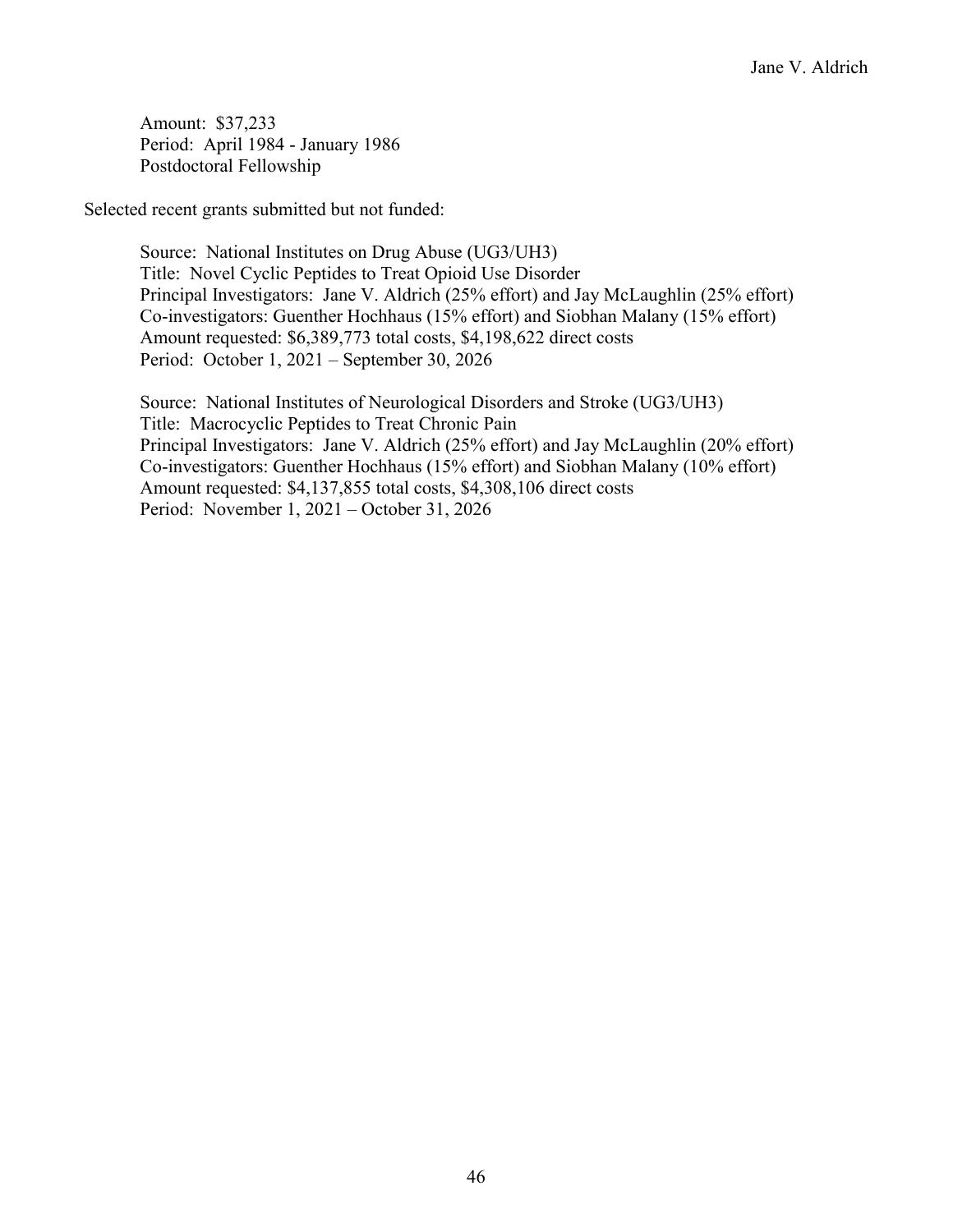Amount: $37,233
Period: April 1984 - January 1986
Postdoctoral Fellowship

Selected recent grants submitted but not funded:

Source: National Institutes on Drug Abuse (UG3/UH3)
Title: Novel Cyclic Peptides to Treat Opioid Use Disorder
Principal Investigators: Jane V. Aldrich (25% effort) and Jay McLaughlin (25% effort)
Co-investigators: Guenther Hochhaus (15% effort) and Siobhan Malany (15% effort)
Amount requested: $6,389,773 total costs, $4,198,622 direct costs
Period: October 1, 2021 – September 30, 2026

Source: National Institutes of Neurological Disorders and Stroke (UG3/UH3)
Title: Macrocyclic Peptides to Treat Chronic Pain
Principal Investigators: Jane V. Aldrich (25% effort) and Jay McLaughlin (20% effort)
Co-investigators: Guenther Hochhaus (15% effort) and Siobhan Malany (10% effort)
Amount requested: $4,137,855 total costs, $4,308,106 direct costs
Period: November 1, 2021 – October 31, 2026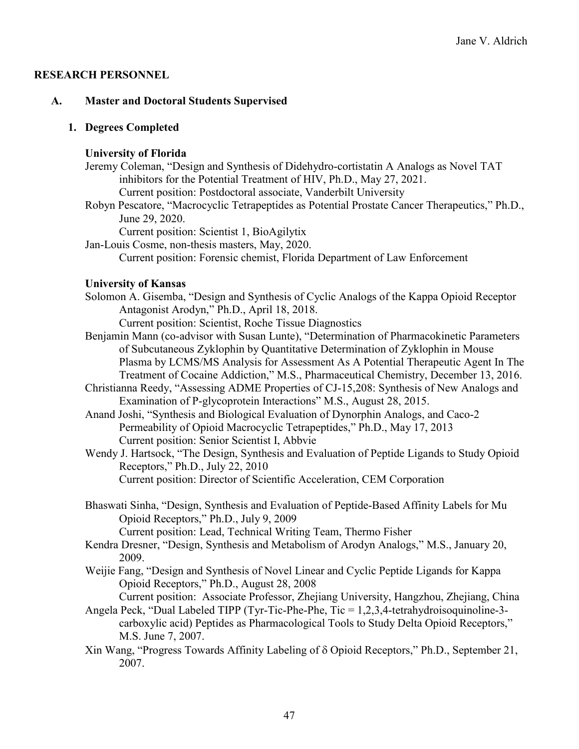## RESEARCH PERSONNEL

### A. Master and Doctoral Students Supervised

#### 1. Degrees Completed

**University of Florida**

Jeremy Coleman, "Design and Synthesis of Didehydro-cortistatin A Analogs as Novel TAT inhibitors for the Potential Treatment of HIV, Ph.D., May 27, 2021.
Current position: Postdoctoral associate, Vanderbilt University

Robyn Pescatore, "Macrocyclic Tetrapeptides as Potential Prostate Cancer Therapeutics," Ph.D., June 29, 2020.
Current position: Scientist 1, BioAgilytix

Jan-Louis Cosme, non-thesis masters, May, 2020.
Current position: Forensic chemist, Florida Department of Law Enforcement

**University of Kansas**

Solomon A. Gisemba, "Design and Synthesis of Cyclic Analogs of the Kappa Opioid Receptor Antagonist Arodyn," Ph.D., April 18, 2018.
Current position: Scientist, Roche Tissue Diagnostics

Benjamin Mann (co-advisor with Susan Lunte), "Determination of Pharmacokinetic Parameters of Subcutaneous Zyklophin by Quantitative Determination of Zyklophin in Mouse Plasma by LCMS/MS Analysis for Assessment As A Potential Therapeutic Agent In The Treatment of Cocaine Addiction," M.S., Pharmaceutical Chemistry, December 13, 2016.

Christianna Reedy, "Assessing ADME Properties of CJ-15,208: Synthesis of New Analogs and Examination of P-glycoprotein Interactions" M.S., August 28, 2015.

Anand Joshi, "Synthesis and Biological Evaluation of Dynorphin Analogs, and Caco-2 Permeability of Opioid Macrocyclic Tetrapeptides," Ph.D., May 17, 2013
Current position: Senior Scientist I, Abbvie

Wendy J. Hartsock, "The Design, Synthesis and Evaluation of Peptide Ligands to Study Opioid Receptors," Ph.D., July 22, 2010
Current position: Director of Scientific Acceleration, CEM Corporation

Bhaswati Sinha, "Design, Synthesis and Evaluation of Peptide-Based Affinity Labels for Mu Opioid Receptors," Ph.D., July 9, 2009
Current position: Lead, Technical Writing Team, Thermo Fisher

Kendra Dresner, "Design, Synthesis and Metabolism of Arodyn Analogs," M.S., January 20, 2009.

Weijie Fang, "Design and Synthesis of Novel Linear and Cyclic Peptide Ligands for Kappa Opioid Receptors," Ph.D., August 28, 2008
Current position: Associate Professor, Zhejiang University, Hangzhou, Zhejiang, China

Angela Peck, "Dual Labeled TIPP (Tyr-Tic-Phe-Phe, Tic = 1,2,3,4-tetrahydroisoquinoline-3-carboxylic acid) Peptides as Pharmacological Tools to Study Delta Opioid Receptors," M.S. June 7, 2007.

Xin Wang, "Progress Towards Affinity Labeling of δ Opioid Receptors," Ph.D., September 21, 2007.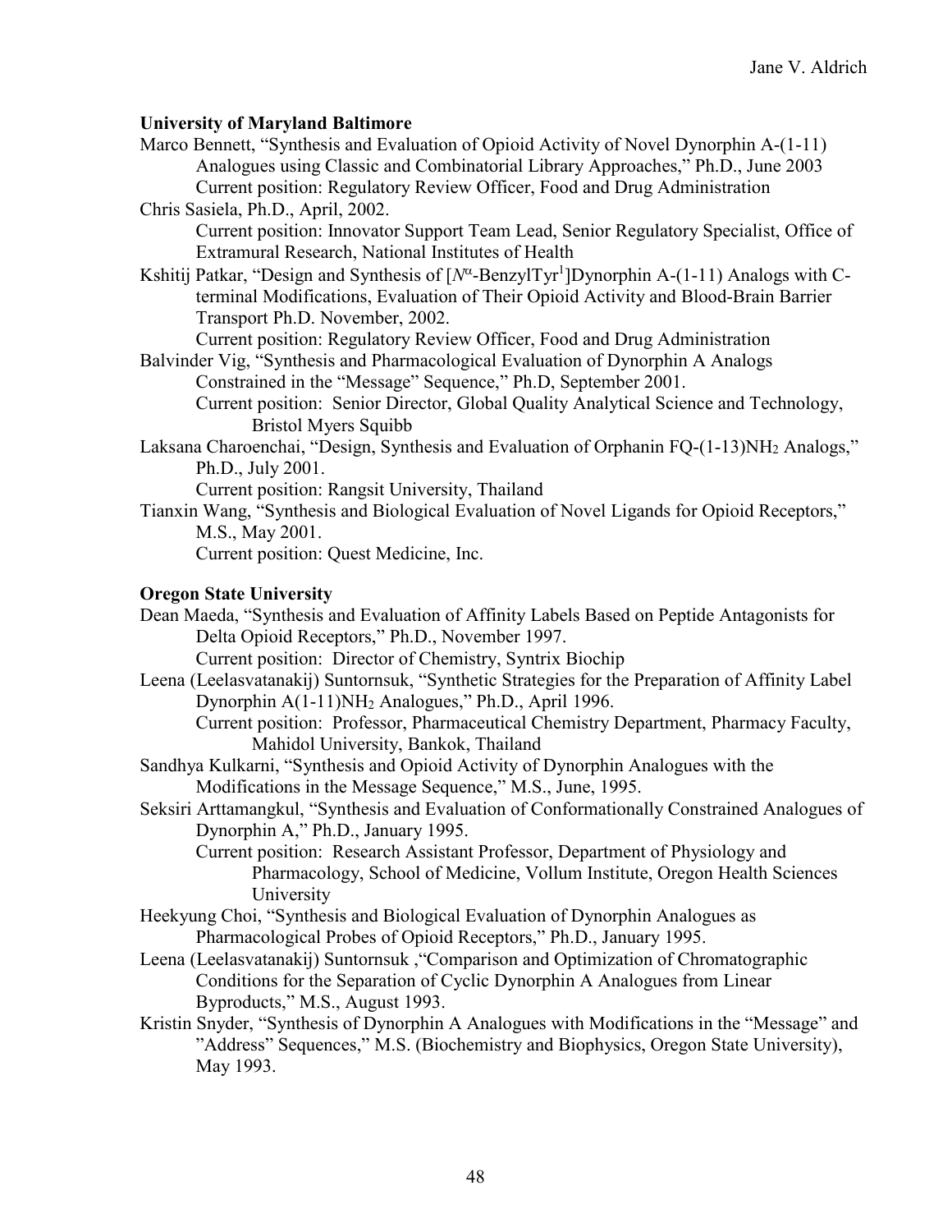**University of Maryland Baltimore**

Marco Bennett, "Synthesis and Evaluation of Opioid Activity of Novel Dynorphin A-(1-11) Analogues using Classic and Combinatorial Library Approaches," Ph.D., June 2003
Current position: Regulatory Review Officer, Food and Drug Administration

Chris Sasiela, Ph.D., April, 2002.
Current position: Innovator Support Team Lead, Senior Regulatory Specialist, Office of Extramural Research, National Institutes of Health

Kshitij Patkar, "Design and Synthesis of [$N^{\alpha}$-BenzylTyr$^{1}$]Dynorphin A-(1-11) Analogs with C-terminal Modifications, Evaluation of Their Opioid Activity and Blood-Brain Barrier Transport Ph.D. November, 2002.
Current position: Regulatory Review Officer, Food and Drug Administration

Balvinder Vig, "Synthesis and Pharmacological Evaluation of Dynorphin A Analogs Constrained in the "Message" Sequence," Ph.D, September 2001.
Current position: Senior Director, Global Quality Analytical Science and Technology, Bristol Myers Squibb

Laksana Charoenchai, "Design, Synthesis and Evaluation of Orphanin FQ-(1-13)$NH_2$ Analogs," Ph.D., July 2001.
Current position: Rangsit University, Thailand

Tianxin Wang, "Synthesis and Biological Evaluation of Novel Ligands for Opioid Receptors," M.S., May 2001.
Current position: Quest Medicine, Inc.

**Oregon State University**

Dean Maeda, "Synthesis and Evaluation of Affinity Labels Based on Peptide Antagonists for Delta Opioid Receptors," Ph.D., November 1997.
Current position: Director of Chemistry, Syntrix Biochip

Leena (Leelasvatanakij) Suntornsuk, "Synthetic Strategies for the Preparation of Affinity Label Dynorphin A(1-11)$NH_2$ Analogues," Ph.D., April 1996.
Current position: Professor, Pharmaceutical Chemistry Department, Pharmacy Faculty, Mahidol University, Bankok, Thailand

Sandhya Kulkarni, "Synthesis and Opioid Activity of Dynorphin Analogues with the Modifications in the Message Sequence," M.S., June, 1995.

Seksiri Arttamangkul, "Synthesis and Evaluation of Conformationally Constrained Analogues of Dynorphin A," Ph.D., January 1995.
Current position: Research Assistant Professor, Department of Physiology and Pharmacology, School of Medicine, Vollum Institute, Oregon Health Sciences University

Heekyung Choi, "Synthesis and Biological Evaluation of Dynorphin Analogues as Pharmacological Probes of Opioid Receptors," Ph.D., January 1995.

Leena (Leelasvatanakij) Suntornsuk ,"Comparison and Optimization of Chromatographic Conditions for the Separation of Cyclic Dynorphin A Analogues from Linear Byproducts," M.S., August 1993.

Kristin Snyder, "Synthesis of Dynorphin A Analogues with Modifications in the "Message" and "Address" Sequences," M.S. (Biochemistry and Biophysics, Oregon State University), May 1993.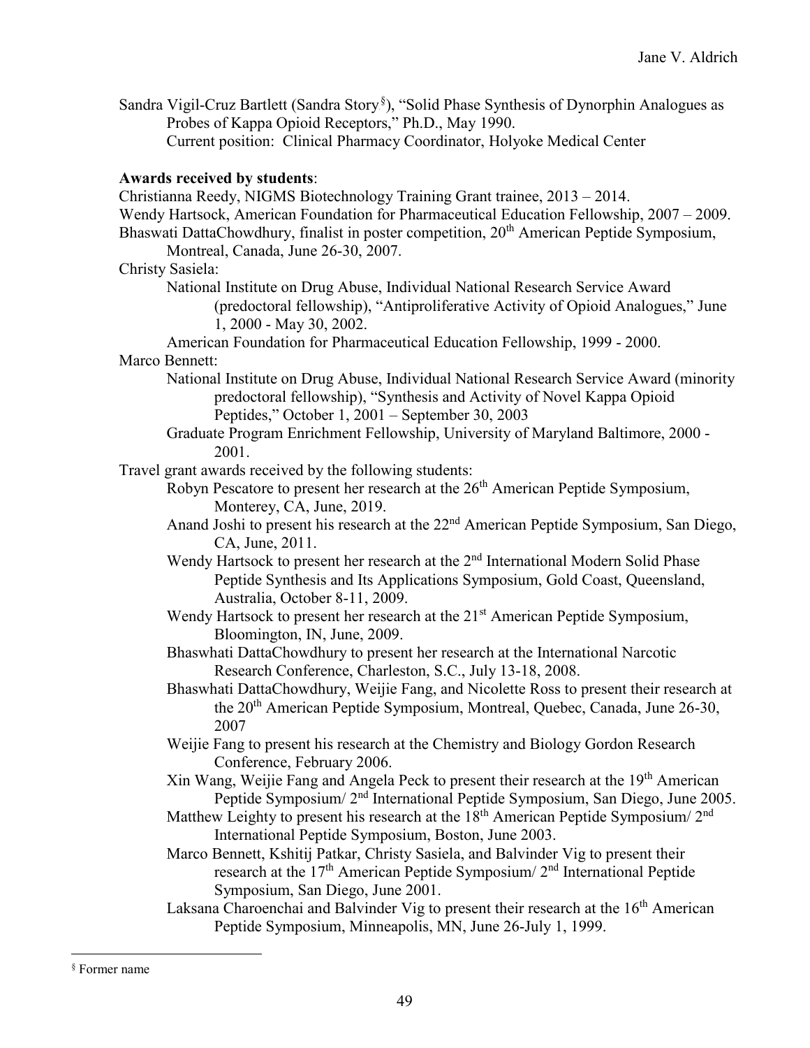Sandra Vigil-Cruz Bartlett (Sandra Story[§]), "Solid Phase Synthesis of Dynorphin Analogues as Probes of Kappa Opioid Receptors," Ph.D., May 1990.
Current position: Clinical Pharmacy Coordinator, Holyoke Medical Center

**Awards received by students**:

Christianna Reedy, NIGMS Biotechnology Training Grant trainee, 2013 – 2014.

Wendy Hartsock, American Foundation for Pharmaceutical Education Fellowship, 2007 – 2009.

Bhaswati DattaChowdhury, finalist in poster competition, 20th American Peptide Symposium, Montreal, Canada, June 26-30, 2007.

Christy Sasiela:

- National Institute on Drug Abuse, Individual National Research Service Award (predoctoral fellowship), "Antiproliferative Activity of Opioid Analogues," June 1, 2000 - May 30, 2002.
- American Foundation for Pharmaceutical Education Fellowship, 1999 - 2000.

Marco Bennett:

- National Institute on Drug Abuse, Individual National Research Service Award (minority predoctoral fellowship), "Synthesis and Activity of Novel Kappa Opioid Peptides," October 1, 2001 – September 30, 2003
- Graduate Program Enrichment Fellowship, University of Maryland Baltimore, 2000 - 2001.

Travel grant awards received by the following students:

- Robyn Pescatore to present her research at the 26th American Peptide Symposium, Monterey, CA, June, 2019.
- Anand Joshi to present his research at the 22nd American Peptide Symposium, San Diego, CA, June, 2011.
- Wendy Hartsock to present her research at the 2nd International Modern Solid Phase Peptide Synthesis and Its Applications Symposium, Gold Coast, Queensland, Australia, October 8-11, 2009.
- Wendy Hartsock to present her research at the 21st American Peptide Symposium, Bloomington, IN, June, 2009.
- Bhaswhati DattaChowdhury to present her research at the International Narcotic Research Conference, Charleston, S.C., July 13-18, 2008.
- Bhaswhati DattaChowdhury, Weijie Fang, and Nicolette Ross to present their research at the 20th American Peptide Symposium, Montreal, Quebec, Canada, June 26-30, 2007
- Weijie Fang to present his research at the Chemistry and Biology Gordon Research Conference, February 2006.
- Xin Wang, Weijie Fang and Angela Peck to present their research at the 19th American Peptide Symposium/ 2nd International Peptide Symposium, San Diego, June 2005.
- Matthew Leighty to present his research at the 18th American Peptide Symposium/ 2nd International Peptide Symposium, Boston, June 2003.
- Marco Bennett, Kshitij Patkar, Christy Sasiela, and Balvinder Vig to present their research at the 17th American Peptide Symposium/ 2nd International Peptide Symposium, San Diego, June 2001.
- Laksana Charoenchai and Balvinder Vig to present their research at the 16th American Peptide Symposium, Minneapolis, MN, June 26-July 1, 1999.

---

[§] Former name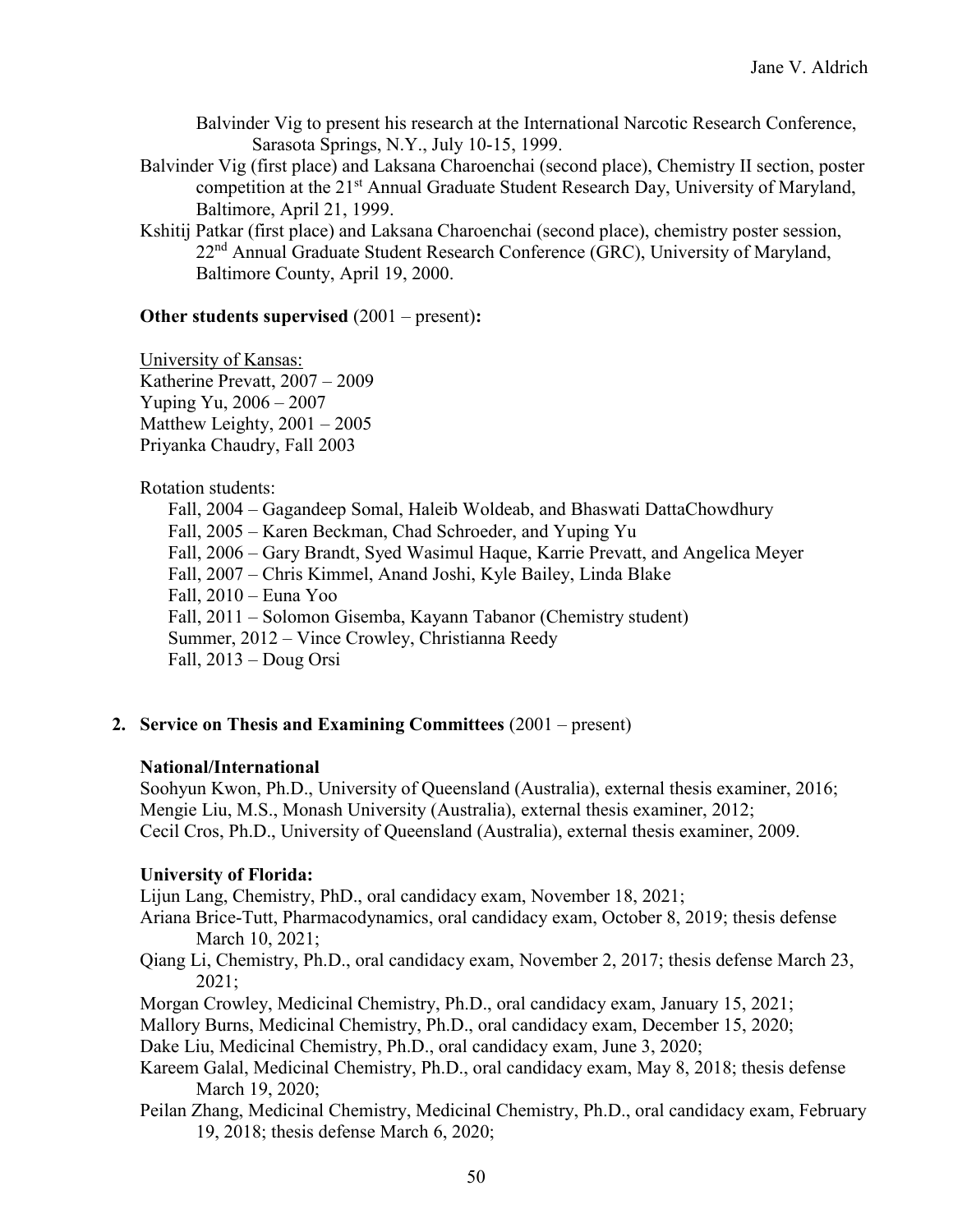Balvinder Vig to present his research at the International Narcotic Research Conference, Sarasota Springs, N.Y., July 10-15, 1999.

Balvinder Vig (first place) and Laksana Charoenchai (second place), Chemistry II section, poster competition at the 21st Annual Graduate Student Research Day, University of Maryland, Baltimore, April 21, 1999.

Kshitij Patkar (first place) and Laksana Charoenchai (second place), chemistry poster session, 22nd Annual Graduate Student Research Conference (GRC), University of Maryland, Baltimore County, April 19, 2000.

**Other students supervised** (2001 – present)**:**

University of Kansas:
Katherine Prevatt, 2007 – 2009
Yuping Yu, 2006 – 2007
Matthew Leighty, 2001 – 2005
Priyanka Chaudry, Fall 2003

Rotation students:

Fall, 2004 – Gagandeep Somal, Haleib Woldeab, and Bhaswati DattaChowdhury
Fall, 2005 – Karen Beckman, Chad Schroeder, and Yuping Yu
Fall, 2006 – Gary Brandt, Syed Wasimul Haque, Karrie Prevatt, and Angelica Meyer
Fall, 2007 – Chris Kimmel, Anand Joshi, Kyle Bailey, Linda Blake
Fall, 2010 – Euna Yoo
Fall, 2011 – Solomon Gisemba, Kayann Tabanor (Chemistry student)
Summer, 2012 – Vince Crowley, Christianna Reedy
Fall, 2013 – Doug Orsi

## 2. Service on Thesis and Examining Committees (2001 – present)

**National/International**

Soohyun Kwon, Ph.D., University of Queensland (Australia), external thesis examiner, 2016;
Mengie Liu, M.S., Monash University (Australia), external thesis examiner, 2012;
Cecil Cros, Ph.D., University of Queensland (Australia), external thesis examiner, 2009.

**University of Florida:**

Lijun Lang, Chemistry, PhD., oral candidacy exam, November 18, 2021;

Ariana Brice-Tutt, Pharmacodynamics, oral candidacy exam, October 8, 2019; thesis defense March 10, 2021;

Qiang Li, Chemistry, Ph.D., oral candidacy exam, November 2, 2017; thesis defense March 23, 2021;

Morgan Crowley, Medicinal Chemistry, Ph.D., oral candidacy exam, January 15, 2021;

Mallory Burns, Medicinal Chemistry, Ph.D., oral candidacy exam, December 15, 2020;

Dake Liu, Medicinal Chemistry, Ph.D., oral candidacy exam, June 3, 2020;

Kareem Galal, Medicinal Chemistry, Ph.D., oral candidacy exam, May 8, 2018; thesis defense March 19, 2020;

Peilan Zhang, Medicinal Chemistry, Medicinal Chemistry, Ph.D., oral candidacy exam, February 19, 2018; thesis defense March 6, 2020;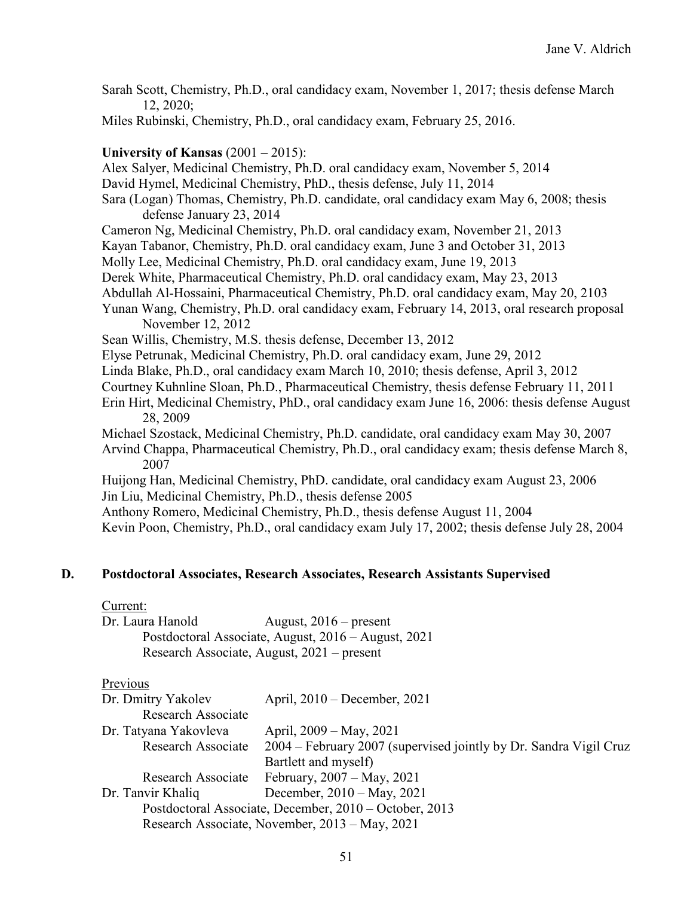Sarah Scott, Chemistry, Ph.D., oral candidacy exam, November 1, 2017; thesis defense March 12, 2020;

Miles Rubinski, Chemistry, Ph.D., oral candidacy exam, February 25, 2016.

**University of Kansas** (2001 – 2015):

Alex Salyer, Medicinal Chemistry, Ph.D. oral candidacy exam, November 5, 2014

David Hymel, Medicinal Chemistry, PhD., thesis defense, July 11, 2014

Sara (Logan) Thomas, Chemistry, Ph.D. candidate, oral candidacy exam May 6, 2008; thesis defense January 23, 2014

Cameron Ng, Medicinal Chemistry, Ph.D. oral candidacy exam, November 21, 2013

Kayan Tabanor, Chemistry, Ph.D. oral candidacy exam, June 3 and October 31, 2013

Molly Lee, Medicinal Chemistry, Ph.D. oral candidacy exam, June 19, 2013

Derek White, Pharmaceutical Chemistry, Ph.D. oral candidacy exam, May 23, 2013

Abdullah Al-Hossaini, Pharmaceutical Chemistry, Ph.D. oral candidacy exam, May 20, 2103

Yunan Wang, Chemistry, Ph.D. oral candidacy exam, February 14, 2013, oral research proposal November 12, 2012

Sean Willis, Chemistry, M.S. thesis defense, December 13, 2012

Elyse Petrunak, Medicinal Chemistry, Ph.D. oral candidacy exam, June 29, 2012

Linda Blake, Ph.D., oral candidacy exam March 10, 2010; thesis defense, April 3, 2012

Courtney Kuhnline Sloan, Ph.D., Pharmaceutical Chemistry, thesis defense February 11, 2011

Erin Hirt, Medicinal Chemistry, PhD., oral candidacy exam June 16, 2006: thesis defense August 28, 2009

Michael Szostack, Medicinal Chemistry, Ph.D. candidate, oral candidacy exam May 30, 2007

Arvind Chappa, Pharmaceutical Chemistry, Ph.D., oral candidacy exam; thesis defense March 8, 2007

Huijong Han, Medicinal Chemistry, PhD. candidate, oral candidacy exam August 23, 2006

Jin Liu, Medicinal Chemistry, Ph.D., thesis defense 2005

Anthony Romero, Medicinal Chemistry, Ph.D., thesis defense August 11, 2004

Kevin Poon, Chemistry, Ph.D., oral candidacy exam July 17, 2002; thesis defense July 28, 2004

## D. Postdoctoral Associates, Research Associates, Research Assistants Supervised

Current:

Dr. Laura Hanold — August, 2016 – present
- Postdoctoral Associate, August, 2016 – August, 2021
- Research Associate, August, 2021 – present

Previous

Dr. Dmitry Yakolev — April, 2010 – December, 2021
- Research Associate

Dr. Tatyana Yakovleva — April, 2009 – May, 2021
- Research Associate — 2004 – February 2007 (supervised jointly by Dr. Sandra Vigil Cruz Bartlett and myself)
- Research Associate — February, 2007 – May, 2021

Dr. Tanvir Khaliq — December, 2010 – May, 2021
- Postdoctoral Associate, December, 2010 – October, 2013
- Research Associate, November, 2013 – May, 2021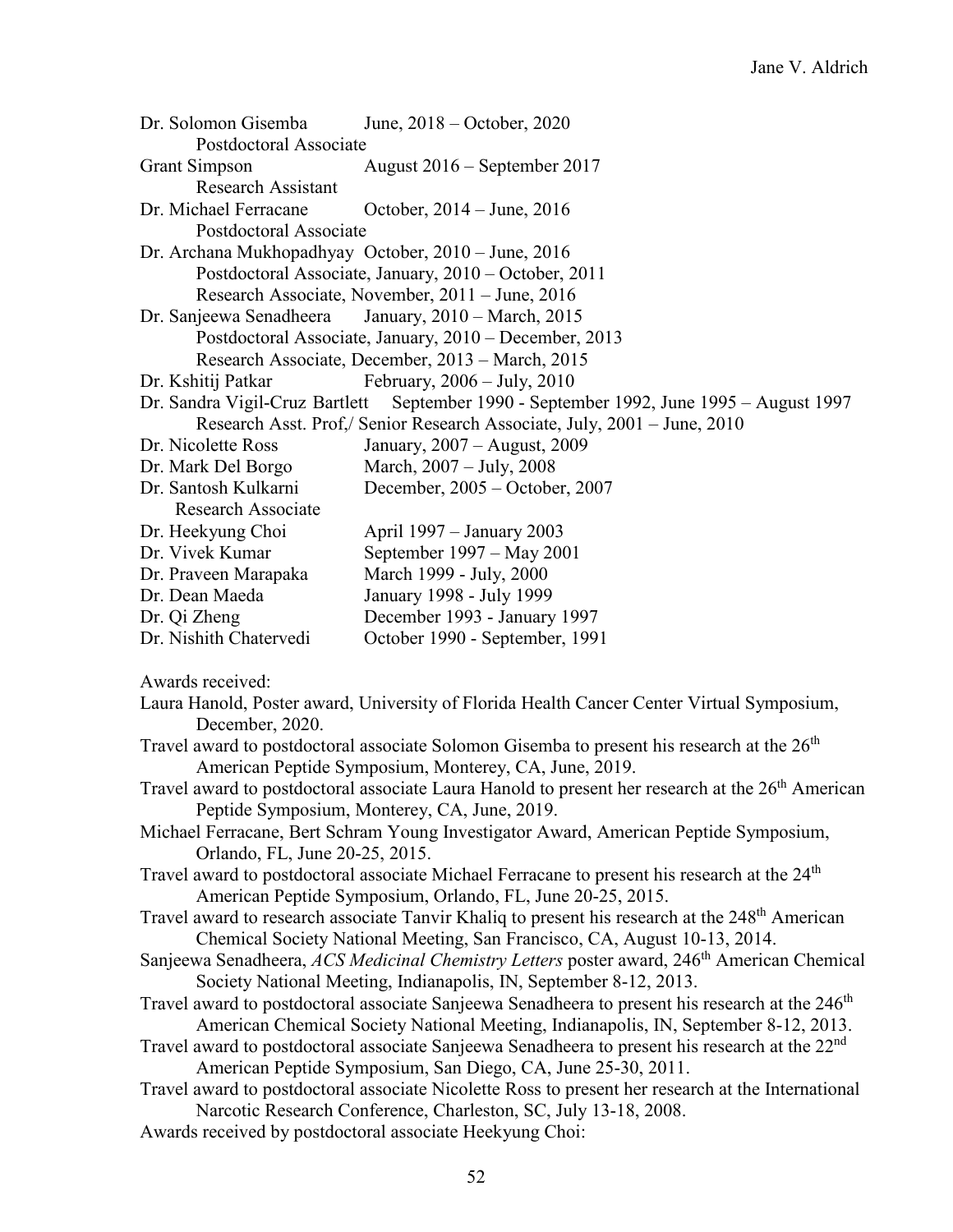Dr. Solomon Gisemba June, 2018 – October, 2020
Postdoctoral Associate
Grant Simpson August 2016 – September 2017
Research Assistant
Dr. Michael Ferracane October, 2014 – June, 2016
Postdoctoral Associate
Dr. Archana Mukhopadhyay October, 2010 – June, 2016
Postdoctoral Associate, January, 2010 – October, 2011
Research Associate, November, 2011 – June, 2016
Dr. Sanjeewa Senadheera January, 2010 – March, 2015
Postdoctoral Associate, January, 2010 – December, 2013
Research Associate, December, 2013 – March, 2015
Dr. Kshitij Patkar February, 2006 – July, 2010
Dr. Sandra Vigil-Cruz Bartlett September 1990 - September 1992, June 1995 – August 1997
Research Asst. Prof,/ Senior Research Associate, July, 2001 – June, 2010
Dr. Nicolette Ross January, 2007 – August, 2009
Dr. Mark Del Borgo March, 2007 – July, 2008
Dr. Santosh Kulkarni December, 2005 – October, 2007
Research Associate
Dr. Heekyung Choi April 1997 – January 2003
Dr. Vivek Kumar September 1997 – May 2001
Dr. Praveen Marapaka March 1999 - July, 2000
Dr. Dean Maeda January 1998 - July 1999
Dr. Qi Zheng December 1993 - January 1997
Dr. Nishith Chatervedi October 1990 - September, 1991

Awards received:

Laura Hanold, Poster award, University of Florida Health Cancer Center Virtual Symposium, December, 2020.

Travel award to postdoctoral associate Solomon Gisemba to present his research at the 26th American Peptide Symposium, Monterey, CA, June, 2019.

Travel award to postdoctoral associate Laura Hanold to present her research at the 26th American Peptide Symposium, Monterey, CA, June, 2019.

Michael Ferracane, Bert Schram Young Investigator Award, American Peptide Symposium, Orlando, FL, June 20-25, 2015.

Travel award to postdoctoral associate Michael Ferracane to present his research at the 24th American Peptide Symposium, Orlando, FL, June 20-25, 2015.

Travel award to research associate Tanvir Khaliq to present his research at the 248th American Chemical Society National Meeting, San Francisco, CA, August 10-13, 2014.

Sanjeewa Senadheera, *ACS Medicinal Chemistry Letters* poster award, 246th American Chemical Society National Meeting, Indianapolis, IN, September 8-12, 2013.

Travel award to postdoctoral associate Sanjeewa Senadheera to present his research at the 246th American Chemical Society National Meeting, Indianapolis, IN, September 8-12, 2013.

Travel award to postdoctoral associate Sanjeewa Senadheera to present his research at the 22nd American Peptide Symposium, San Diego, CA, June 25-30, 2011.

Travel award to postdoctoral associate Nicolette Ross to present her research at the International Narcotic Research Conference, Charleston, SC, July 13-18, 2008.

Awards received by postdoctoral associate Heekyung Choi: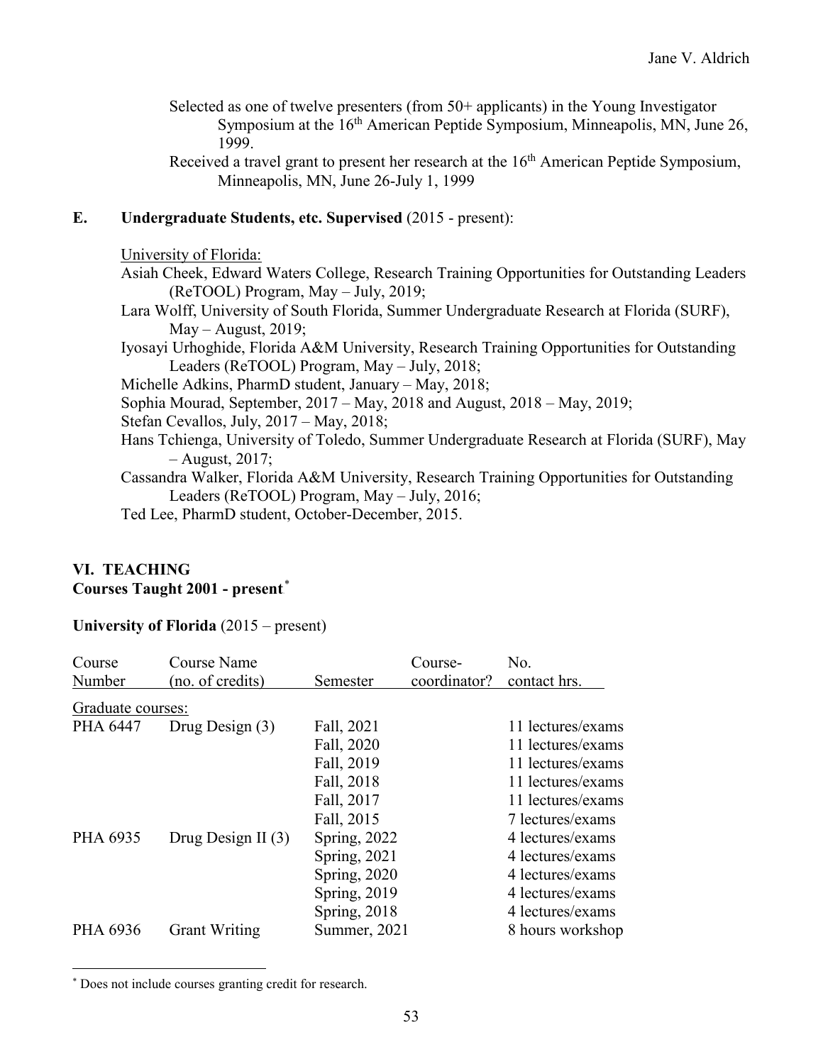Selected as one of twelve presenters (from 50+ applicants) in the Young Investigator Symposium at the 16th American Peptide Symposium, Minneapolis, MN, June 26, 1999.

Received a travel grant to present her research at the 16th American Peptide Symposium, Minneapolis, MN, June 26-July 1, 1999

### E. Undergraduate Students, etc. Supervised (2015 - present):

University of Florida:

Asiah Cheek, Edward Waters College, Research Training Opportunities for Outstanding Leaders (ReTOOL) Program, May – July, 2019;

Lara Wolff, University of South Florida, Summer Undergraduate Research at Florida (SURF), May – August, 2019;

Iyosayi Urhoghide, Florida A&M University, Research Training Opportunities for Outstanding Leaders (ReTOOL) Program, May – July, 2018;

Michelle Adkins, PharmD student, January – May, 2018;

Sophia Mourad, September, 2017 – May, 2018 and August, 2018 – May, 2019;

Stefan Cevallos, July, 2017 – May, 2018;

Hans Tchienga, University of Toledo, Summer Undergraduate Research at Florida (SURF), May – August, 2017;

Cassandra Walker, Florida A&M University, Research Training Opportunities for Outstanding Leaders (ReTOOL) Program, May – July, 2016;

Ted Lee, PharmD student, October-December, 2015.

## VI. TEACHING

### Courses Taught 2001 - present*

**University of Florida** (2015 – present)

| Course Number | Course Name (no. of credits) | Semester | Course-coordinator? | No. contact hrs. |
|---|---|---|---|---|
| Graduate courses: | | | | |
| PHA 6447 | Drug Design (3) | Fall, 2021 | | 11 lectures/exams |
| | | Fall, 2020 | | 11 lectures/exams |
| | | Fall, 2019 | | 11 lectures/exams |
| | | Fall, 2018 | | 11 lectures/exams |
| | | Fall, 2017 | | 11 lectures/exams |
| | | Fall, 2015 | | 7 lectures/exams |
| PHA 6935 | Drug Design II (3) | Spring, 2022 | | 4 lectures/exams |
| | | Spring, 2021 | | 4 lectures/exams |
| | | Spring, 2020 | | 4 lectures/exams |
| | | Spring, 2019 | | 4 lectures/exams |
| | | Spring, 2018 | | 4 lectures/exams |
| PHA 6936 | Grant Writing | Summer, 2021 | | 8 hours workshop |

* Does not include courses granting credit for research.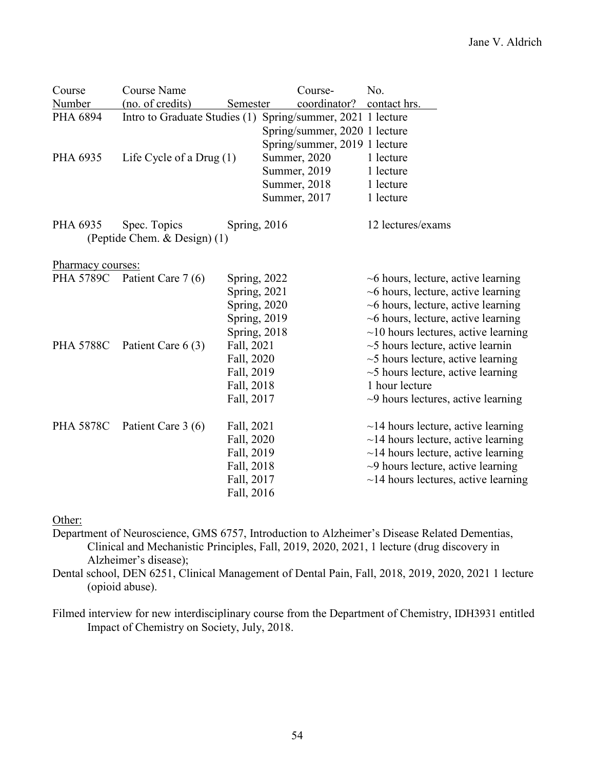| Course Number | Course Name (no. of credits) | Semester | Course-coordinator? | No. contact hrs. |
|---|---|---|---|---|
| PHA 6894 | Intro to Graduate Studies (1) | Spring/summer, 2021 | | 1 lecture |
| | | Spring/summer, 2020 | | 1 lecture |
| | | Spring/summer, 2019 | | 1 lecture |
| PHA 6935 | Life Cycle of a Drug (1) | Summer, 2020 | | 1 lecture |
| | | Summer, 2019 | | 1 lecture |
| | | Summer, 2018 | | 1 lecture |
| | | Summer, 2017 | | 1 lecture |
| PHA 6935 | Spec. Topics (Peptide Chem. & Design) (1) | Spring, 2016 | | 12 lectures/exams |
| Pharmacy courses: | | | | |
| PHA 5789C | Patient Care 7 (6) | Spring, 2022 | | ~6 hours, lecture, active learning |
| | | Spring, 2021 | | ~6 hours, lecture, active learning |
| | | Spring, 2020 | | ~6 hours, lecture, active learning |
| | | Spring, 2019 | | ~6 hours, lecture, active learning |
| | | Spring, 2018 | | ~10 hours lectures, active learning |
| PHA 5788C | Patient Care 6 (3) | Fall, 2021 | | ~5 hours lecture, active learnin |
| | | Fall, 2020 | | ~5 hours lecture, active learning |
| | | Fall, 2019 | | ~5 hours lecture, active learning |
| | | Fall, 2018 | | 1 hour lecture |
| | | Fall, 2017 | | ~9 hours lectures, active learning |
| PHA 5878C | Patient Care 3 (6) | Fall, 2021 | | ~14 hours lecture, active learning |
| | | Fall, 2020 | | ~14 hours lecture, active learning |
| | | Fall, 2019 | | ~14 hours lecture, active learning |
| | | Fall, 2018 | | ~9 hours lecture, active learning |
| | | Fall, 2017 | | ~14 hours lectures, active learning |
| | | Fall, 2016 | | |

Other:

Department of Neuroscience, GMS 6757, Introduction to Alzheimer's Disease Related Dementias, Clinical and Mechanistic Principles, Fall, 2019, 2020, 2021, 1 lecture (drug discovery in Alzheimer's disease);

Dental school, DEN 6251, Clinical Management of Dental Pain, Fall, 2018, 2019, 2020, 2021 1 lecture (opioid abuse).

Filmed interview for new interdisciplinary course from the Department of Chemistry, IDH3931 entitled Impact of Chemistry on Society, July, 2018.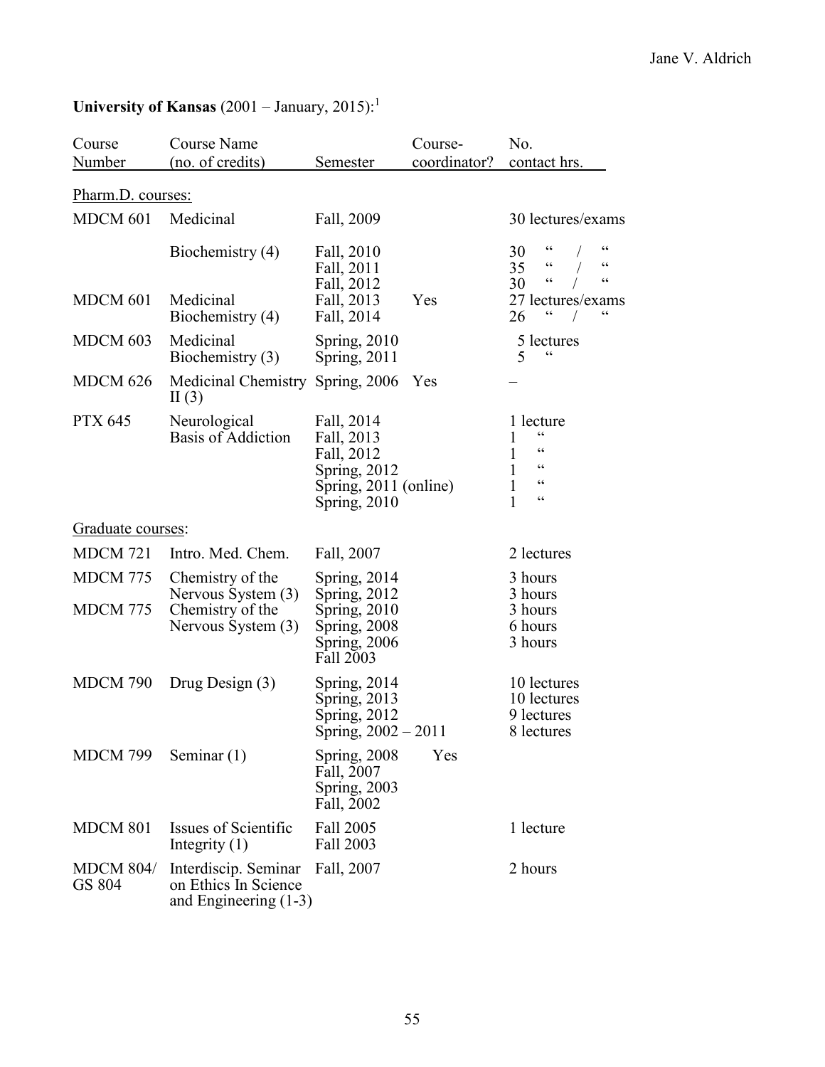**University of Kansas** (2001 – January, 2015):[1]

| Course Number | Course Name (no. of credits) | Semester | Course-coordinator? | No. contact hrs. |
|---|---|---|---|---|
| Pharm.D. courses: | | | | |
| MDCM 601 | Medicinal Biochemistry (4) | Fall, 2009 | | 30 lectures/exams |
| | | Fall, 2010 | | 30 " / " |
| | | Fall, 2011 | | 35 " / " |
| | | Fall, 2012 | | 30 " / " |
| MDCM 601 | Medicinal Biochemistry (4) | Fall, 2013 | Yes | 27 lectures/exams |
| | | Fall, 2014 | | 26 " / " |
| MDCM 603 | Medicinal Biochemistry (3) | Spring, 2010 | | 5 lectures |
| | | Spring, 2011 | | 5 " |
| MDCM 626 | Medicinal Chemistry II (3) | Spring, 2006 | Yes | – |
| PTX 645 | Neurological Basis of Addiction | Fall, 2014 | | 1 lecture |
| | | Fall, 2013 | | 1 " |
| | | Fall, 2012 | | 1 " |
| | | Spring, 2012 | | 1 " |
| | | Spring, 2011 (online) | | 1 " |
| | | Spring, 2010 | | 1 " |
| Graduate courses: | | | | |
| MDCM 721 | Intro. Med. Chem. | Fall, 2007 | | 2 lectures |
| MDCM 775 | Chemistry of the Nervous System (3) | Spring, 2014 | | 3 hours |
| | | Spring, 2012 | | 3 hours |
| MDCM 775 | Chemistry of the Nervous System (3) | Spring, 2010 | | 3 hours |
| | | Spring, 2008 | | 6 hours |
| | | Spring, 2006 | | 3 hours |
| | | Fall 2003 | | |
| MDCM 790 | Drug Design (3) | Spring, 2014 | | 10 lectures |
| | | Spring, 2013 | | 10 lectures |
| | | Spring, 2012 | | 9 lectures |
| | | Spring, 2002 – 2011 | | 8 lectures |
| MDCM 799 | Seminar (1) | Spring, 2008 | Yes | |
| | | Fall, 2007 | | |
| | | Spring, 2003 | | |
| | | Fall, 2002 | | |
| MDCM 801 | Issues of Scientific Integrity (1) | Fall 2005 | | 1 lecture |
| | | Fall 2003 | | |
| MDCM 804/ GS 804 | Interdiscip. Seminar on Ethics In Science and Engineering (1-3) | Fall, 2007 | | 2 hours |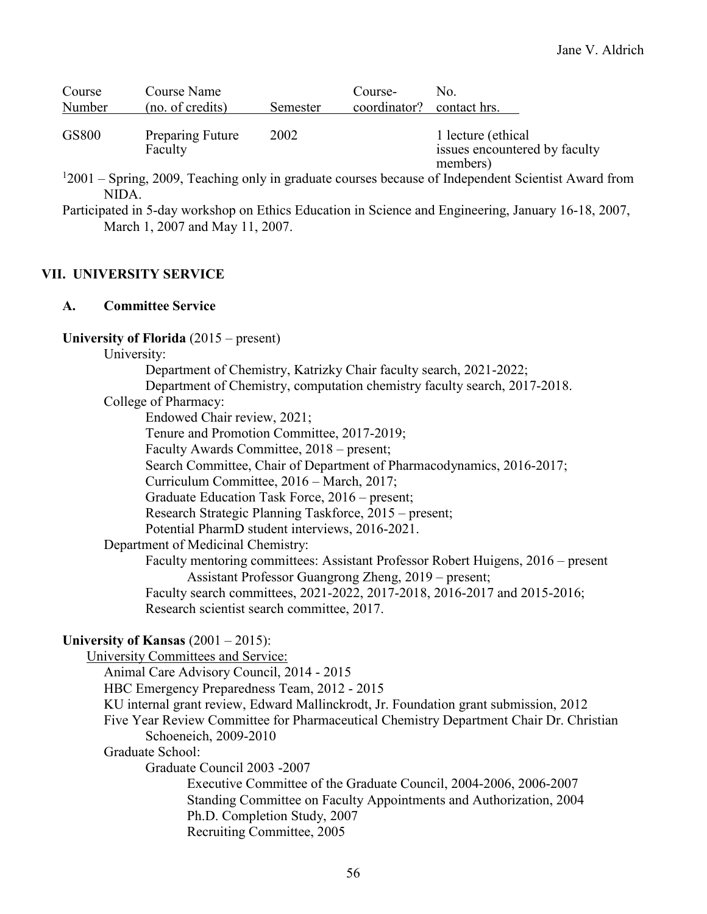| Course Number | Course Name (no. of credits) | Semester | Course-coordinator? | No. contact hrs. |
|---|---|---|---|---|
| GS800 | Preparing Future Faculty | 2002 | | 1 lecture (ethical issues encountered by faculty members) |

[1]2001 – Spring, 2009, Teaching only in graduate courses because of Independent Scientist Award from NIDA.

Participated in 5-day workshop on Ethics Education in Science and Engineering, January 16-18, 2007, March 1, 2007 and May 11, 2007.

## VII. UNIVERSITY SERVICE

### A. Committee Service

**University of Florida** (2015 – present)

University:

- Department of Chemistry, Katrizky Chair faculty search, 2021-2022;
- Department of Chemistry, computation chemistry faculty search, 2017-2018.

College of Pharmacy:

- Endowed Chair review, 2021;
- Tenure and Promotion Committee, 2017-2019;
- Faculty Awards Committee, 2018 – present;
- Search Committee, Chair of Department of Pharmacodynamics, 2016-2017;
- Curriculum Committee, 2016 – March, 2017;
- Graduate Education Task Force, 2016 – present;
- Research Strategic Planning Taskforce, 2015 – present;
- Potential PharmD student interviews, 2016-2021.

Department of Medicinal Chemistry:

- Faculty mentoring committees: Assistant Professor Robert Huigens, 2016 – present
  - Assistant Professor Guangrong Zheng, 2019 – present;
- Faculty search committees, 2021-2022, 2017-2018, 2016-2017 and 2015-2016;
- Research scientist search committee, 2017.

**University of Kansas** (2001 – 2015):

University Committees and Service:

- Animal Care Advisory Council, 2014 - 2015
- HBC Emergency Preparedness Team, 2012 - 2015
- KU internal grant review, Edward Mallinckrodt, Jr. Foundation grant submission, 2012
- Five Year Review Committee for Pharmaceutical Chemistry Department Chair Dr. Christian Schoeneich, 2009-2010

Graduate School:

- Graduate Council 2003 -2007
  - Executive Committee of the Graduate Council, 2004-2006, 2006-2007
  - Standing Committee on Faculty Appointments and Authorization, 2004
  - Ph.D. Completion Study, 2007
  - Recruiting Committee, 2005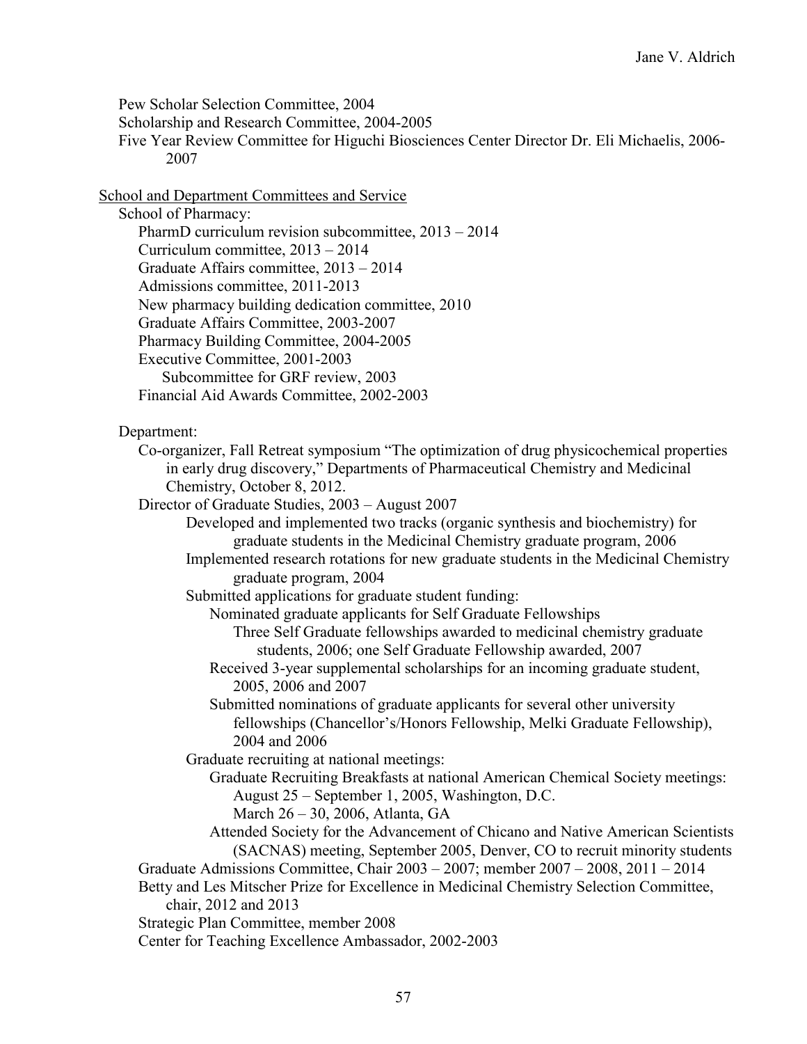Pew Scholar Selection Committee, 2004
Scholarship and Research Committee, 2004-2005
Five Year Review Committee for Higuchi Biosciences Center Director Dr. Eli Michaelis, 2006-2007

<u>School and Department Committees and Service</u>

School of Pharmacy:

- PharmD curriculum revision subcommittee, 2013 – 2014
- Curriculum committee, 2013 – 2014
- Graduate Affairs committee, 2013 – 2014
- Admissions committee, 2011-2013
- New pharmacy building dedication committee, 2010
- Graduate Affairs Committee, 2003-2007
- Pharmacy Building Committee, 2004-2005
- Executive Committee, 2001-2003
    - Subcommittee for GRF review, 2003
- Financial Aid Awards Committee, 2002-2003

Department:

- Co-organizer, Fall Retreat symposium "The optimization of drug physicochemical properties in early drug discovery," Departments of Pharmaceutical Chemistry and Medicinal Chemistry, October 8, 2012.
- Director of Graduate Studies, 2003 – August 2007
    - Developed and implemented two tracks (organic synthesis and biochemistry) for graduate students in the Medicinal Chemistry graduate program, 2006
    - Implemented research rotations for new graduate students in the Medicinal Chemistry graduate program, 2004
    - Submitted applications for graduate student funding:
        - Nominated graduate applicants for Self Graduate Fellowships
            - Three Self Graduate fellowships awarded to medicinal chemistry graduate students, 2006; one Self Graduate Fellowship awarded, 2007
        - Received 3-year supplemental scholarships for an incoming graduate student, 2005, 2006 and 2007
        - Submitted nominations of graduate applicants for several other university fellowships (Chancellor's/Honors Fellowship, Melki Graduate Fellowship), 2004 and 2006
    - Graduate recruiting at national meetings:
        - Graduate Recruiting Breakfasts at national American Chemical Society meetings:
            - August 25 – September 1, 2005, Washington, D.C.
            - March 26 – 30, 2006, Atlanta, GA
        - Attended Society for the Advancement of Chicano and Native American Scientists (SACNAS) meeting, September 2005, Denver, CO to recruit minority students
- Graduate Admissions Committee, Chair 2003 – 2007; member 2007 – 2008, 2011 – 2014
- Betty and Les Mitscher Prize for Excellence in Medicinal Chemistry Selection Committee, chair, 2012 and 2013
- Strategic Plan Committee, member 2008
- Center for Teaching Excellence Ambassador, 2002-2003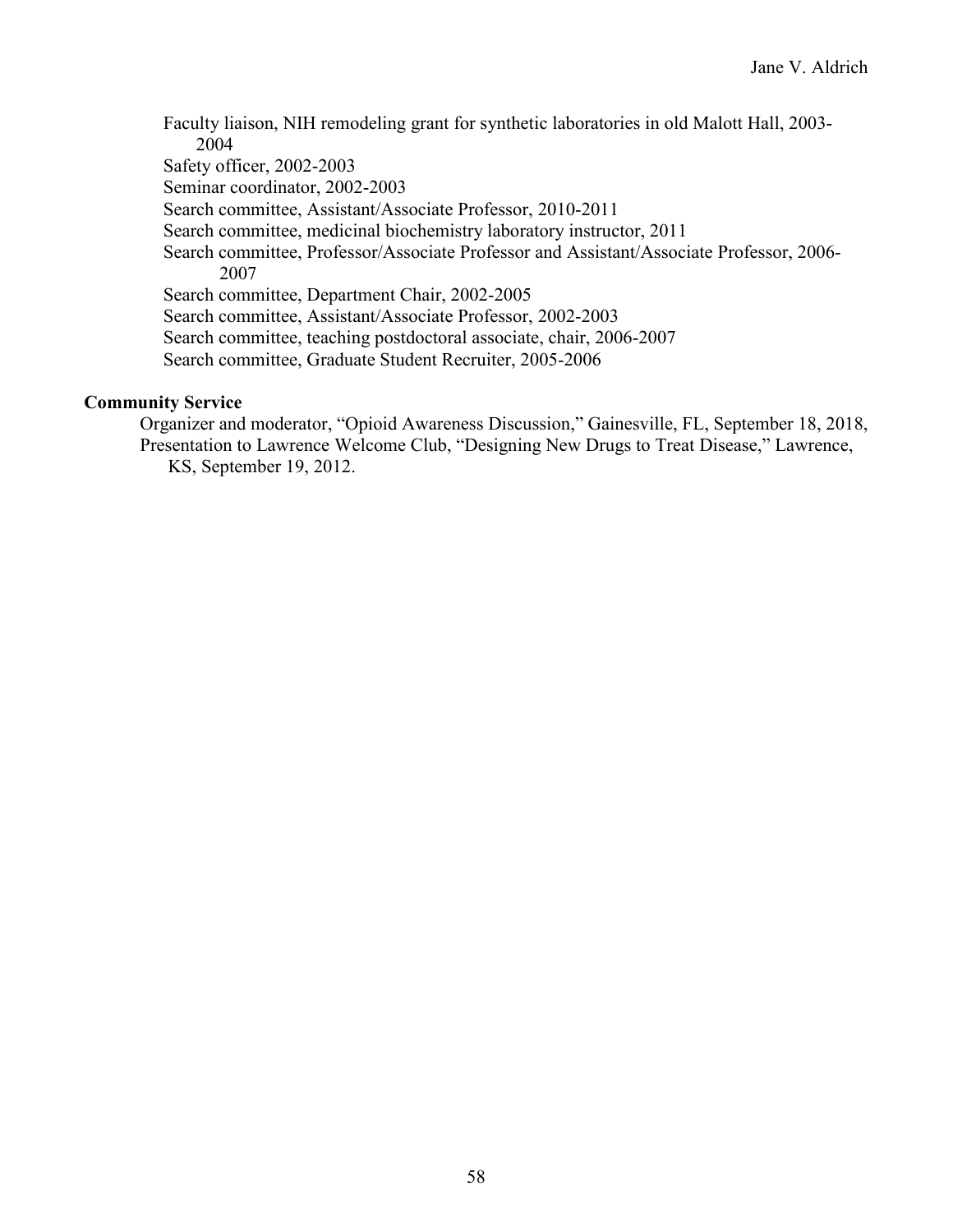Faculty liaison, NIH remodeling grant for synthetic laboratories in old Malott Hall, 2003-2004

Safety officer, 2002-2003

Seminar coordinator, 2002-2003

Search committee, Assistant/Associate Professor, 2010-2011

Search committee, medicinal biochemistry laboratory instructor, 2011

Search committee, Professor/Associate Professor and Assistant/Associate Professor, 2006-2007

Search committee, Department Chair, 2002-2005

Search committee, Assistant/Associate Professor, 2002-2003

Search committee, teaching postdoctoral associate, chair, 2006-2007

Search committee, Graduate Student Recruiter, 2005-2006

**Community Service**

Organizer and moderator, "Opioid Awareness Discussion," Gainesville, FL, September 18, 2018,

Presentation to Lawrence Welcome Club, "Designing New Drugs to Treat Disease," Lawrence, KS, September 19, 2012.